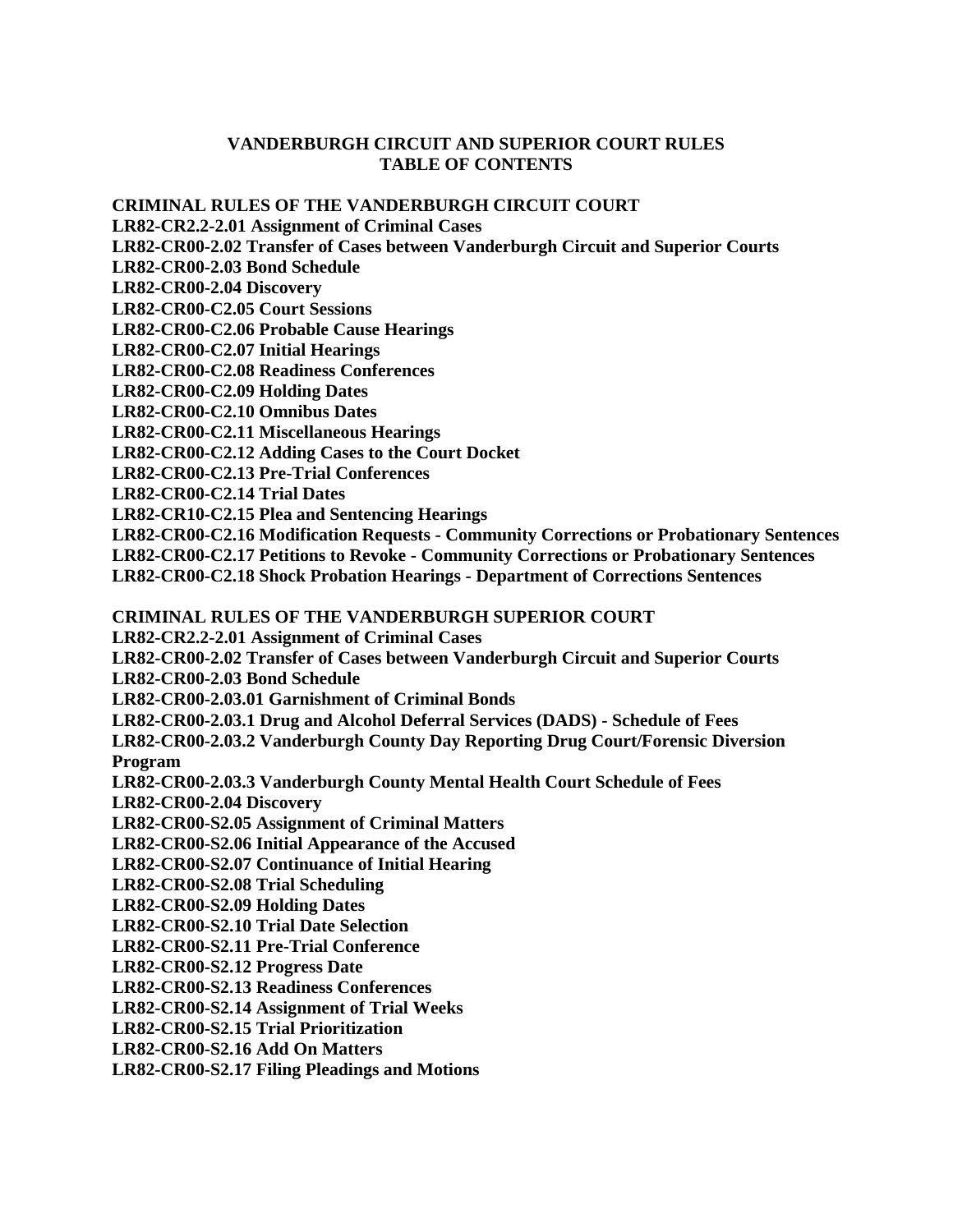# VANDERBURGH CIRCUIT AND SUPERIOR COURT RULES
# TABLE OF CONTENTS

**CRIMINAL RULES OF THE VANDERBURGH CIRCUIT COURT**

**LR82-CR2.2-2.01 Assignment of Criminal Cases**
**LR82-CR00-2.02 Transfer of Cases between Vanderburgh Circuit and Superior Courts**
**LR82-CR00-2.03 Bond Schedule**
**LR82-CR00-2.04 Discovery**
**LR82-CR00-C2.05 Court Sessions**
**LR82-CR00-C2.06 Probable Cause Hearings**
**LR82-CR00-C2.07 Initial Hearings**
**LR82-CR00-C2.08 Readiness Conferences**
**LR82-CR00-C2.09 Holding Dates**
**LR82-CR00-C2.10 Omnibus Dates**
**LR82-CR00-C2.11 Miscellaneous Hearings**
**LR82-CR00-C2.12 Adding Cases to the Court Docket**
**LR82-CR00-C2.13 Pre-Trial Conferences**
**LR82-CR00-C2.14 Trial Dates**
**LR82-CR10-C2.15 Plea and Sentencing Hearings**
**LR82-CR00-C2.16 Modification Requests - Community Corrections or Probationary Sentences**
**LR82-CR00-C2.17 Petitions to Revoke - Community Corrections or Probationary Sentences**
**LR82-CR00-C2.18 Shock Probation Hearings - Department of Corrections Sentences**

**CRIMINAL RULES OF THE VANDERBURGH SUPERIOR COURT**

**LR82-CR2.2-2.01 Assignment of Criminal Cases**
**LR82-CR00-2.02 Transfer of Cases between Vanderburgh Circuit and Superior Courts**
**LR82-CR00-2.03 Bond Schedule**
**LR82-CR00-2.03.01 Garnishment of Criminal Bonds**
**LR82-CR00-2.03.1 Drug and Alcohol Deferral Services (DADS) - Schedule of Fees**
**LR82-CR00-2.03.2 Vanderburgh County Day Reporting Drug Court/Forensic Diversion Program**
**LR82-CR00-2.03.3 Vanderburgh County Mental Health Court Schedule of Fees**
**LR82-CR00-2.04 Discovery**
**LR82-CR00-S2.05 Assignment of Criminal Matters**
**LR82-CR00-S2.06 Initial Appearance of the Accused**
**LR82-CR00-S2.07 Continuance of Initial Hearing**
**LR82-CR00-S2.08 Trial Scheduling**
**LR82-CR00-S2.09 Holding Dates**
**LR82-CR00-S2.10 Trial Date Selection**
**LR82-CR00-S2.11 Pre-Trial Conference**
**LR82-CR00-S2.12 Progress Date**
**LR82-CR00-S2.13 Readiness Conferences**
**LR82-CR00-S2.14 Assignment of Trial Weeks**
**LR82-CR00-S2.15 Trial Prioritization**
**LR82-CR00-S2.16 Add On Matters**
**LR82-CR00-S2.17 Filing Pleadings and Motions**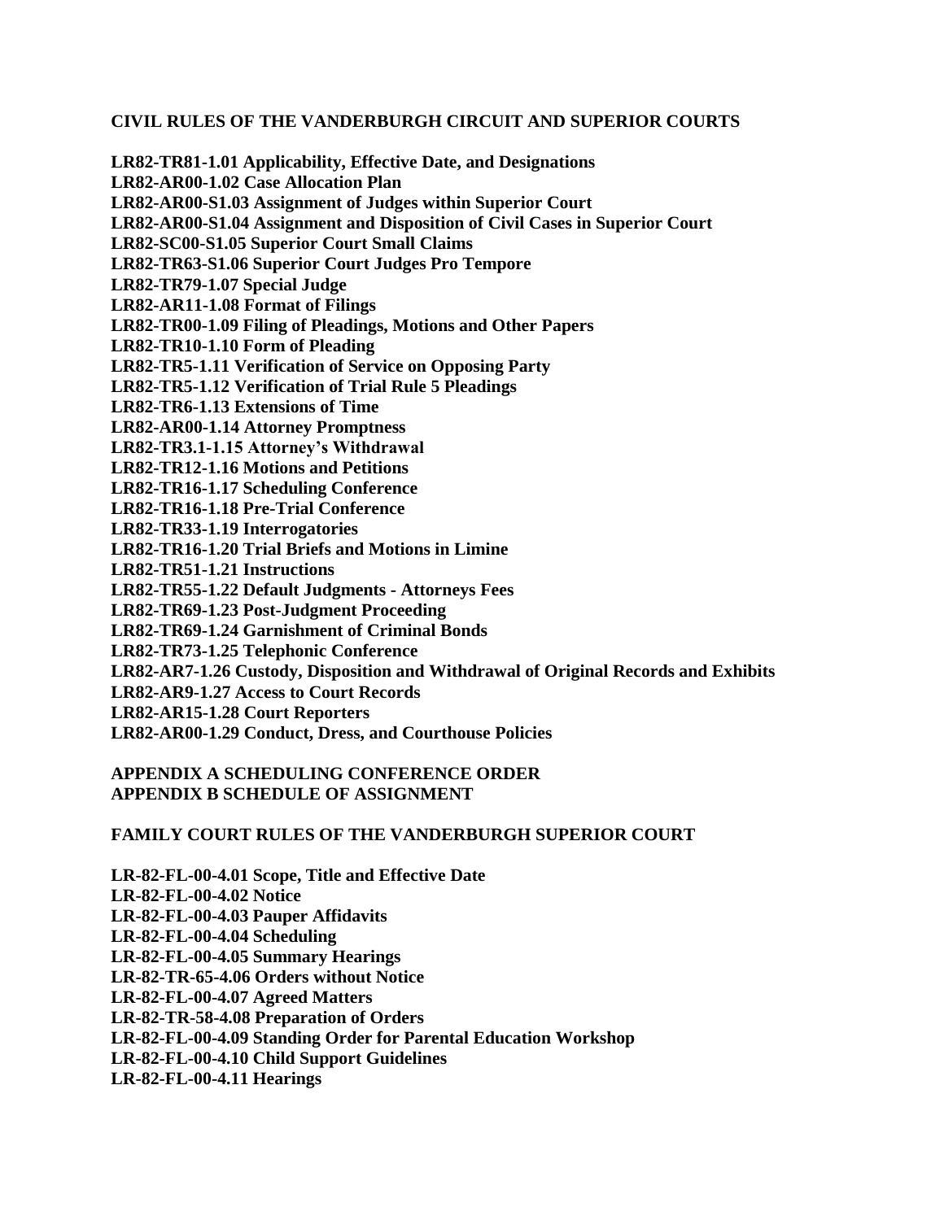## CIVIL RULES OF THE VANDERBURGH CIRCUIT AND SUPERIOR COURTS

**LR82-TR81-1.01 Applicability, Effective Date, and Designations**
**LR82-AR00-1.02 Case Allocation Plan**
**LR82-AR00-S1.03 Assignment of Judges within Superior Court**
**LR82-AR00-S1.04 Assignment and Disposition of Civil Cases in Superior Court**
**LR82-SC00-S1.05 Superior Court Small Claims**
**LR82-TR63-S1.06 Superior Court Judges Pro Tempore**
**LR82-TR79-1.07 Special Judge**
**LR82-AR11-1.08 Format of Filings**
**LR82-TR00-1.09 Filing of Pleadings, Motions and Other Papers**
**LR82-TR10-1.10 Form of Pleading**
**LR82-TR5-1.11 Verification of Service on Opposing Party**
**LR82-TR5-1.12 Verification of Trial Rule 5 Pleadings**
**LR82-TR6-1.13 Extensions of Time**
**LR82-AR00-1.14 Attorney Promptness**
**LR82-TR3.1-1.15 Attorney's Withdrawal**
**LR82-TR12-1.16 Motions and Petitions**
**LR82-TR16-1.17 Scheduling Conference**
**LR82-TR16-1.18 Pre-Trial Conference**
**LR82-TR33-1.19 Interrogatories**
**LR82-TR16-1.20 Trial Briefs and Motions in Limine**
**LR82-TR51-1.21 Instructions**
**LR82-TR55-1.22 Default Judgments - Attorneys Fees**
**LR82-TR69-1.23 Post-Judgment Proceeding**
**LR82-TR69-1.24 Garnishment of Criminal Bonds**
**LR82-TR73-1.25 Telephonic Conference**
**LR82-AR7-1.26 Custody, Disposition and Withdrawal of Original Records and Exhibits**
**LR82-AR9-1.27 Access to Court Records**
**LR82-AR15-1.28 Court Reporters**
**LR82-AR00-1.29 Conduct, Dress, and Courthouse Policies**

**APPENDIX A SCHEDULING CONFERENCE ORDER**
**APPENDIX B SCHEDULE OF ASSIGNMENT**

## FAMILY COURT RULES OF THE VANDERBURGH SUPERIOR COURT

**LR-82-FL-00-4.01 Scope, Title and Effective Date**
**LR-82-FL-00-4.02 Notice**
**LR-82-FL-00-4.03 Pauper Affidavits**
**LR-82-FL-00-4.04 Scheduling**
**LR-82-FL-00-4.05 Summary Hearings**
**LR-82-TR-65-4.06 Orders without Notice**
**LR-82-FL-00-4.07 Agreed Matters**
**LR-82-TR-58-4.08 Preparation of Orders**
**LR-82-FL-00-4.09 Standing Order for Parental Education Workshop**
**LR-82-FL-00-4.10 Child Support Guidelines**
**LR-82-FL-00-4.11 Hearings**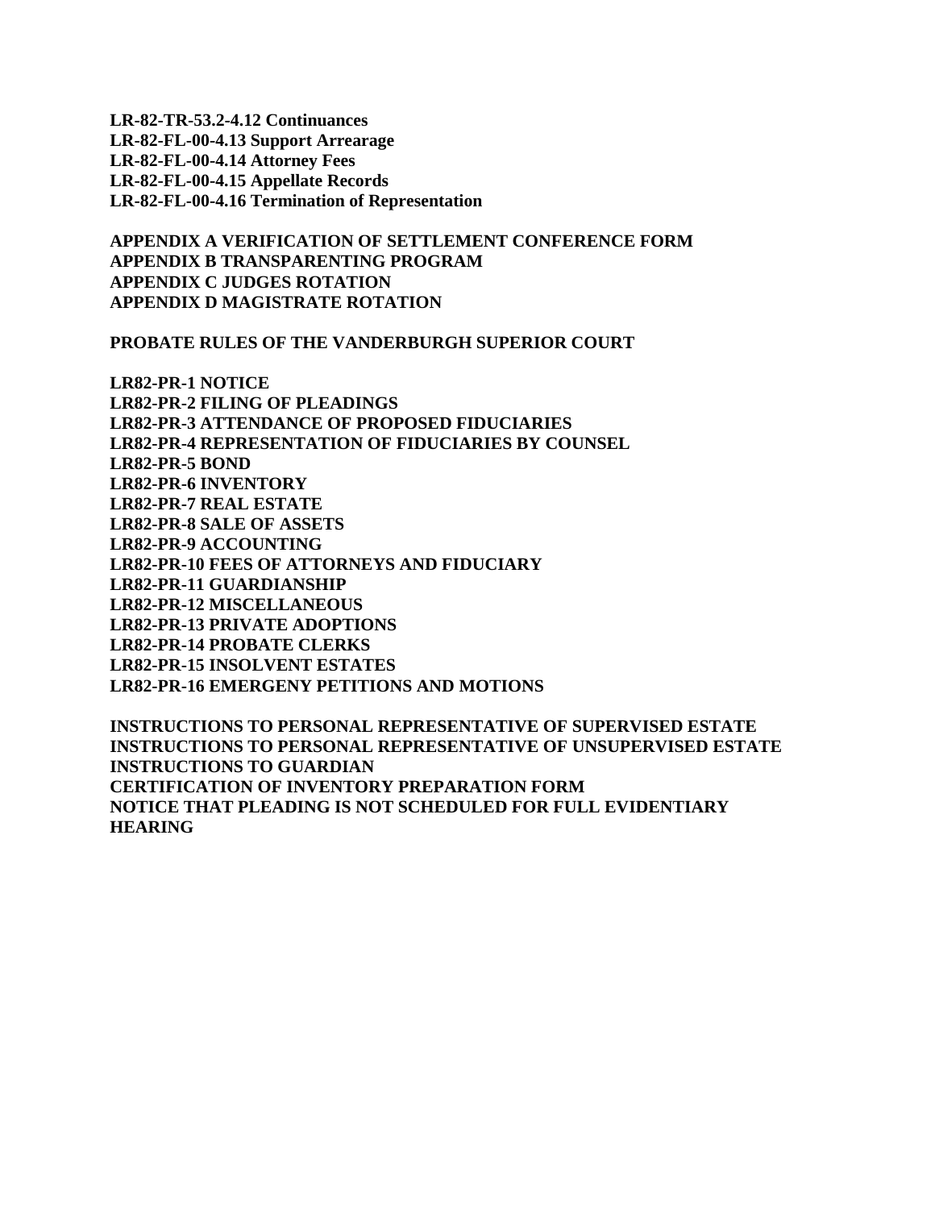**LR-82-TR-53.2-4.12 Continuances**
**LR-82-FL-00-4.13 Support Arrearage**
**LR-82-FL-00-4.14 Attorney Fees**
**LR-82-FL-00-4.15 Appellate Records**
**LR-82-FL-00-4.16 Termination of Representation**

**APPENDIX A VERIFICATION OF SETTLEMENT CONFERENCE FORM**
**APPENDIX B TRANSPARENTING PROGRAM**
**APPENDIX C JUDGES ROTATION**
**APPENDIX D MAGISTRATE ROTATION**

**PROBATE RULES OF THE VANDERBURGH SUPERIOR COURT**

**LR82-PR-1 NOTICE**
**LR82-PR-2 FILING OF PLEADINGS**
**LR82-PR-3 ATTENDANCE OF PROPOSED FIDUCIARIES**
**LR82-PR-4 REPRESENTATION OF FIDUCIARIES BY COUNSEL**
**LR82-PR-5 BOND**
**LR82-PR-6 INVENTORY**
**LR82-PR-7 REAL ESTATE**
**LR82-PR-8 SALE OF ASSETS**
**LR82-PR-9 ACCOUNTING**
**LR82-PR-10 FEES OF ATTORNEYS AND FIDUCIARY**
**LR82-PR-11 GUARDIANSHIP**
**LR82-PR-12 MISCELLANEOUS**
**LR82-PR-13 PRIVATE ADOPTIONS**
**LR82-PR-14 PROBATE CLERKS**
**LR82-PR-15 INSOLVENT ESTATES**
**LR82-PR-16 EMERGENY PETITIONS AND MOTIONS**

**INSTRUCTIONS TO PERSONAL REPRESENTATIVE OF SUPERVISED ESTATE**
**INSTRUCTIONS TO PERSONAL REPRESENTATIVE OF UNSUPERVISED ESTATE**
**INSTRUCTIONS TO GUARDIAN**
**CERTIFICATION OF INVENTORY PREPARATION FORM**
**NOTICE THAT PLEADING IS NOT SCHEDULED FOR FULL EVIDENTIARY HEARING**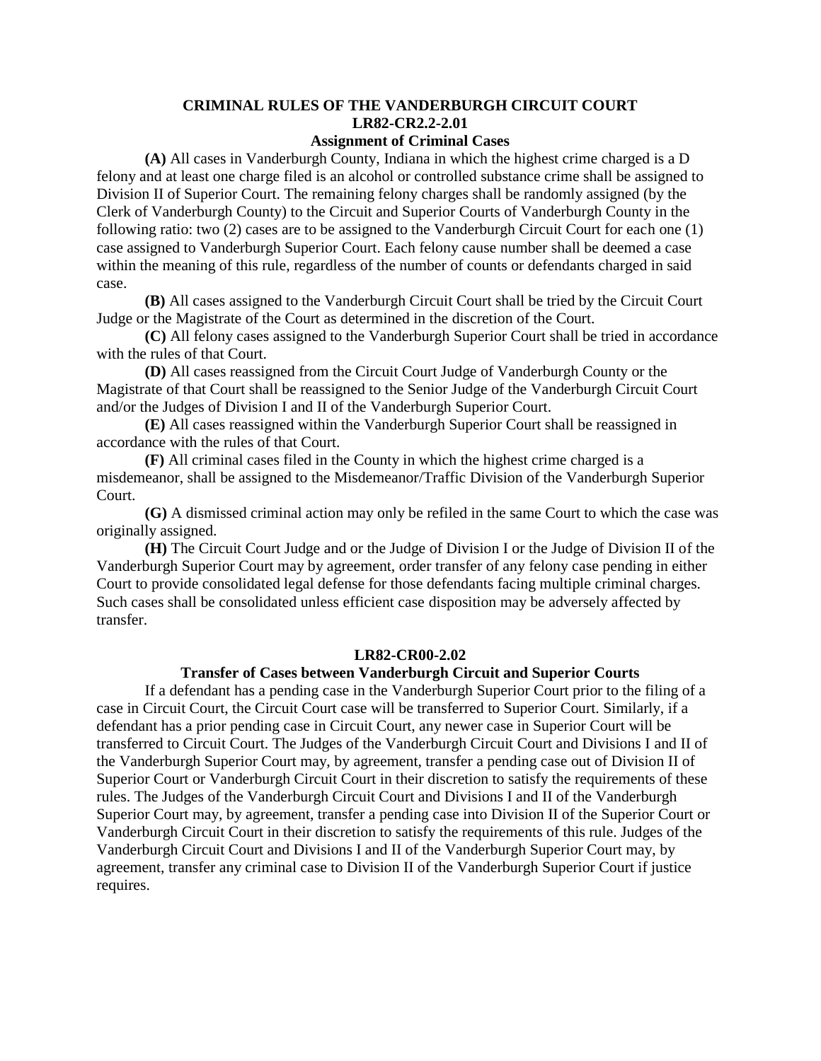# CRIMINAL RULES OF THE VANDERBURGH CIRCUIT COURT

## LR82-CR2.2-2.01

### Assignment of Criminal Cases

**(A)** All cases in Vanderburgh County, Indiana in which the highest crime charged is a D felony and at least one charge filed is an alcohol or controlled substance crime shall be assigned to Division II of Superior Court. The remaining felony charges shall be randomly assigned (by the Clerk of Vanderburgh County) to the Circuit and Superior Courts of Vanderburgh County in the following ratio: two (2) cases are to be assigned to the Vanderburgh Circuit Court for each one (1) case assigned to Vanderburgh Superior Court. Each felony cause number shall be deemed a case within the meaning of this rule, regardless of the number of counts or defendants charged in said case.

**(B)** All cases assigned to the Vanderburgh Circuit Court shall be tried by the Circuit Court Judge or the Magistrate of the Court as determined in the discretion of the Court.

**(C)** All felony cases assigned to the Vanderburgh Superior Court shall be tried in accordance with the rules of that Court.

**(D)** All cases reassigned from the Circuit Court Judge of Vanderburgh County or the Magistrate of that Court shall be reassigned to the Senior Judge of the Vanderburgh Circuit Court and/or the Judges of Division I and II of the Vanderburgh Superior Court.

**(E)** All cases reassigned within the Vanderburgh Superior Court shall be reassigned in accordance with the rules of that Court.

**(F)** All criminal cases filed in the County in which the highest crime charged is a misdemeanor, shall be assigned to the Misdemeanor/Traffic Division of the Vanderburgh Superior Court.

**(G)** A dismissed criminal action may only be refiled in the same Court to which the case was originally assigned.

**(H)** The Circuit Court Judge and or the Judge of Division I or the Judge of Division II of the Vanderburgh Superior Court may by agreement, order transfer of any felony case pending in either Court to provide consolidated legal defense for those defendants facing multiple criminal charges. Such cases shall be consolidated unless efficient case disposition may be adversely affected by transfer.

## LR82-CR00-2.02

### Transfer of Cases between Vanderburgh Circuit and Superior Courts

If a defendant has a pending case in the Vanderburgh Superior Court prior to the filing of a case in Circuit Court, the Circuit Court case will be transferred to Superior Court. Similarly, if a defendant has a prior pending case in Circuit Court, any newer case in Superior Court will be transferred to Circuit Court. The Judges of the Vanderburgh Circuit Court and Divisions I and II of the Vanderburgh Superior Court may, by agreement, transfer a pending case out of Division II of Superior Court or Vanderburgh Circuit Court in their discretion to satisfy the requirements of these rules. The Judges of the Vanderburgh Circuit Court and Divisions I and II of the Vanderburgh Superior Court may, by agreement, transfer a pending case into Division II of the Superior Court or Vanderburgh Circuit Court in their discretion to satisfy the requirements of this rule. Judges of the Vanderburgh Circuit Court and Divisions I and II of the Vanderburgh Superior Court may, by agreement, transfer any criminal case to Division II of the Vanderburgh Superior Court if justice requires.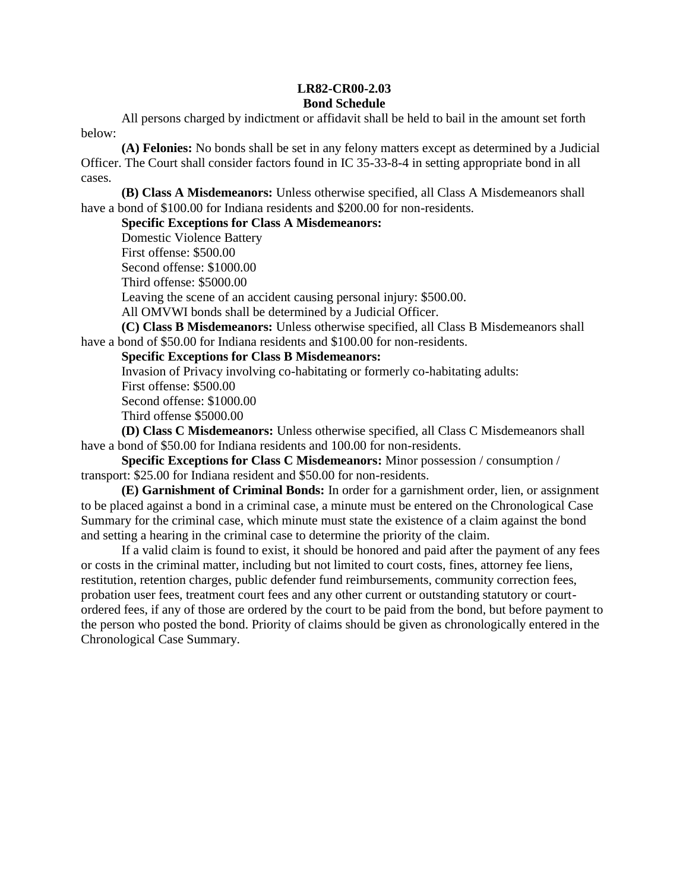# LR82-CR00-2.03
## Bond Schedule

All persons charged by indictment or affidavit shall be held to bail in the amount set forth below:

**(A) Felonies:** No bonds shall be set in any felony matters except as determined by a Judicial Officer. The Court shall consider factors found in IC 35-33-8-4 in setting appropriate bond in all cases.

**(B) Class A Misdemeanors:** Unless otherwise specified, all Class A Misdemeanors shall have a bond of $100.00 for Indiana residents and $200.00 for non-residents.

**Specific Exceptions for Class A Misdemeanors:**

Domestic Violence Battery
First offense: $500.00
Second offense: $1000.00
Third offense: $5000.00
Leaving the scene of an accident causing personal injury: $500.00.
All OMVWI bonds shall be determined by a Judicial Officer.

**(C) Class B Misdemeanors:** Unless otherwise specified, all Class B Misdemeanors shall have a bond of $50.00 for Indiana residents and $100.00 for non-residents.

**Specific Exceptions for Class B Misdemeanors:**

Invasion of Privacy involving co-habitating or formerly co-habitating adults:
First offense: $500.00
Second offense: $1000.00
Third offense $5000.00

**(D) Class C Misdemeanors:** Unless otherwise specified, all Class C Misdemeanors shall have a bond of $50.00 for Indiana residents and 100.00 for non-residents.

**Specific Exceptions for Class C Misdemeanors:** Minor possession / consumption / transport: $25.00 for Indiana resident and $50.00 for non-residents.

**(E) Garnishment of Criminal Bonds:** In order for a garnishment order, lien, or assignment to be placed against a bond in a criminal case, a minute must be entered on the Chronological Case Summary for the criminal case, which minute must state the existence of a claim against the bond and setting a hearing in the criminal case to determine the priority of the claim.

If a valid claim is found to exist, it should be honored and paid after the payment of any fees or costs in the criminal matter, including but not limited to court costs, fines, attorney fee liens, restitution, retention charges, public defender fund reimbursements, community correction fees, probation user fees, treatment court fees and any other current or outstanding statutory or court-ordered fees, if any of those are ordered by the court to be paid from the bond, but before payment to the person who posted the bond. Priority of claims should be given as chronologically entered in the Chronological Case Summary.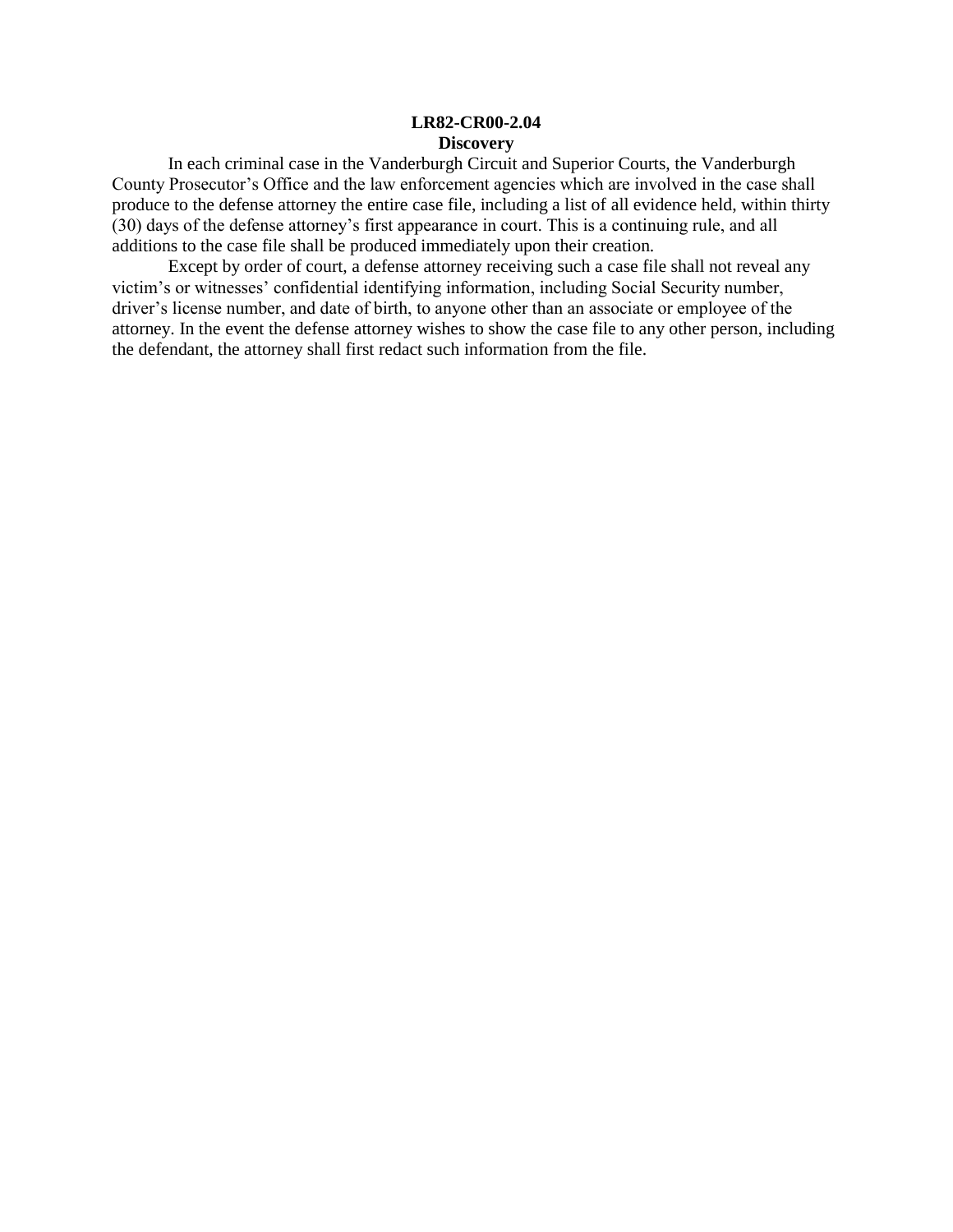**LR82-CR00-2.04**

**Discovery**

In each criminal case in the Vanderburgh Circuit and Superior Courts, the Vanderburgh County Prosecutor's Office and the law enforcement agencies which are involved in the case shall produce to the defense attorney the entire case file, including a list of all evidence held, within thirty (30) days of the defense attorney's first appearance in court. This is a continuing rule, and all additions to the case file shall be produced immediately upon their creation.

Except by order of court, a defense attorney receiving such a case file shall not reveal any victim's or witnesses' confidential identifying information, including Social Security number, driver's license number, and date of birth, to anyone other than an associate or employee of the attorney. In the event the defense attorney wishes to show the case file to any other person, including the defendant, the attorney shall first redact such information from the file.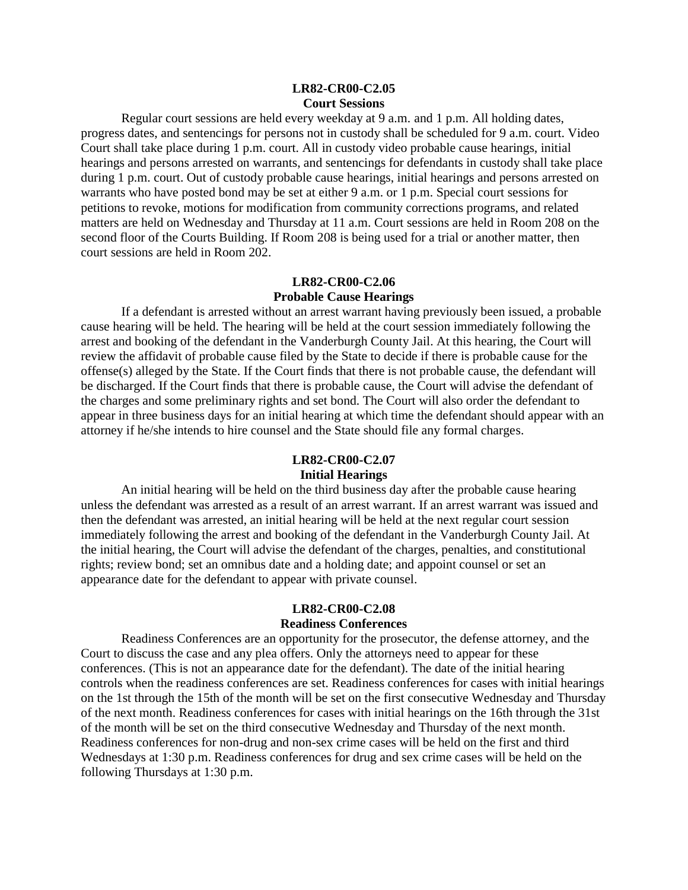**LR82-CR00-C2.05**
**Court Sessions**

Regular court sessions are held every weekday at 9 a.m. and 1 p.m. All holding dates, progress dates, and sentencings for persons not in custody shall be scheduled for 9 a.m. court. Video Court shall take place during 1 p.m. court. All in custody video probable cause hearings, initial hearings and persons arrested on warrants, and sentencings for defendants in custody shall take place during 1 p.m. court. Out of custody probable cause hearings, initial hearings and persons arrested on warrants who have posted bond may be set at either 9 a.m. or 1 p.m. Special court sessions for petitions to revoke, motions for modification from community corrections programs, and related matters are held on Wednesday and Thursday at 11 a.m. Court sessions are held in Room 208 on the second floor of the Courts Building. If Room 208 is being used for a trial or another matter, then court sessions are held in Room 202.

**LR82-CR00-C2.06**
**Probable Cause Hearings**

If a defendant is arrested without an arrest warrant having previously been issued, a probable cause hearing will be held. The hearing will be held at the court session immediately following the arrest and booking of the defendant in the Vanderburgh County Jail. At this hearing, the Court will review the affidavit of probable cause filed by the State to decide if there is probable cause for the offense(s) alleged by the State. If the Court finds that there is not probable cause, the defendant will be discharged. If the Court finds that there is probable cause, the Court will advise the defendant of the charges and some preliminary rights and set bond. The Court will also order the defendant to appear in three business days for an initial hearing at which time the defendant should appear with an attorney if he/she intends to hire counsel and the State should file any formal charges.

**LR82-CR00-C2.07**
**Initial Hearings**

An initial hearing will be held on the third business day after the probable cause hearing unless the defendant was arrested as a result of an arrest warrant. If an arrest warrant was issued and then the defendant was arrested, an initial hearing will be held at the next regular court session immediately following the arrest and booking of the defendant in the Vanderburgh County Jail. At the initial hearing, the Court will advise the defendant of the charges, penalties, and constitutional rights; review bond; set an omnibus date and a holding date; and appoint counsel or set an appearance date for the defendant to appear with private counsel.

**LR82-CR00-C2.08**
**Readiness Conferences**

Readiness Conferences are an opportunity for the prosecutor, the defense attorney, and the Court to discuss the case and any plea offers. Only the attorneys need to appear for these conferences. (This is not an appearance date for the defendant). The date of the initial hearing controls when the readiness conferences are set. Readiness conferences for cases with initial hearings on the 1st through the 15th of the month will be set on the first consecutive Wednesday and Thursday of the next month. Readiness conferences for cases with initial hearings on the 16th through the 31st of the month will be set on the third consecutive Wednesday and Thursday of the next month. Readiness conferences for non-drug and non-sex crime cases will be held on the first and third Wednesdays at 1:30 p.m. Readiness conferences for drug and sex crime cases will be held on the following Thursdays at 1:30 p.m.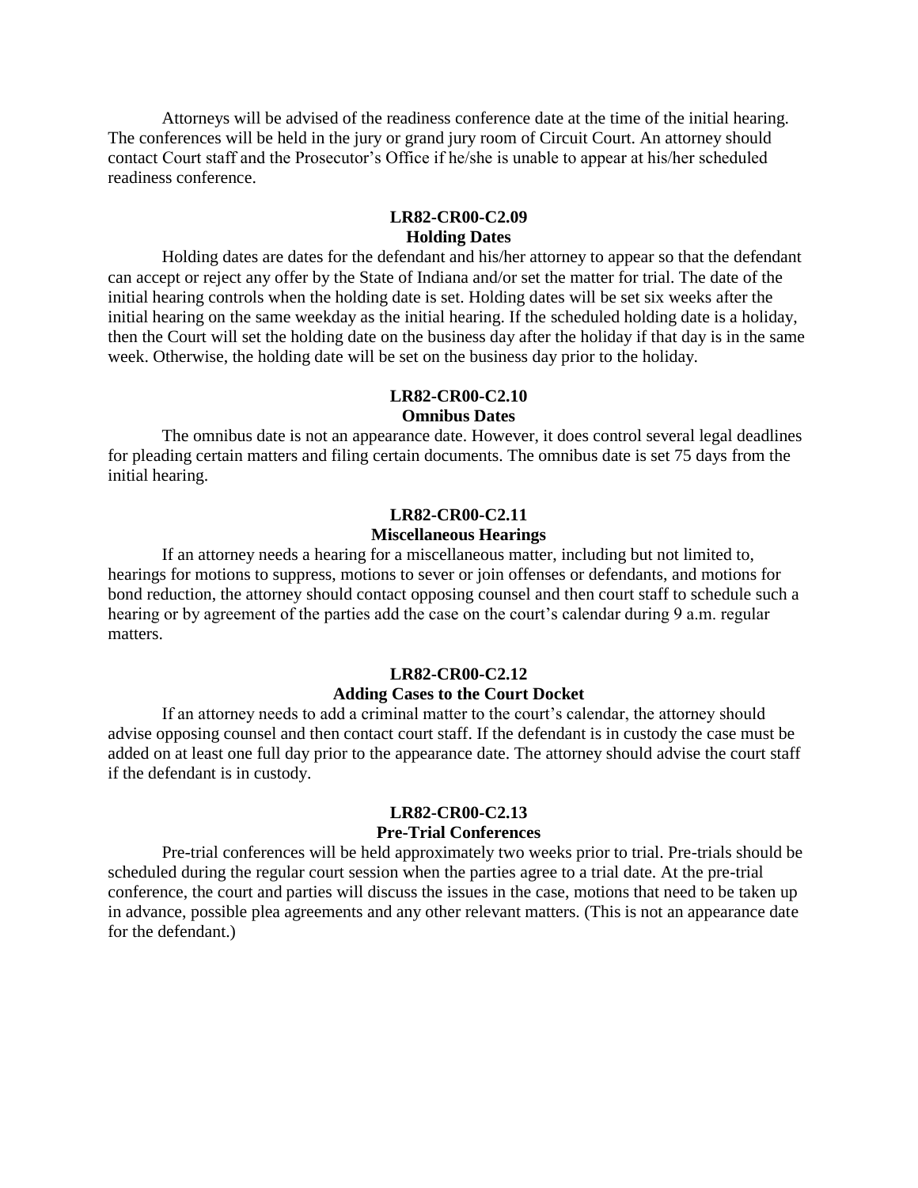Attorneys will be advised of the readiness conference date at the time of the initial hearing. The conferences will be held in the jury or grand jury room of Circuit Court. An attorney should contact Court staff and the Prosecutor's Office if he/she is unable to appear at his/her scheduled readiness conference.

## LR82-CR00-C2.09
## Holding Dates

Holding dates are dates for the defendant and his/her attorney to appear so that the defendant can accept or reject any offer by the State of Indiana and/or set the matter for trial. The date of the initial hearing controls when the holding date is set. Holding dates will be set six weeks after the initial hearing on the same weekday as the initial hearing. If the scheduled holding date is a holiday, then the Court will set the holding date on the business day after the holiday if that day is in the same week. Otherwise, the holding date will be set on the business day prior to the holiday.

## LR82-CR00-C2.10
## Omnibus Dates

The omnibus date is not an appearance date. However, it does control several legal deadlines for pleading certain matters and filing certain documents. The omnibus date is set 75 days from the initial hearing.

## LR82-CR00-C2.11
## Miscellaneous Hearings

If an attorney needs a hearing for a miscellaneous matter, including but not limited to, hearings for motions to suppress, motions to sever or join offenses or defendants, and motions for bond reduction, the attorney should contact opposing counsel and then court staff to schedule such a hearing or by agreement of the parties add the case on the court's calendar during 9 a.m. regular matters.

## LR82-CR00-C2.12
## Adding Cases to the Court Docket

If an attorney needs to add a criminal matter to the court's calendar, the attorney should advise opposing counsel and then contact court staff. If the defendant is in custody the case must be added on at least one full day prior to the appearance date. The attorney should advise the court staff if the defendant is in custody.

## LR82-CR00-C2.13
## Pre-Trial Conferences

Pre-trial conferences will be held approximately two weeks prior to trial. Pre-trials should be scheduled during the regular court session when the parties agree to a trial date. At the pre-trial conference, the court and parties will discuss the issues in the case, motions that need to be taken up in advance, possible plea agreements and any other relevant matters. (This is not an appearance date for the defendant.)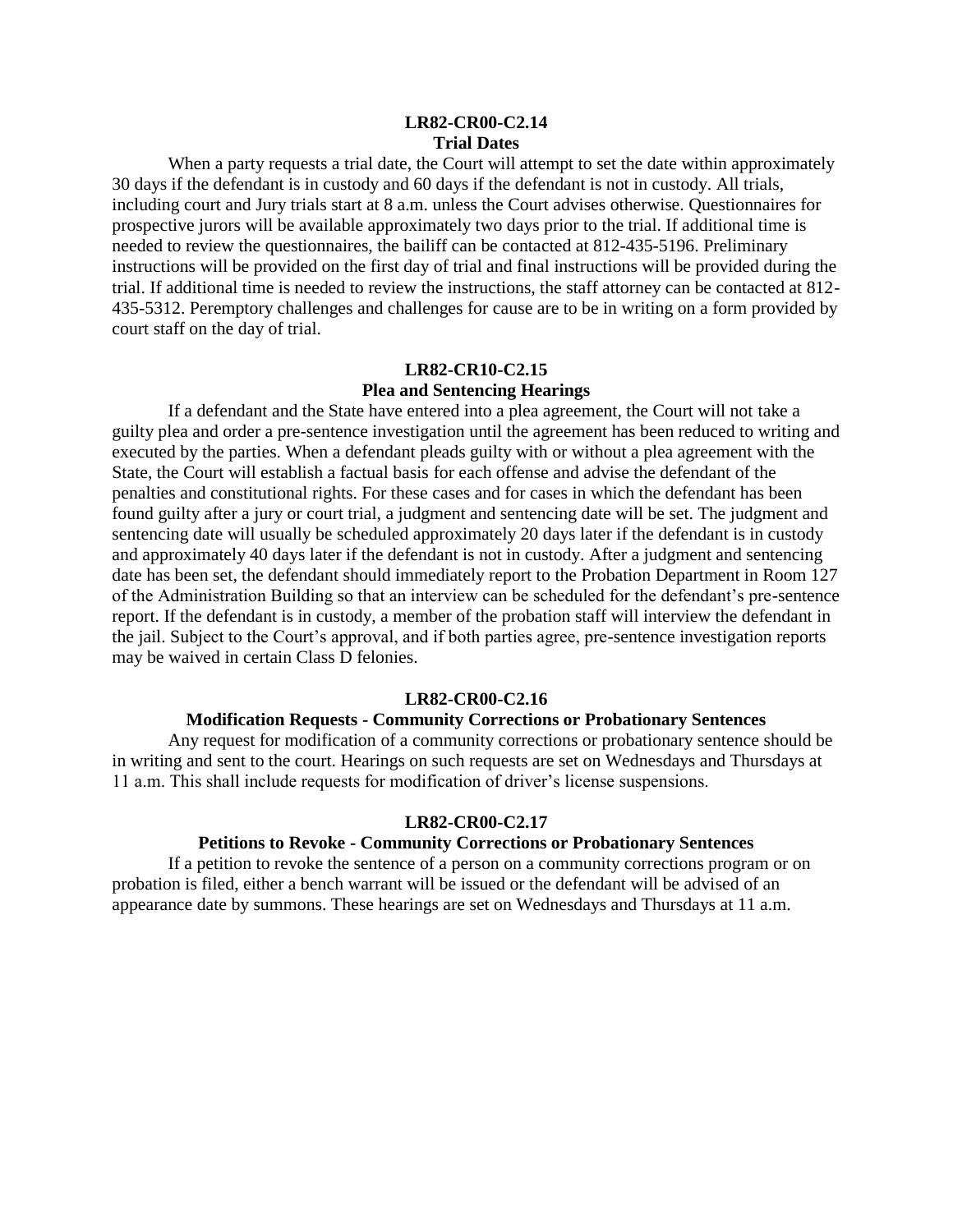**LR82-CR00-C2.14**
**Trial Dates**

When a party requests a trial date, the Court will attempt to set the date within approximately 30 days if the defendant is in custody and 60 days if the defendant is not in custody. All trials, including court and Jury trials start at 8 a.m. unless the Court advises otherwise. Questionnaires for prospective jurors will be available approximately two days prior to the trial. If additional time is needed to review the questionnaires, the bailiff can be contacted at 812-435-5196. Preliminary instructions will be provided on the first day of trial and final instructions will be provided during the trial. If additional time is needed to review the instructions, the staff attorney can be contacted at 812-435-5312. Peremptory challenges and challenges for cause are to be in writing on a form provided by court staff on the day of trial.

**LR82-CR10-C2.15**
**Plea and Sentencing Hearings**

If a defendant and the State have entered into a plea agreement, the Court will not take a guilty plea and order a pre-sentence investigation until the agreement has been reduced to writing and executed by the parties. When a defendant pleads guilty with or without a plea agreement with the State, the Court will establish a factual basis for each offense and advise the defendant of the penalties and constitutional rights. For these cases and for cases in which the defendant has been found guilty after a jury or court trial, a judgment and sentencing date will be set. The judgment and sentencing date will usually be scheduled approximately 20 days later if the defendant is in custody and approximately 40 days later if the defendant is not in custody. After a judgment and sentencing date has been set, the defendant should immediately report to the Probation Department in Room 127 of the Administration Building so that an interview can be scheduled for the defendant's pre-sentence report. If the defendant is in custody, a member of the probation staff will interview the defendant in the jail. Subject to the Court's approval, and if both parties agree, pre-sentence investigation reports may be waived in certain Class D felonies.

**LR82-CR00-C2.16**
**Modification Requests - Community Corrections or Probationary Sentences**

Any request for modification of a community corrections or probationary sentence should be in writing and sent to the court. Hearings on such requests are set on Wednesdays and Thursdays at 11 a.m. This shall include requests for modification of driver's license suspensions.

**LR82-CR00-C2.17**
**Petitions to Revoke - Community Corrections or Probationary Sentences**

If a petition to revoke the sentence of a person on a community corrections program or on probation is filed, either a bench warrant will be issued or the defendant will be advised of an appearance date by summons. These hearings are set on Wednesdays and Thursdays at 11 a.m.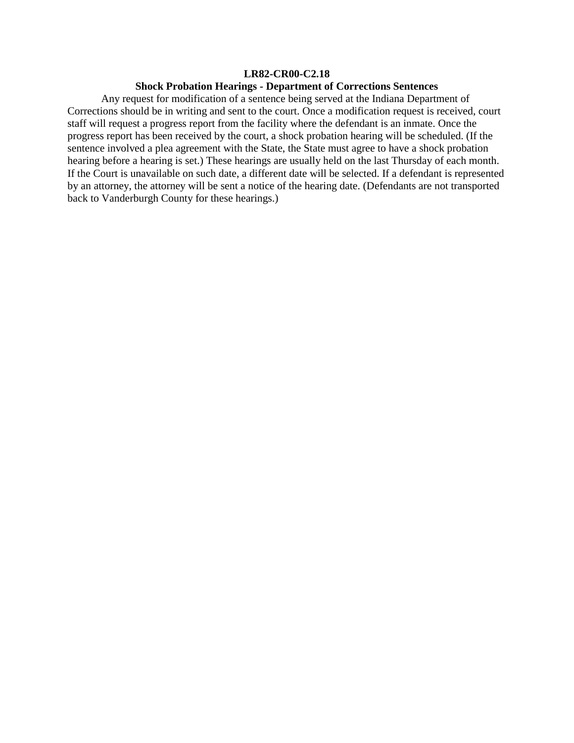## LR82-CR00-C2.18

### Shock Probation Hearings - Department of Corrections Sentences

Any request for modification of a sentence being served at the Indiana Department of Corrections should be in writing and sent to the court. Once a modification request is received, court staff will request a progress report from the facility where the defendant is an inmate. Once the progress report has been received by the court, a shock probation hearing will be scheduled. (If the sentence involved a plea agreement with the State, the State must agree to have a shock probation hearing before a hearing is set.) These hearings are usually held on the last Thursday of each month. If the Court is unavailable on such date, a different date will be selected. If a defendant is represented by an attorney, the attorney will be sent a notice of the hearing date. (Defendants are not transported back to Vanderburgh County for these hearings.)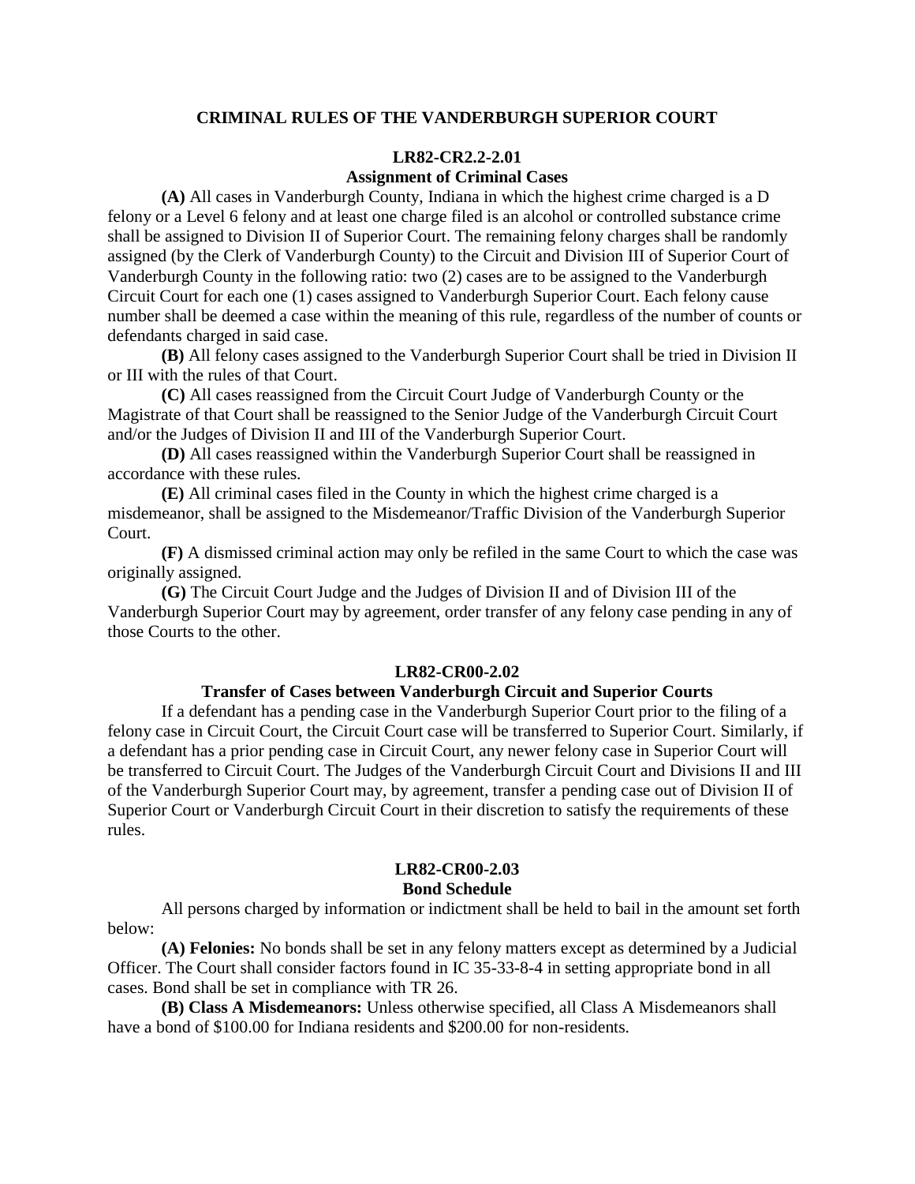# CRIMINAL RULES OF THE VANDERBURGH SUPERIOR COURT

## LR82-CR2.2-2.01
## Assignment of Criminal Cases

**(A)** All cases in Vanderburgh County, Indiana in which the highest crime charged is a D felony or a Level 6 felony and at least one charge filed is an alcohol or controlled substance crime shall be assigned to Division II of Superior Court. The remaining felony charges shall be randomly assigned (by the Clerk of Vanderburgh County) to the Circuit and Division III of Superior Court of Vanderburgh County in the following ratio: two (2) cases are to be assigned to the Vanderburgh Circuit Court for each one (1) cases assigned to Vanderburgh Superior Court. Each felony cause number shall be deemed a case within the meaning of this rule, regardless of the number of counts or defendants charged in said case.

**(B)** All felony cases assigned to the Vanderburgh Superior Court shall be tried in Division II or III with the rules of that Court.

**(C)** All cases reassigned from the Circuit Court Judge of Vanderburgh County or the Magistrate of that Court shall be reassigned to the Senior Judge of the Vanderburgh Circuit Court and/or the Judges of Division II and III of the Vanderburgh Superior Court.

**(D)** All cases reassigned within the Vanderburgh Superior Court shall be reassigned in accordance with these rules.

**(E)** All criminal cases filed in the County in which the highest crime charged is a misdemeanor, shall be assigned to the Misdemeanor/Traffic Division of the Vanderburgh Superior Court.

**(F)** A dismissed criminal action may only be refiled in the same Court to which the case was originally assigned.

**(G)** The Circuit Court Judge and the Judges of Division II and of Division III of the Vanderburgh Superior Court may by agreement, order transfer of any felony case pending in any of those Courts to the other.

## LR82-CR00-2.02
## Transfer of Cases between Vanderburgh Circuit and Superior Courts

If a defendant has a pending case in the Vanderburgh Superior Court prior to the filing of a felony case in Circuit Court, the Circuit Court case will be transferred to Superior Court. Similarly, if a defendant has a prior pending case in Circuit Court, any newer felony case in Superior Court will be transferred to Circuit Court. The Judges of the Vanderburgh Circuit Court and Divisions II and III of the Vanderburgh Superior Court may, by agreement, transfer a pending case out of Division II of Superior Court or Vanderburgh Circuit Court in their discretion to satisfy the requirements of these rules.

## LR82-CR00-2.03
## Bond Schedule

All persons charged by information or indictment shall be held to bail in the amount set forth below:

**(A) Felonies:** No bonds shall be set in any felony matters except as determined by a Judicial Officer. The Court shall consider factors found in IC 35-33-8-4 in setting appropriate bond in all cases. Bond shall be set in compliance with TR 26.

**(B) Class A Misdemeanors:** Unless otherwise specified, all Class A Misdemeanors shall have a bond of $100.00 for Indiana residents and $200.00 for non-residents.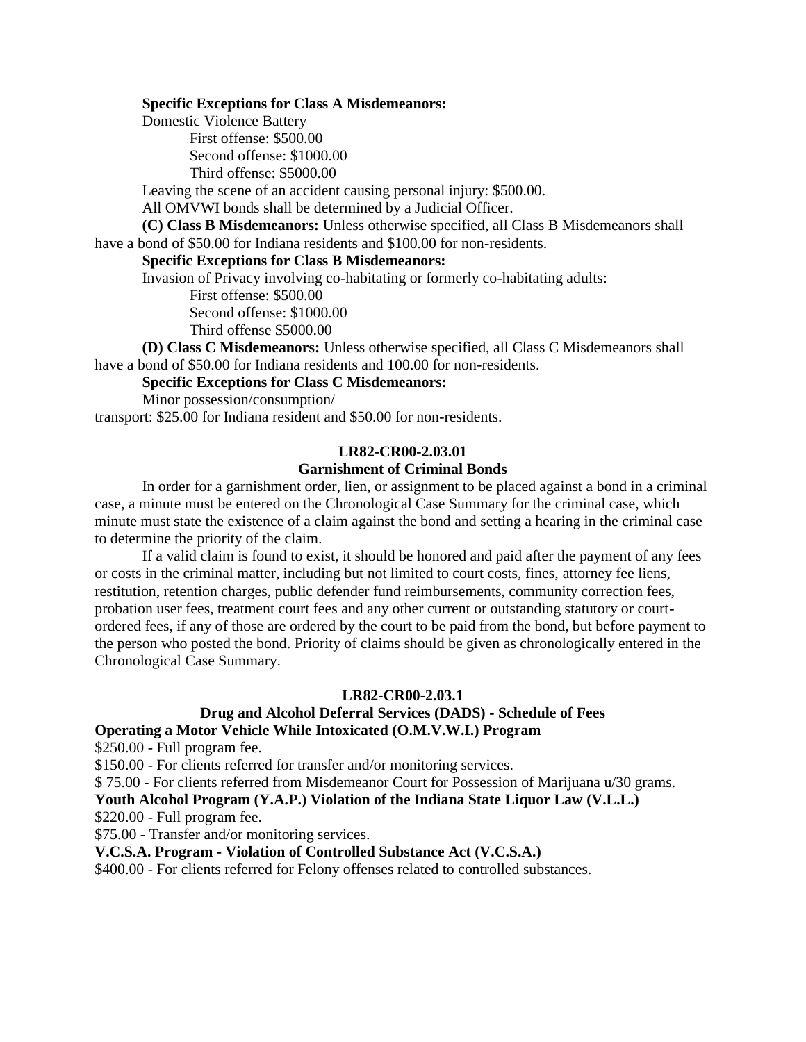**Specific Exceptions for Class A Misdemeanors:**

Domestic Violence Battery

First offense: $500.00

Second offense: $1000.00

Third offense: $5000.00

Leaving the scene of an accident causing personal injury: $500.00.

All OMVWI bonds shall be determined by a Judicial Officer.

**(C) Class B Misdemeanors:** Unless otherwise specified, all Class B Misdemeanors shall have a bond of $50.00 for Indiana residents and $100.00 for non-residents.

**Specific Exceptions for Class B Misdemeanors:**

Invasion of Privacy involving co-habitating or formerly co-habitating adults:

First offense: $500.00

Second offense: $1000.00

Third offense $5000.00

**(D) Class C Misdemeanors:** Unless otherwise specified, all Class C Misdemeanors shall have a bond of $50.00 for Indiana residents and 100.00 for non-residents.

**Specific Exceptions for Class C Misdemeanors:**

Minor possession/consumption/
transport: $25.00 for Indiana resident and $50.00 for non-residents.

## LR82-CR00-2.03.01
## Garnishment of Criminal Bonds

In order for a garnishment order, lien, or assignment to be placed against a bond in a criminal case, a minute must be entered on the Chronological Case Summary for the criminal case, which minute must state the existence of a claim against the bond and setting a hearing in the criminal case to determine the priority of the claim.

If a valid claim is found to exist, it should be honored and paid after the payment of any fees or costs in the criminal matter, including but not limited to court costs, fines, attorney fee liens, restitution, retention charges, public defender fund reimbursements, community correction fees, probation user fees, treatment court fees and any other current or outstanding statutory or court-ordered fees, if any of those are ordered by the court to be paid from the bond, but before payment to the person who posted the bond. Priority of claims should be given as chronologically entered in the Chronological Case Summary.

## LR82-CR00-2.03.1
## Drug and Alcohol Deferral Services (DADS) - Schedule of Fees

**Operating a Motor Vehicle While Intoxicated (O.M.V.W.I.) Program**

$250.00 - Full program fee.

$150.00 - For clients referred for transfer and/or monitoring services.

$ 75.00 - For clients referred from Misdemeanor Court for Possession of Marijuana u/30 grams.

**Youth Alcohol Program (Y.A.P.) Violation of the Indiana State Liquor Law (V.L.L.)**

$220.00 - Full program fee.

$75.00 - Transfer and/or monitoring services.

**V.C.S.A. Program - Violation of Controlled Substance Act (V.C.S.A.)**

$400.00 - For clients referred for Felony offenses related to controlled substances.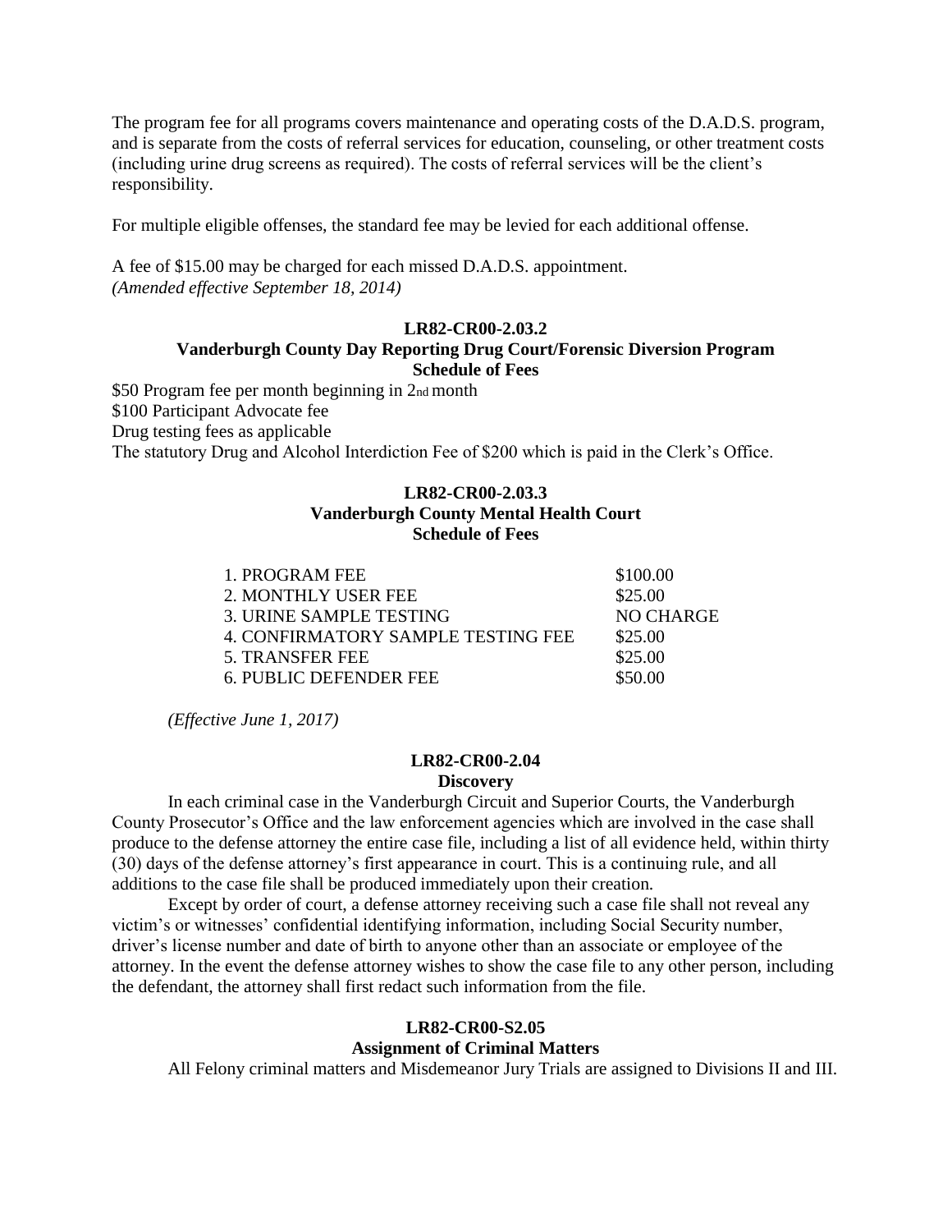The program fee for all programs covers maintenance and operating costs of the D.A.D.S. program, and is separate from the costs of referral services for education, counseling, or other treatment costs (including urine drug screens as required). The costs of referral services will be the client's responsibility.

For multiple eligible offenses, the standard fee may be levied for each additional offense.

A fee of $15.00 may be charged for each missed D.A.D.S. appointment.
*(Amended effective September 18, 2014)*

**LR82-CR00-2.03.2**
**Vanderburgh County Day Reporting Drug Court/Forensic Diversion Program**
**Schedule of Fees**

$50 Program fee per month beginning in 2nd month
$100 Participant Advocate fee
Drug testing fees as applicable
The statutory Drug and Alcohol Interdiction Fee of $200 which is paid in the Clerk's Office.

**LR82-CR00-2.03.3**
**Vanderburgh County Mental Health Court**
**Schedule of Fees**

| | |
|---|---|
| 1. PROGRAM FEE | $100.00 |
| 2. MONTHLY USER FEE | $25.00 |
| 3. URINE SAMPLE TESTING | NO CHARGE |
| 4. CONFIRMATORY SAMPLE TESTING FEE | $25.00 |
| 5. TRANSFER FEE | $25.00 |
| 6. PUBLIC DEFENDER FEE | $50.00 |

*(Effective June 1, 2017)*

**LR82-CR00-2.04**
**Discovery**

In each criminal case in the Vanderburgh Circuit and Superior Courts, the Vanderburgh County Prosecutor's Office and the law enforcement agencies which are involved in the case shall produce to the defense attorney the entire case file, including a list of all evidence held, within thirty (30) days of the defense attorney's first appearance in court. This is a continuing rule, and all additions to the case file shall be produced immediately upon their creation.

Except by order of court, a defense attorney receiving such a case file shall not reveal any victim's or witnesses' confidential identifying information, including Social Security number, driver's license number and date of birth to anyone other than an associate or employee of the attorney. In the event the defense attorney wishes to show the case file to any other person, including the defendant, the attorney shall first redact such information from the file.

**LR82-CR00-S2.05**
**Assignment of Criminal Matters**

All Felony criminal matters and Misdemeanor Jury Trials are assigned to Divisions II and III.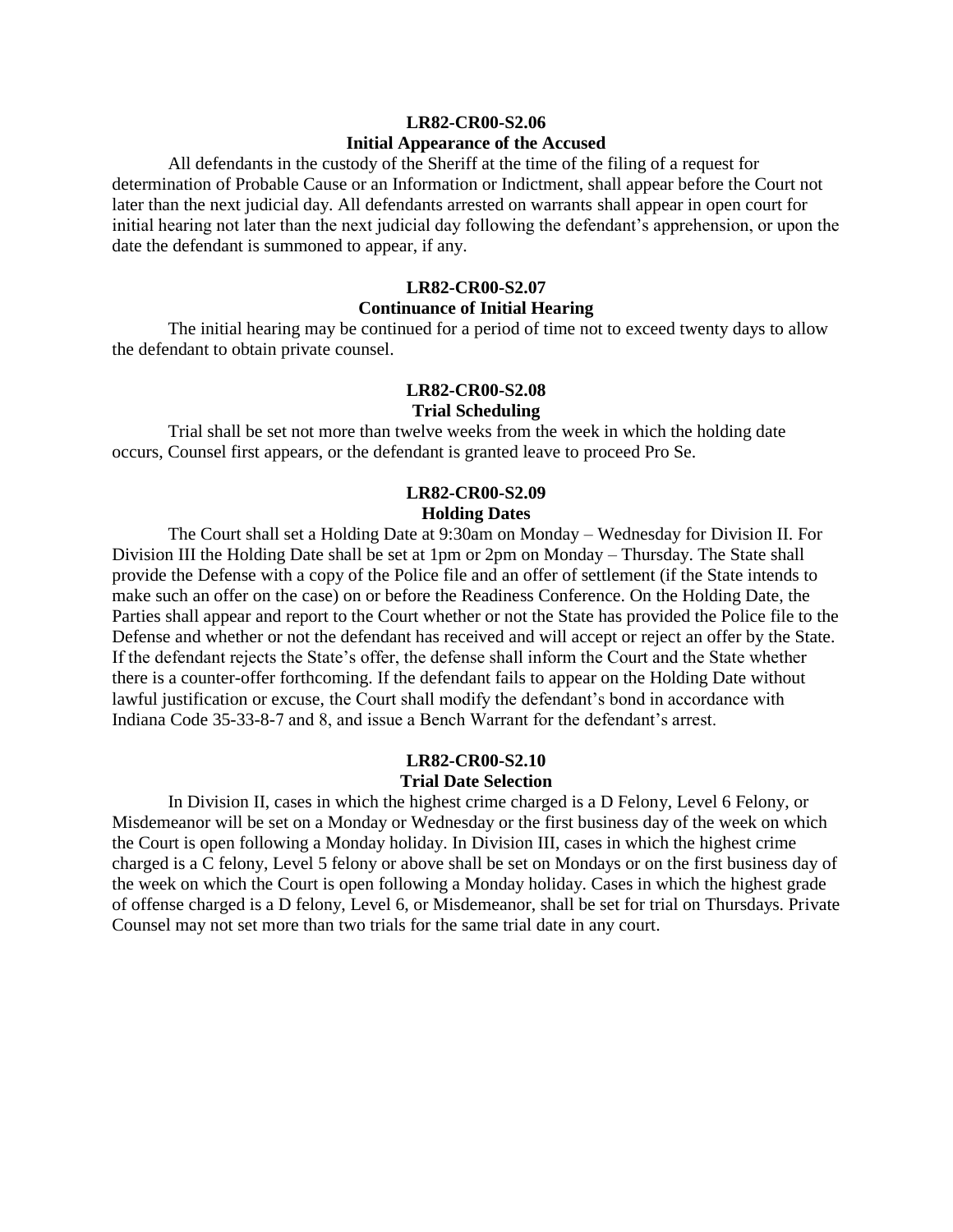## LR82-CR00-S2.06
## Initial Appearance of the Accused

All defendants in the custody of the Sheriff at the time of the filing of a request for determination of Probable Cause or an Information or Indictment, shall appear before the Court not later than the next judicial day. All defendants arrested on warrants shall appear in open court for initial hearing not later than the next judicial day following the defendant's apprehension, or upon the date the defendant is summoned to appear, if any.

## LR82-CR00-S2.07
## Continuance of Initial Hearing

The initial hearing may be continued for a period of time not to exceed twenty days to allow the defendant to obtain private counsel.

## LR82-CR00-S2.08
## Trial Scheduling

Trial shall be set not more than twelve weeks from the week in which the holding date occurs, Counsel first appears, or the defendant is granted leave to proceed Pro Se.

## LR82-CR00-S2.09
## Holding Dates

The Court shall set a Holding Date at 9:30am on Monday – Wednesday for Division II. For Division III the Holding Date shall be set at 1pm or 2pm on Monday – Thursday. The State shall provide the Defense with a copy of the Police file and an offer of settlement (if the State intends to make such an offer on the case) on or before the Readiness Conference. On the Holding Date, the Parties shall appear and report to the Court whether or not the State has provided the Police file to the Defense and whether or not the defendant has received and will accept or reject an offer by the State. If the defendant rejects the State's offer, the defense shall inform the Court and the State whether there is a counter-offer forthcoming. If the defendant fails to appear on the Holding Date without lawful justification or excuse, the Court shall modify the defendant's bond in accordance with Indiana Code 35-33-8-7 and 8, and issue a Bench Warrant for the defendant's arrest.

## LR82-CR00-S2.10
## Trial Date Selection

In Division II, cases in which the highest crime charged is a D Felony, Level 6 Felony, or Misdemeanor will be set on a Monday or Wednesday or the first business day of the week on which the Court is open following a Monday holiday. In Division III, cases in which the highest crime charged is a C felony, Level 5 felony or above shall be set on Mondays or on the first business day of the week on which the Court is open following a Monday holiday. Cases in which the highest grade of offense charged is a D felony, Level 6, or Misdemeanor, shall be set for trial on Thursdays. Private Counsel may not set more than two trials for the same trial date in any court.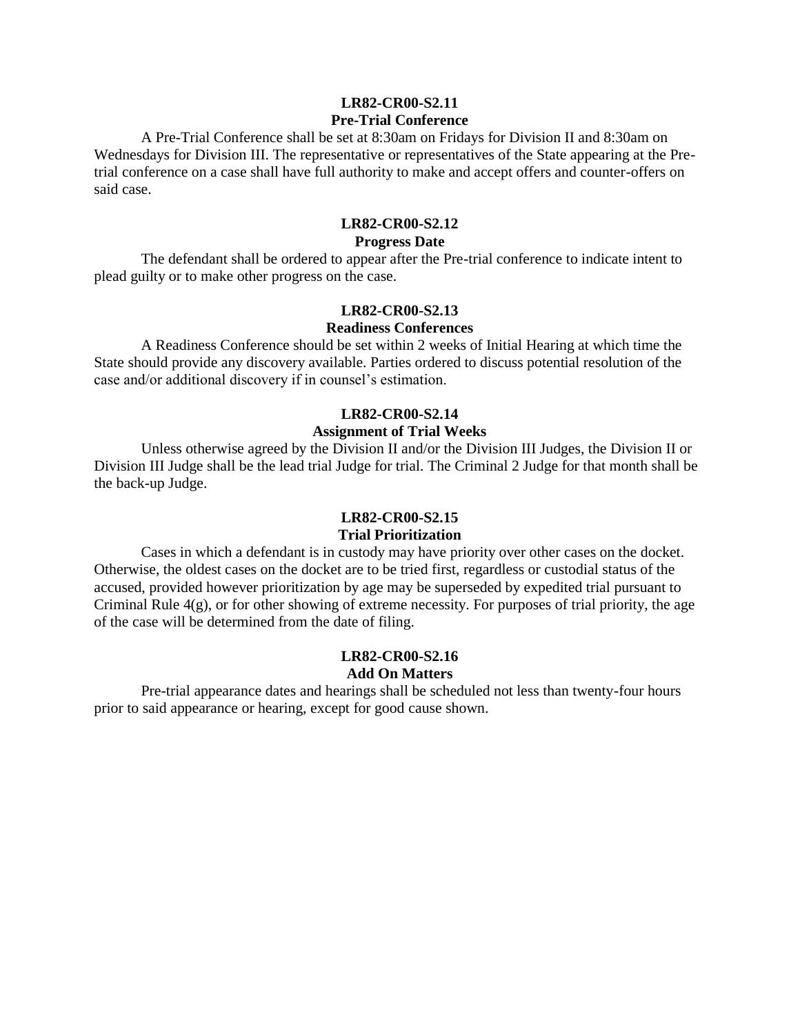**LR82-CR00-S2.11**
**Pre-Trial Conference**

A Pre-Trial Conference shall be set at 8:30am on Fridays for Division II and 8:30am on Wednesdays for Division III. The representative or representatives of the State appearing at the Pre-trial conference on a case shall have full authority to make and accept offers and counter-offers on said case.

**LR82-CR00-S2.12**
**Progress Date**

The defendant shall be ordered to appear after the Pre-trial conference to indicate intent to plead guilty or to make other progress on the case.

**LR82-CR00-S2.13**
**Readiness Conferences**

A Readiness Conference should be set within 2 weeks of Initial Hearing at which time the State should provide any discovery available. Parties ordered to discuss potential resolution of the case and/or additional discovery if in counsel's estimation.

**LR82-CR00-S2.14**
**Assignment of Trial Weeks**

Unless otherwise agreed by the Division II and/or the Division III Judges, the Division II or Division III Judge shall be the lead trial Judge for trial. The Criminal 2 Judge for that month shall be the back-up Judge.

**LR82-CR00-S2.15**
**Trial Prioritization**

Cases in which a defendant is in custody may have priority over other cases on the docket. Otherwise, the oldest cases on the docket are to be tried first, regardless or custodial status of the accused, provided however prioritization by age may be superseded by expedited trial pursuant to Criminal Rule 4(g), or for other showing of extreme necessity. For purposes of trial priority, the age of the case will be determined from the date of filing.

**LR82-CR00-S2.16**
**Add On Matters**

Pre-trial appearance dates and hearings shall be scheduled not less than twenty-four hours prior to said appearance or hearing, except for good cause shown.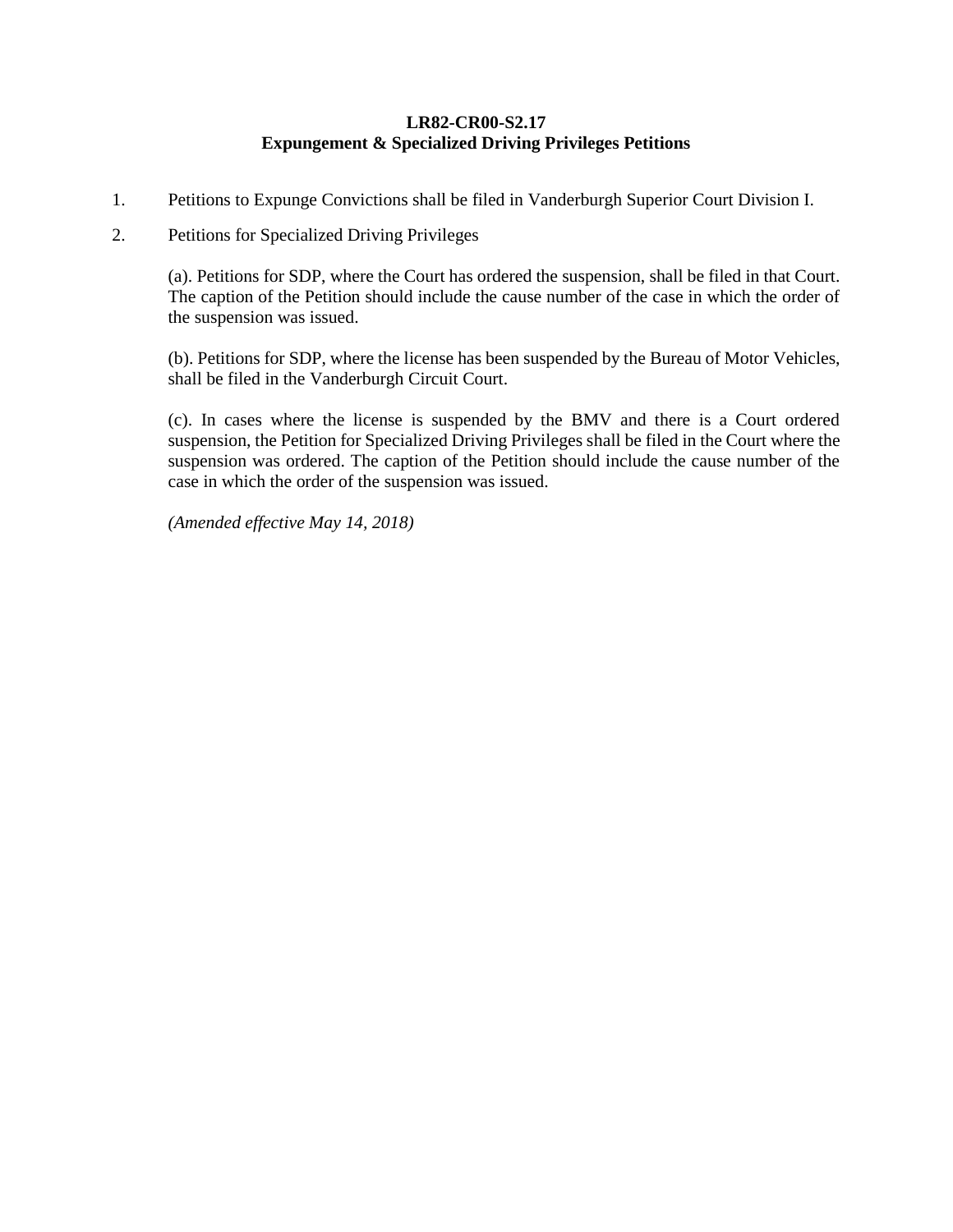**LR82-CR00-S2.17**
**Expungement & Specialized Driving Privileges Petitions**

1. Petitions to Expunge Convictions shall be filed in Vanderburgh Superior Court Division I.

2. Petitions for Specialized Driving Privileges

   (a). Petitions for SDP, where the Court has ordered the suspension, shall be filed in that Court. The caption of the Petition should include the cause number of the case in which the order of the suspension was issued.

   (b). Petitions for SDP, where the license has been suspended by the Bureau of Motor Vehicles, shall be filed in the Vanderburgh Circuit Court.

   (c). In cases where the license is suspended by the BMV and there is a Court ordered suspension, the Petition for Specialized Driving Privileges shall be filed in the Court where the suspension was ordered. The caption of the Petition should include the cause number of the case in which the order of the suspension was issued.

   *(Amended effective May 14, 2018)*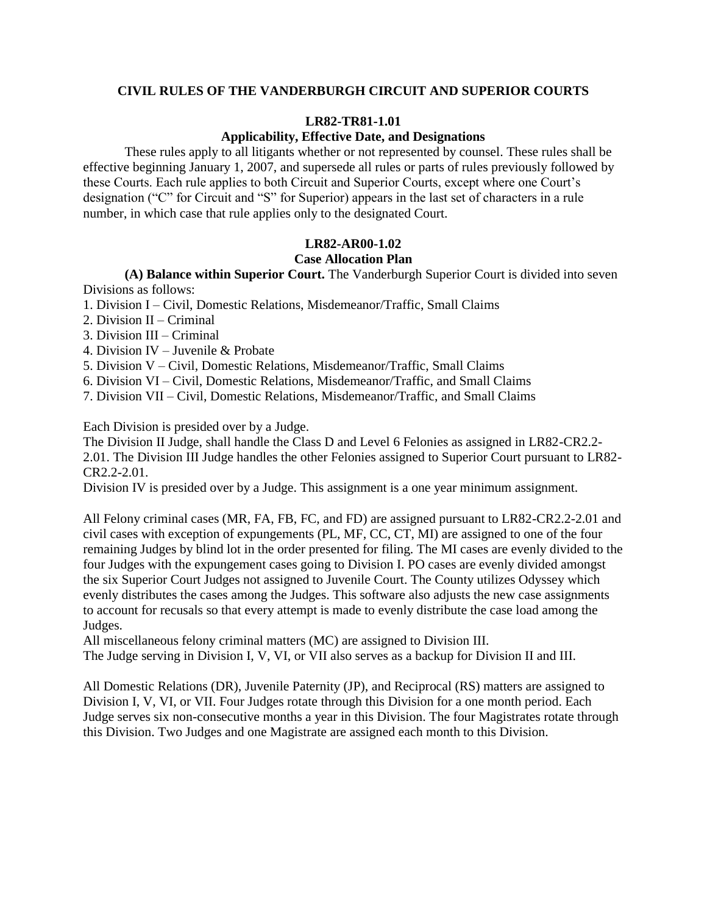# CIVIL RULES OF THE VANDERBURGH CIRCUIT AND SUPERIOR COURTS

## LR82-TR81-1.01
### Applicability, Effective Date, and Designations

These rules apply to all litigants whether or not represented by counsel. These rules shall be effective beginning January 1, 2007, and supersede all rules or parts of rules previously followed by these Courts. Each rule applies to both Circuit and Superior Courts, except where one Court's designation ("C" for Circuit and "S" for Superior) appears in the last set of characters in a rule number, in which case that rule applies only to the designated Court.

## LR82-AR00-1.02
### Case Allocation Plan

**(A) Balance within Superior Court.** The Vanderburgh Superior Court is divided into seven Divisions as follows:

1. Division I – Civil, Domestic Relations, Misdemeanor/Traffic, Small Claims
2. Division II – Criminal
3. Division III – Criminal
4. Division IV – Juvenile & Probate
5. Division V – Civil, Domestic Relations, Misdemeanor/Traffic, Small Claims
6. Division VI – Civil, Domestic Relations, Misdemeanor/Traffic, and Small Claims
7. Division VII – Civil, Domestic Relations, Misdemeanor/Traffic, and Small Claims

Each Division is presided over by a Judge.

The Division II Judge, shall handle the Class D and Level 6 Felonies as assigned in LR82-CR2.2-2.01. The Division III Judge handles the other Felonies assigned to Superior Court pursuant to LR82-CR2.2-2.01.

Division IV is presided over by a Judge. This assignment is a one year minimum assignment.

All Felony criminal cases (MR, FA, FB, FC, and FD) are assigned pursuant to LR82-CR2.2-2.01 and civil cases with exception of expungements (PL, MF, CC, CT, MI) are assigned to one of the four remaining Judges by blind lot in the order presented for filing. The MI cases are evenly divided to the four Judges with the expungement cases going to Division I. PO cases are evenly divided amongst the six Superior Court Judges not assigned to Juvenile Court. The County utilizes Odyssey which evenly distributes the cases among the Judges. This software also adjusts the new case assignments to account for recusals so that every attempt is made to evenly distribute the case load among the Judges.

All miscellaneous felony criminal matters (MC) are assigned to Division III.

The Judge serving in Division I, V, VI, or VII also serves as a backup for Division II and III.

All Domestic Relations (DR), Juvenile Paternity (JP), and Reciprocal (RS) matters are assigned to Division I, V, VI, or VII. Four Judges rotate through this Division for a one month period. Each Judge serves six non-consecutive months a year in this Division. The four Magistrates rotate through this Division. Two Judges and one Magistrate are assigned each month to this Division.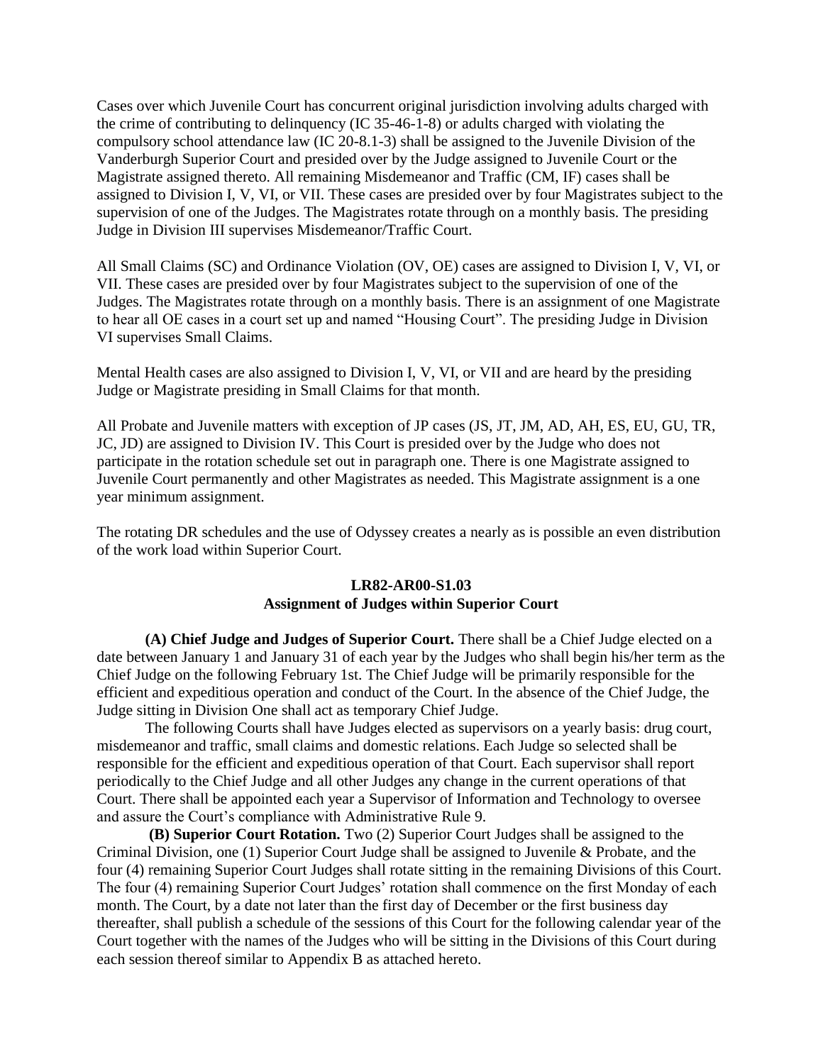Cases over which Juvenile Court has concurrent original jurisdiction involving adults charged with the crime of contributing to delinquency (IC 35-46-1-8) or adults charged with violating the compulsory school attendance law (IC 20-8.1-3) shall be assigned to the Juvenile Division of the Vanderburgh Superior Court and presided over by the Judge assigned to Juvenile Court or the Magistrate assigned thereto. All remaining Misdemeanor and Traffic (CM, IF) cases shall be assigned to Division I, V, VI, or VII. These cases are presided over by four Magistrates subject to the supervision of one of the Judges. The Magistrates rotate through on a monthly basis. The presiding Judge in Division III supervises Misdemeanor/Traffic Court.

All Small Claims (SC) and Ordinance Violation (OV, OE) cases are assigned to Division I, V, VI, or VII. These cases are presided over by four Magistrates subject to the supervision of one of the Judges. The Magistrates rotate through on a monthly basis. There is an assignment of one Magistrate to hear all OE cases in a court set up and named "Housing Court". The presiding Judge in Division VI supervises Small Claims.

Mental Health cases are also assigned to Division I, V, VI, or VII and are heard by the presiding Judge or Magistrate presiding in Small Claims for that month.

All Probate and Juvenile matters with exception of JP cases (JS, JT, JM, AD, AH, ES, EU, GU, TR, JC, JD) are assigned to Division IV. This Court is presided over by the Judge who does not participate in the rotation schedule set out in paragraph one. There is one Magistrate assigned to Juvenile Court permanently and other Magistrates as needed. This Magistrate assignment is a one year minimum assignment.

The rotating DR schedules and the use of Odyssey creates a nearly as is possible an even distribution of the work load within Superior Court.

### LR82-AR00-S1.03
### Assignment of Judges within Superior Court

**(A) Chief Judge and Judges of Superior Court.** There shall be a Chief Judge elected on a date between January 1 and January 31 of each year by the Judges who shall begin his/her term as the Chief Judge on the following February 1st. The Chief Judge will be primarily responsible for the efficient and expeditious operation and conduct of the Court. In the absence of the Chief Judge, the Judge sitting in Division One shall act as temporary Chief Judge.

The following Courts shall have Judges elected as supervisors on a yearly basis: drug court, misdemeanor and traffic, small claims and domestic relations. Each Judge so selected shall be responsible for the efficient and expeditious operation of that Court. Each supervisor shall report periodically to the Chief Judge and all other Judges any change in the current operations of that Court. There shall be appointed each year a Supervisor of Information and Technology to oversee and assure the Court's compliance with Administrative Rule 9.

**(B) Superior Court Rotation.** Two (2) Superior Court Judges shall be assigned to the Criminal Division, one (1) Superior Court Judge shall be assigned to Juvenile & Probate, and the four (4) remaining Superior Court Judges shall rotate sitting in the remaining Divisions of this Court. The four (4) remaining Superior Court Judges' rotation shall commence on the first Monday of each month. The Court, by a date not later than the first day of December or the first business day thereafter, shall publish a schedule of the sessions of this Court for the following calendar year of the Court together with the names of the Judges who will be sitting in the Divisions of this Court during each session thereof similar to Appendix B as attached hereto.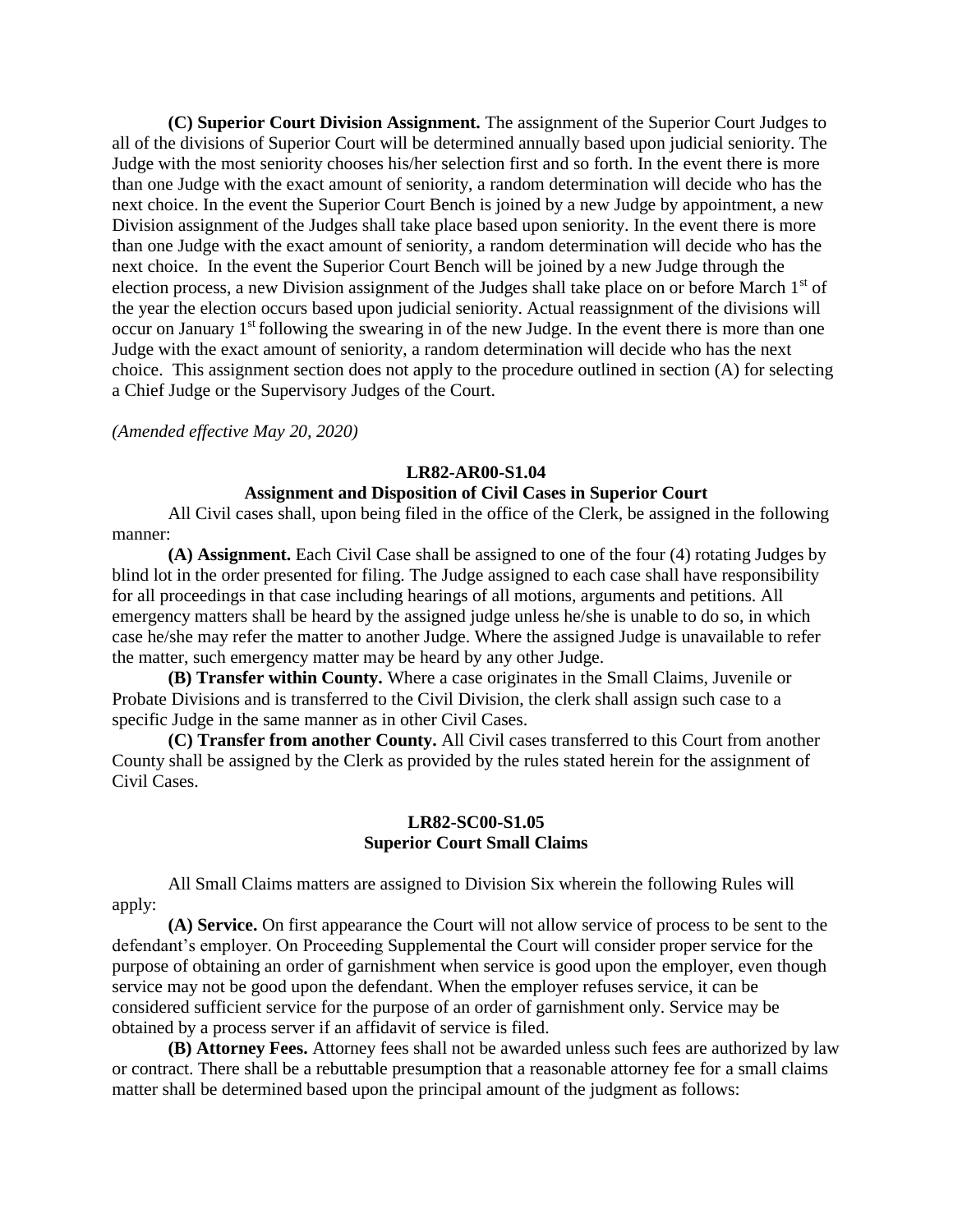**(C) Superior Court Division Assignment.** The assignment of the Superior Court Judges to all of the divisions of Superior Court will be determined annually based upon judicial seniority. The Judge with the most seniority chooses his/her selection first and so forth. In the event there is more than one Judge with the exact amount of seniority, a random determination will decide who has the next choice. In the event the Superior Court Bench is joined by a new Judge by appointment, a new Division assignment of the Judges shall take place based upon seniority. In the event there is more than one Judge with the exact amount of seniority, a random determination will decide who has the next choice. In the event the Superior Court Bench will be joined by a new Judge through the election process, a new Division assignment of the Judges shall take place on or before March 1st of the year the election occurs based upon judicial seniority. Actual reassignment of the divisions will occur on January 1st following the swearing in of the new Judge. In the event there is more than one Judge with the exact amount of seniority, a random determination will decide who has the next choice. This assignment section does not apply to the procedure outlined in section (A) for selecting a Chief Judge or the Supervisory Judges of the Court.

*(Amended effective May 20, 2020)*

### LR82-AR00-S1.04
### Assignment and Disposition of Civil Cases in Superior Court

All Civil cases shall, upon being filed in the office of the Clerk, be assigned in the following manner:

**(A) Assignment.** Each Civil Case shall be assigned to one of the four (4) rotating Judges by blind lot in the order presented for filing. The Judge assigned to each case shall have responsibility for all proceedings in that case including hearings of all motions, arguments and petitions. All emergency matters shall be heard by the assigned judge unless he/she is unable to do so, in which case he/she may refer the matter to another Judge. Where the assigned Judge is unavailable to refer the matter, such emergency matter may be heard by any other Judge.

**(B) Transfer within County.** Where a case originates in the Small Claims, Juvenile or Probate Divisions and is transferred to the Civil Division, the clerk shall assign such case to a specific Judge in the same manner as in other Civil Cases.

**(C) Transfer from another County.** All Civil cases transferred to this Court from another County shall be assigned by the Clerk as provided by the rules stated herein for the assignment of Civil Cases.

### LR82-SC00-S1.05
### Superior Court Small Claims

All Small Claims matters are assigned to Division Six wherein the following Rules will apply:

**(A) Service.** On first appearance the Court will not allow service of process to be sent to the defendant's employer. On Proceeding Supplemental the Court will consider proper service for the purpose of obtaining an order of garnishment when service is good upon the employer, even though service may not be good upon the defendant. When the employer refuses service, it can be considered sufficient service for the purpose of an order of garnishment only. Service may be obtained by a process server if an affidavit of service is filed.

**(B) Attorney Fees.** Attorney fees shall not be awarded unless such fees are authorized by law or contract. There shall be a rebuttable presumption that a reasonable attorney fee for a small claims matter shall be determined based upon the principal amount of the judgment as follows: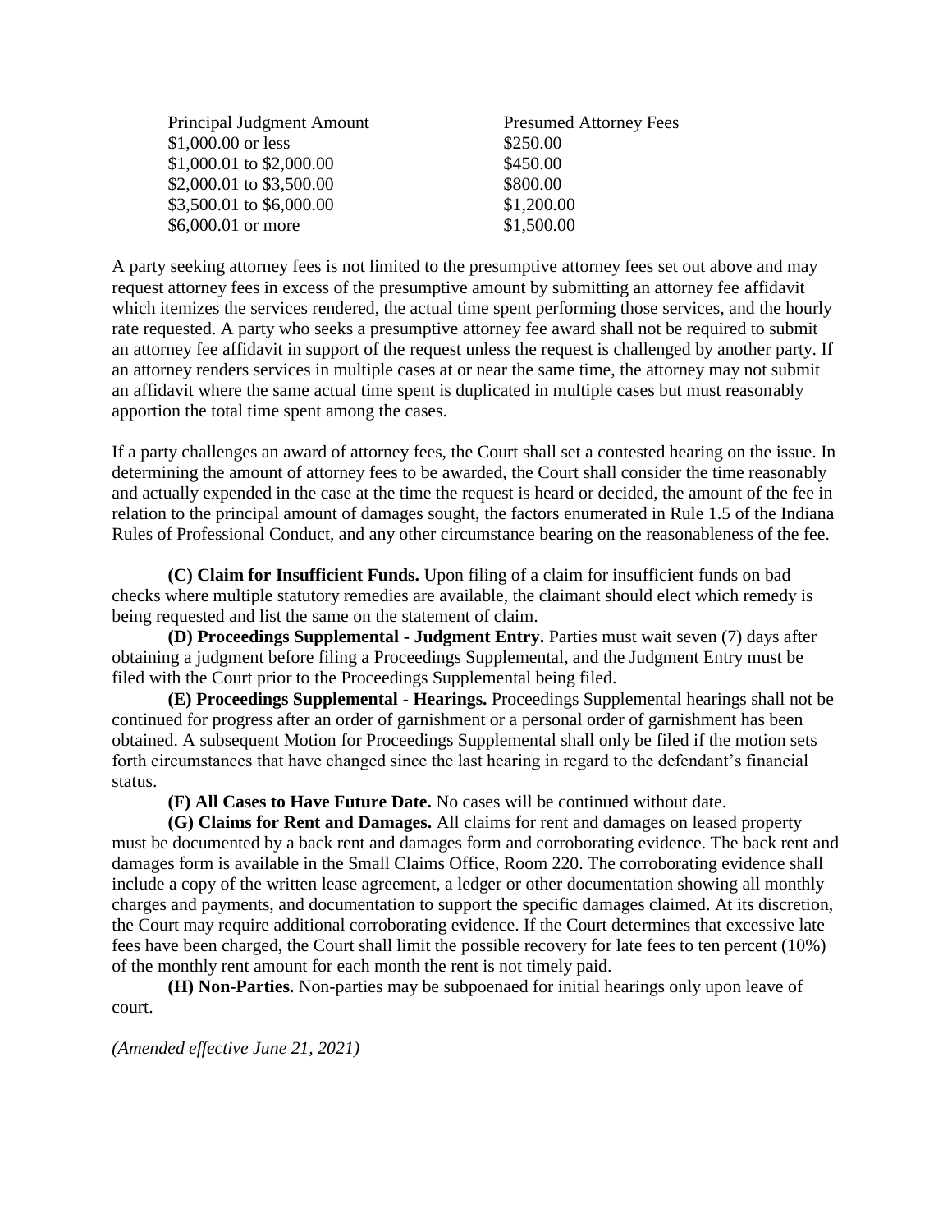| Principal Judgment Amount | Presumed Attorney Fees |
| --- | --- |
| $1,000.00 or less | $250.00 |
| $1,000.01 to $2,000.00 | $450.00 |
| $2,000.01 to $3,500.00 | $800.00 |
| $3,500.01 to $6,000.00 | $1,200.00 |
| $6,000.01 or more | $1,500.00 |

A party seeking attorney fees is not limited to the presumptive attorney fees set out above and may request attorney fees in excess of the presumptive amount by submitting an attorney fee affidavit which itemizes the services rendered, the actual time spent performing those services, and the hourly rate requested. A party who seeks a presumptive attorney fee award shall not be required to submit an attorney fee affidavit in support of the request unless the request is challenged by another party. If an attorney renders services in multiple cases at or near the same time, the attorney may not submit an affidavit where the same actual time spent is duplicated in multiple cases but must reasonably apportion the total time spent among the cases.

If a party challenges an award of attorney fees, the Court shall set a contested hearing on the issue. In determining the amount of attorney fees to be awarded, the Court shall consider the time reasonably and actually expended in the case at the time the request is heard or decided, the amount of the fee in relation to the principal amount of damages sought, the factors enumerated in Rule 1.5 of the Indiana Rules of Professional Conduct, and any other circumstance bearing on the reasonableness of the fee.

**(C) Claim for Insufficient Funds.** Upon filing of a claim for insufficient funds on bad checks where multiple statutory remedies are available, the claimant should elect which remedy is being requested and list the same on the statement of claim.

**(D) Proceedings Supplemental - Judgment Entry.** Parties must wait seven (7) days after obtaining a judgment before filing a Proceedings Supplemental, and the Judgment Entry must be filed with the Court prior to the Proceedings Supplemental being filed.

**(E) Proceedings Supplemental - Hearings.** Proceedings Supplemental hearings shall not be continued for progress after an order of garnishment or a personal order of garnishment has been obtained. A subsequent Motion for Proceedings Supplemental shall only be filed if the motion sets forth circumstances that have changed since the last hearing in regard to the defendant's financial status.

**(F) All Cases to Have Future Date.** No cases will be continued without date.

**(G) Claims for Rent and Damages.** All claims for rent and damages on leased property must be documented by a back rent and damages form and corroborating evidence. The back rent and damages form is available in the Small Claims Office, Room 220. The corroborating evidence shall include a copy of the written lease agreement, a ledger or other documentation showing all monthly charges and payments, and documentation to support the specific damages claimed. At its discretion, the Court may require additional corroborating evidence. If the Court determines that excessive late fees have been charged, the Court shall limit the possible recovery for late fees to ten percent (10%) of the monthly rent amount for each month the rent is not timely paid.

**(H) Non-Parties.** Non-parties may be subpoenaed for initial hearings only upon leave of court.

*(Amended effective June 21, 2021)*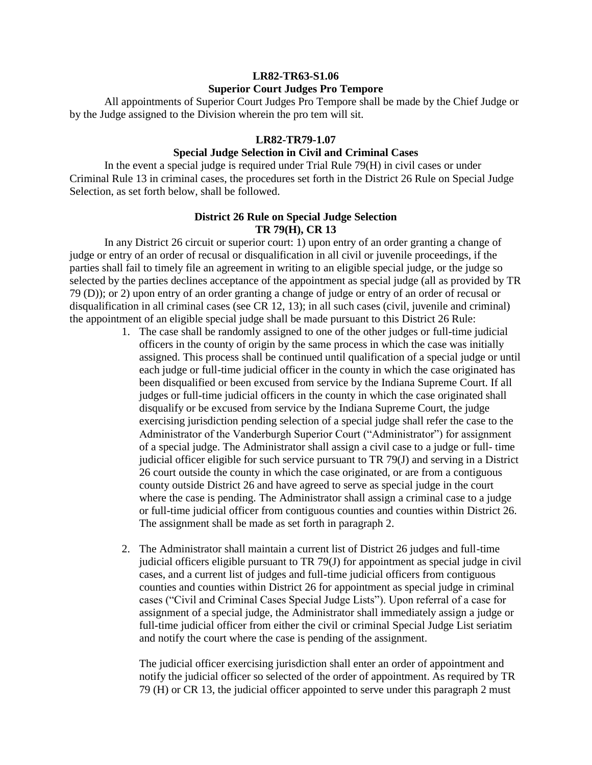**LR82-TR63-S1.06**
**Superior Court Judges Pro Tempore**

All appointments of Superior Court Judges Pro Tempore shall be made by the Chief Judge or by the Judge assigned to the Division wherein the pro tem will sit.

**LR82-TR79-1.07**
**Special Judge Selection in Civil and Criminal Cases**

In the event a special judge is required under Trial Rule 79(H) in civil cases or under Criminal Rule 13 in criminal cases, the procedures set forth in the District 26 Rule on Special Judge Selection, as set forth below, shall be followed.

**District 26 Rule on Special Judge Selection**
**TR 79(H), CR 13**

In any District 26 circuit or superior court: 1) upon entry of an order granting a change of judge or entry of an order of recusal or disqualification in all civil or juvenile proceedings, if the parties shall fail to timely file an agreement in writing to an eligible special judge, or the judge so selected by the parties declines acceptance of the appointment as special judge (all as provided by TR 79 (D)); or 2) upon entry of an order granting a change of judge or entry of an order of recusal or disqualification in all criminal cases (see CR 12, 13); in all such cases (civil, juvenile and criminal) the appointment of an eligible special judge shall be made pursuant to this District 26 Rule:

1. The case shall be randomly assigned to one of the other judges or full-time judicial officers in the county of origin by the same process in which the case was initially assigned. This process shall be continued until qualification of a special judge or until each judge or full-time judicial officer in the county in which the case originated has been disqualified or been excused from service by the Indiana Supreme Court. If all judges or full-time judicial officers in the county in which the case originated shall disqualify or be excused from service by the Indiana Supreme Court, the judge exercising jurisdiction pending selection of a special judge shall refer the case to the Administrator of the Vanderburgh Superior Court ("Administrator") for assignment of a special judge. The Administrator shall assign a civil case to a judge or full- time judicial officer eligible for such service pursuant to TR 79(J) and serving in a District 26 court outside the county in which the case originated, or are from a contiguous county outside District 26 and have agreed to serve as special judge in the court where the case is pending. The Administrator shall assign a criminal case to a judge or full-time judicial officer from contiguous counties and counties within District 26. The assignment shall be made as set forth in paragraph 2.

2. The Administrator shall maintain a current list of District 26 judges and full-time judicial officers eligible pursuant to TR 79(J) for appointment as special judge in civil cases, and a current list of judges and full-time judicial officers from contiguous counties and counties within District 26 for appointment as special judge in criminal cases ("Civil and Criminal Cases Special Judge Lists"). Upon referral of a case for assignment of a special judge, the Administrator shall immediately assign a judge or full-time judicial officer from either the civil or criminal Special Judge List seriatim and notify the court where the case is pending of the assignment.

   The judicial officer exercising jurisdiction shall enter an order of appointment and notify the judicial officer so selected of the order of appointment. As required by TR 79 (H) or CR 13, the judicial officer appointed to serve under this paragraph 2 must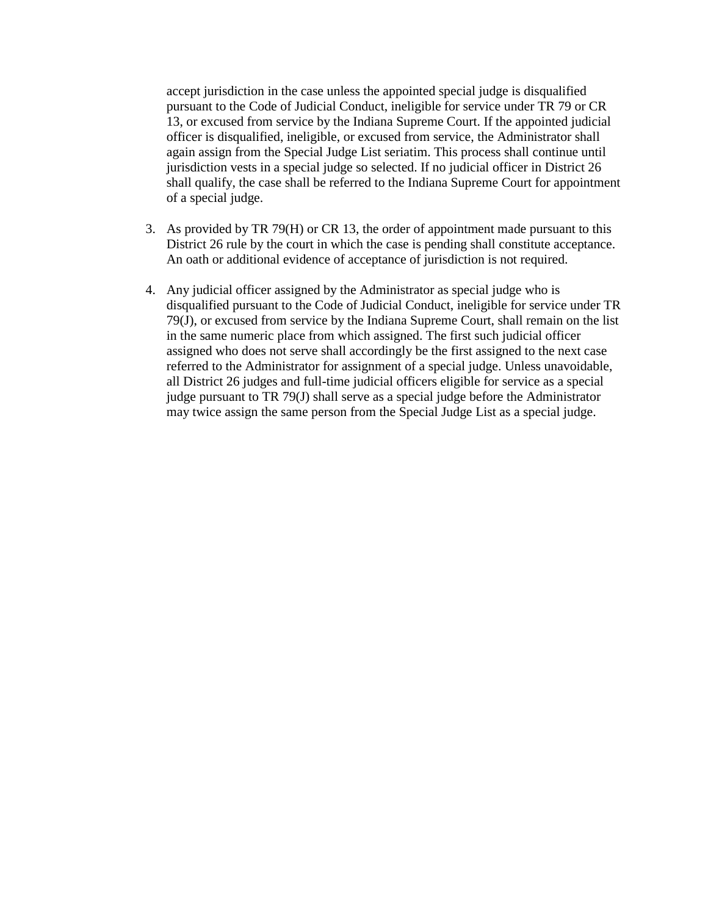accept jurisdiction in the case unless the appointed special judge is disqualified pursuant to the Code of Judicial Conduct, ineligible for service under TR 79 or CR 13, or excused from service by the Indiana Supreme Court. If the appointed judicial officer is disqualified, ineligible, or excused from service, the Administrator shall again assign from the Special Judge List seriatim. This process shall continue until jurisdiction vests in a special judge so selected. If no judicial officer in District 26 shall qualify, the case shall be referred to the Indiana Supreme Court for appointment of a special judge.

3. As provided by TR 79(H) or CR 13, the order of appointment made pursuant to this District 26 rule by the court in which the case is pending shall constitute acceptance. An oath or additional evidence of acceptance of jurisdiction is not required.

4. Any judicial officer assigned by the Administrator as special judge who is disqualified pursuant to the Code of Judicial Conduct, ineligible for service under TR 79(J), or excused from service by the Indiana Supreme Court, shall remain on the list in the same numeric place from which assigned. The first such judicial officer assigned who does not serve shall accordingly be the first assigned to the next case referred to the Administrator for assignment of a special judge. Unless unavoidable, all District 26 judges and full-time judicial officers eligible for service as a special judge pursuant to TR 79(J) shall serve as a special judge before the Administrator may twice assign the same person from the Special Judge List as a special judge.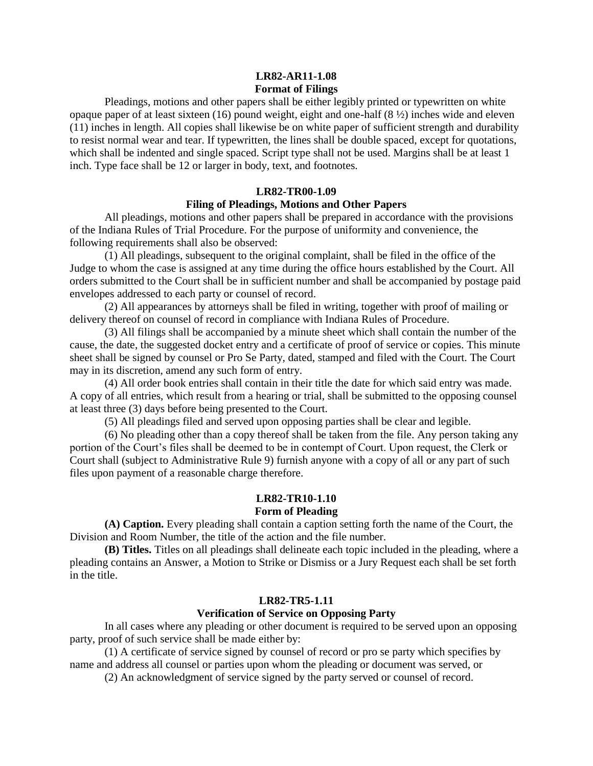**LR82-AR11-1.08**
**Format of Filings**

Pleadings, motions and other papers shall be either legibly printed or typewritten on white opaque paper of at least sixteen (16) pound weight, eight and one-half (8 ½) inches wide and eleven (11) inches in length. All copies shall likewise be on white paper of sufficient strength and durability to resist normal wear and tear. If typewritten, the lines shall be double spaced, except for quotations, which shall be indented and single spaced. Script type shall not be used. Margins shall be at least 1 inch. Type face shall be 12 or larger in body, text, and footnotes.

**LR82-TR00-1.09**
**Filing of Pleadings, Motions and Other Papers**

All pleadings, motions and other papers shall be prepared in accordance with the provisions of the Indiana Rules of Trial Procedure. For the purpose of uniformity and convenience, the following requirements shall also be observed:

(1) All pleadings, subsequent to the original complaint, shall be filed in the office of the Judge to whom the case is assigned at any time during the office hours established by the Court. All orders submitted to the Court shall be in sufficient number and shall be accompanied by postage paid envelopes addressed to each party or counsel of record.

(2) All appearances by attorneys shall be filed in writing, together with proof of mailing or delivery thereof on counsel of record in compliance with Indiana Rules of Procedure.

(3) All filings shall be accompanied by a minute sheet which shall contain the number of the cause, the date, the suggested docket entry and a certificate of proof of service or copies. This minute sheet shall be signed by counsel or Pro Se Party, dated, stamped and filed with the Court. The Court may in its discretion, amend any such form of entry.

(4) All order book entries shall contain in their title the date for which said entry was made. A copy of all entries, which result from a hearing or trial, shall be submitted to the opposing counsel at least three (3) days before being presented to the Court.

(5) All pleadings filed and served upon opposing parties shall be clear and legible.

(6) No pleading other than a copy thereof shall be taken from the file. Any person taking any portion of the Court's files shall be deemed to be in contempt of Court. Upon request, the Clerk or Court shall (subject to Administrative Rule 9) furnish anyone with a copy of all or any part of such files upon payment of a reasonable charge therefore.

**LR82-TR10-1.10**
**Form of Pleading**

**(A) Caption.** Every pleading shall contain a caption setting forth the name of the Court, the Division and Room Number, the title of the action and the file number.

**(B) Titles.** Titles on all pleadings shall delineate each topic included in the pleading, where a pleading contains an Answer, a Motion to Strike or Dismiss or a Jury Request each shall be set forth in the title.

**LR82-TR5-1.11**
**Verification of Service on Opposing Party**

In all cases where any pleading or other document is required to be served upon an opposing party, proof of such service shall be made either by:

(1) A certificate of service signed by counsel of record or pro se party which specifies by name and address all counsel or parties upon whom the pleading or document was served, or

(2) An acknowledgment of service signed by the party served or counsel of record.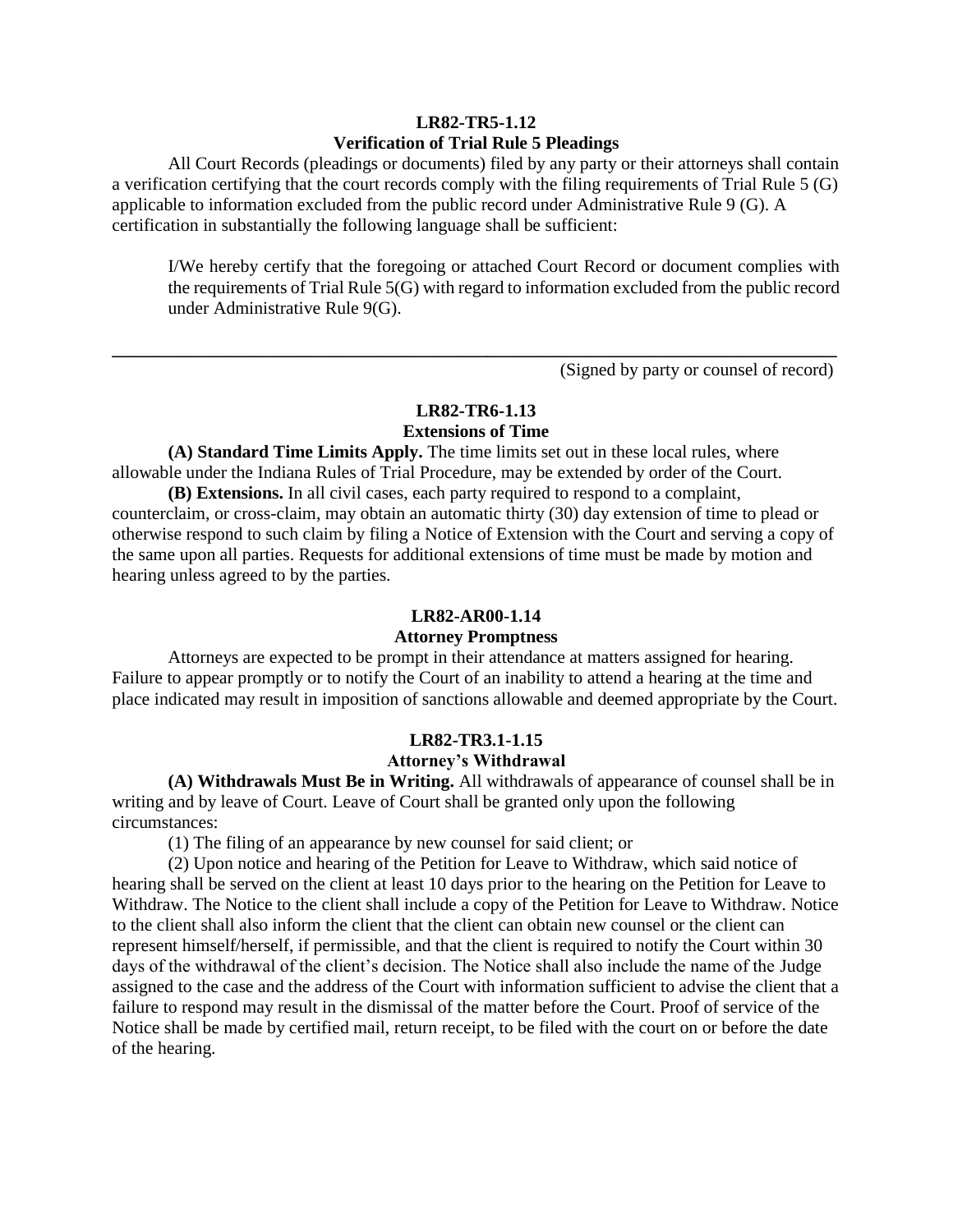### LR82-TR5-1.12
### Verification of Trial Rule 5 Pleadings

All Court Records (pleadings or documents) filed by any party or their attorneys shall contain a verification certifying that the court records comply with the filing requirements of Trial Rule 5 (G) applicable to information excluded from the public record under Administrative Rule 9 (G). A certification in substantially the following language shall be sufficient:

> I/We hereby certify that the foregoing or attached Court Record or document complies with the requirements of Trial Rule 5(G) with regard to information excluded from the public record under Administrative Rule 9(G).

\_\_\_\_\_\_\_\_\_\_\_\_\_\_\_\_\_\_\_\_\_\_\_\_\_\_\_\_\_\_\_\_\_\_\_\_\_\_\_\_\_\_\_\_\_\_\_\_

(Signed by party or counsel of record)

### LR82-TR6-1.13
### Extensions of Time

**(A) Standard Time Limits Apply.** The time limits set out in these local rules, where allowable under the Indiana Rules of Trial Procedure, may be extended by order of the Court.

**(B) Extensions.** In all civil cases, each party required to respond to a complaint, counterclaim, or cross-claim, may obtain an automatic thirty (30) day extension of time to plead or otherwise respond to such claim by filing a Notice of Extension with the Court and serving a copy of the same upon all parties. Requests for additional extensions of time must be made by motion and hearing unless agreed to by the parties.

### LR82-AR00-1.14
### Attorney Promptness

Attorneys are expected to be prompt in their attendance at matters assigned for hearing. Failure to appear promptly or to notify the Court of an inability to attend a hearing at the time and place indicated may result in imposition of sanctions allowable and deemed appropriate by the Court.

### LR82-TR3.1-1.15
### Attorney's Withdrawal

**(A) Withdrawals Must Be in Writing.** All withdrawals of appearance of counsel shall be in writing and by leave of Court. Leave of Court shall be granted only upon the following circumstances:

(1) The filing of an appearance by new counsel for said client; or

(2) Upon notice and hearing of the Petition for Leave to Withdraw, which said notice of hearing shall be served on the client at least 10 days prior to the hearing on the Petition for Leave to Withdraw. The Notice to the client shall include a copy of the Petition for Leave to Withdraw. Notice to the client shall also inform the client that the client can obtain new counsel or the client can represent himself/herself, if permissible, and that the client is required to notify the Court within 30 days of the withdrawal of the client's decision. The Notice shall also include the name of the Judge assigned to the case and the address of the Court with information sufficient to advise the client that a failure to respond may result in the dismissal of the matter before the Court. Proof of service of the Notice shall be made by certified mail, return receipt, to be filed with the court on or before the date of the hearing.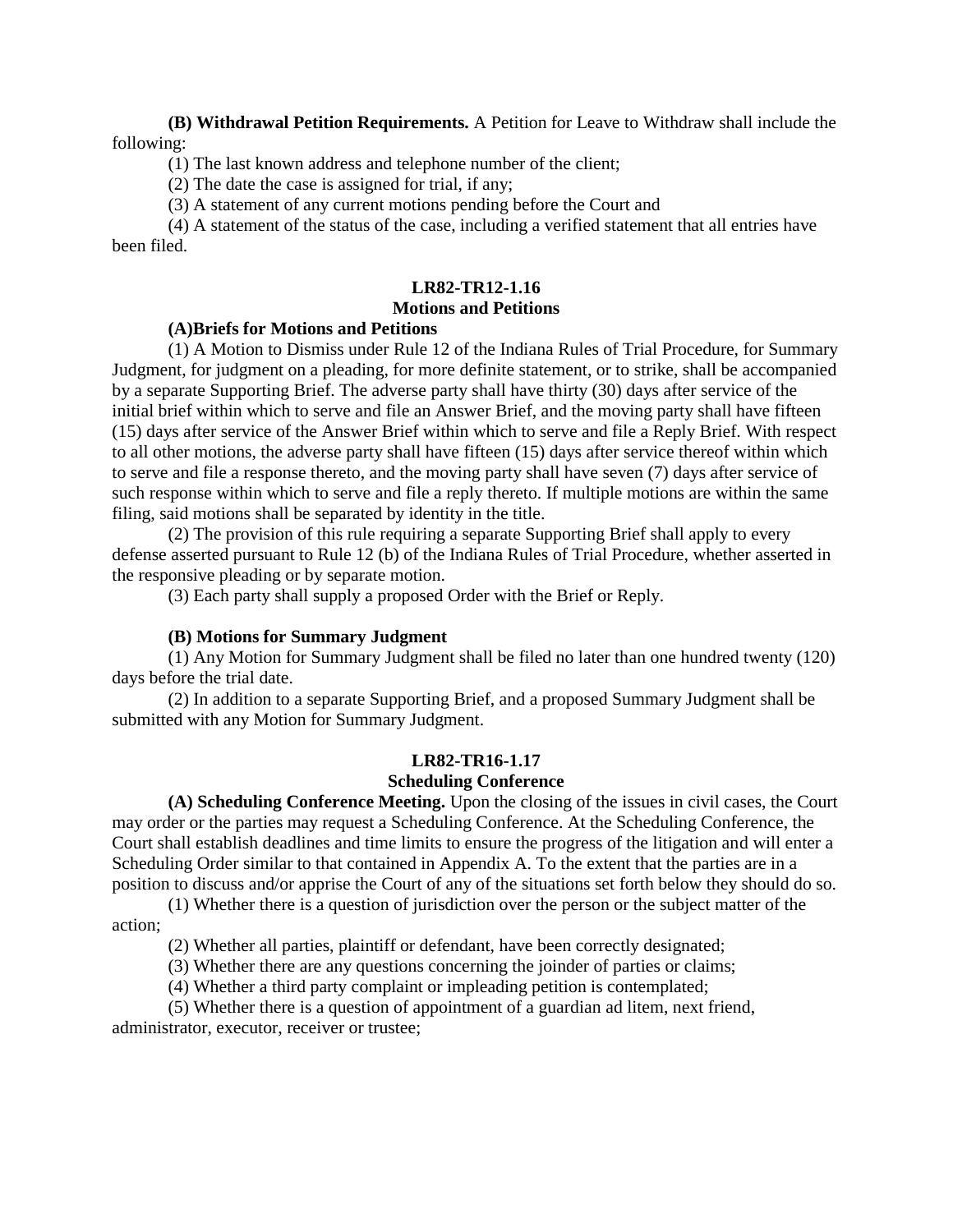**(B) Withdrawal Petition Requirements.** A Petition for Leave to Withdraw shall include the following:

(1) The last known address and telephone number of the client;

(2) The date the case is assigned for trial, if any;

(3) A statement of any current motions pending before the Court and

(4) A statement of the status of the case, including a verified statement that all entries have been filed.

## LR82-TR12-1.16
## Motions and Petitions

**(A)Briefs for Motions and Petitions**

(1) A Motion to Dismiss under Rule 12 of the Indiana Rules of Trial Procedure, for Summary Judgment, for judgment on a pleading, for more definite statement, or to strike, shall be accompanied by a separate Supporting Brief. The adverse party shall have thirty (30) days after service of the initial brief within which to serve and file an Answer Brief, and the moving party shall have fifteen (15) days after service of the Answer Brief within which to serve and file a Reply Brief. With respect to all other motions, the adverse party shall have fifteen (15) days after service thereof within which to serve and file a response thereto, and the moving party shall have seven (7) days after service of such response within which to serve and file a reply thereto. If multiple motions are within the same filing, said motions shall be separated by identity in the title.

(2) The provision of this rule requiring a separate Supporting Brief shall apply to every defense asserted pursuant to Rule 12 (b) of the Indiana Rules of Trial Procedure, whether asserted in the responsive pleading or by separate motion.

(3) Each party shall supply a proposed Order with the Brief or Reply.

**(B) Motions for Summary Judgment**

(1) Any Motion for Summary Judgment shall be filed no later than one hundred twenty (120) days before the trial date.

(2) In addition to a separate Supporting Brief, and a proposed Summary Judgment shall be submitted with any Motion for Summary Judgment.

## LR82-TR16-1.17
## Scheduling Conference

**(A) Scheduling Conference Meeting.** Upon the closing of the issues in civil cases, the Court may order or the parties may request a Scheduling Conference. At the Scheduling Conference, the Court shall establish deadlines and time limits to ensure the progress of the litigation and will enter a Scheduling Order similar to that contained in Appendix A. To the extent that the parties are in a position to discuss and/or apprise the Court of any of the situations set forth below they should do so.

(1) Whether there is a question of jurisdiction over the person or the subject matter of the action;

(2) Whether all parties, plaintiff or defendant, have been correctly designated;

(3) Whether there are any questions concerning the joinder of parties or claims;

(4) Whether a third party complaint or impleading petition is contemplated;

(5) Whether there is a question of appointment of a guardian ad litem, next friend, administrator, executor, receiver or trustee;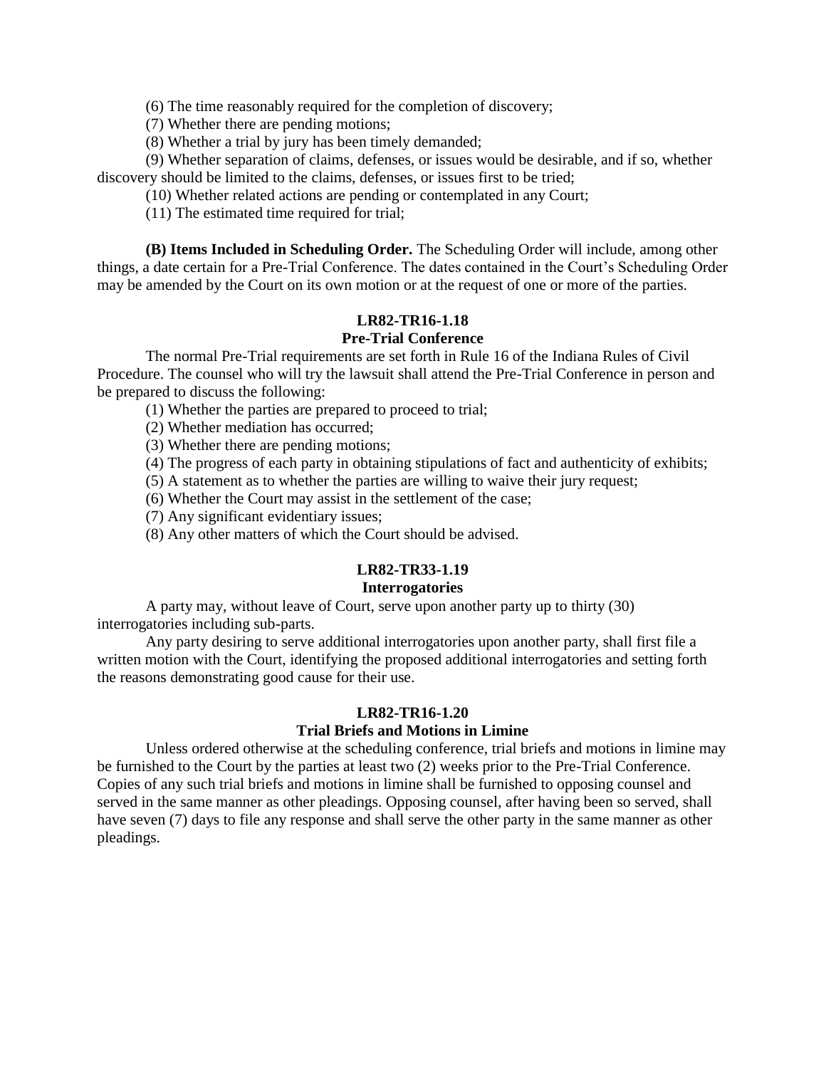(6) The time reasonably required for the completion of discovery;

(7) Whether there are pending motions;

(8) Whether a trial by jury has been timely demanded;

(9) Whether separation of claims, defenses, or issues would be desirable, and if so, whether discovery should be limited to the claims, defenses, or issues first to be tried;

(10) Whether related actions are pending or contemplated in any Court;

(11) The estimated time required for trial;

**(B) Items Included in Scheduling Order.** The Scheduling Order will include, among other things, a date certain for a Pre-Trial Conference. The dates contained in the Court's Scheduling Order may be amended by the Court on its own motion or at the request of one or more of the parties.

## LR82-TR16-1.18
## Pre-Trial Conference

The normal Pre-Trial requirements are set forth in Rule 16 of the Indiana Rules of Civil Procedure. The counsel who will try the lawsuit shall attend the Pre-Trial Conference in person and be prepared to discuss the following:

(1) Whether the parties are prepared to proceed to trial;

(2) Whether mediation has occurred;

(3) Whether there are pending motions;

(4) The progress of each party in obtaining stipulations of fact and authenticity of exhibits;

(5) A statement as to whether the parties are willing to waive their jury request;

(6) Whether the Court may assist in the settlement of the case;

(7) Any significant evidentiary issues;

(8) Any other matters of which the Court should be advised.

## LR82-TR33-1.19
## Interrogatories

A party may, without leave of Court, serve upon another party up to thirty (30) interrogatories including sub-parts.

Any party desiring to serve additional interrogatories upon another party, shall first file a written motion with the Court, identifying the proposed additional interrogatories and setting forth the reasons demonstrating good cause for their use.

## LR82-TR16-1.20
## Trial Briefs and Motions in Limine

Unless ordered otherwise at the scheduling conference, trial briefs and motions in limine may be furnished to the Court by the parties at least two (2) weeks prior to the Pre-Trial Conference. Copies of any such trial briefs and motions in limine shall be furnished to opposing counsel and served in the same manner as other pleadings. Opposing counsel, after having been so served, shall have seven (7) days to file any response and shall serve the other party in the same manner as other pleadings.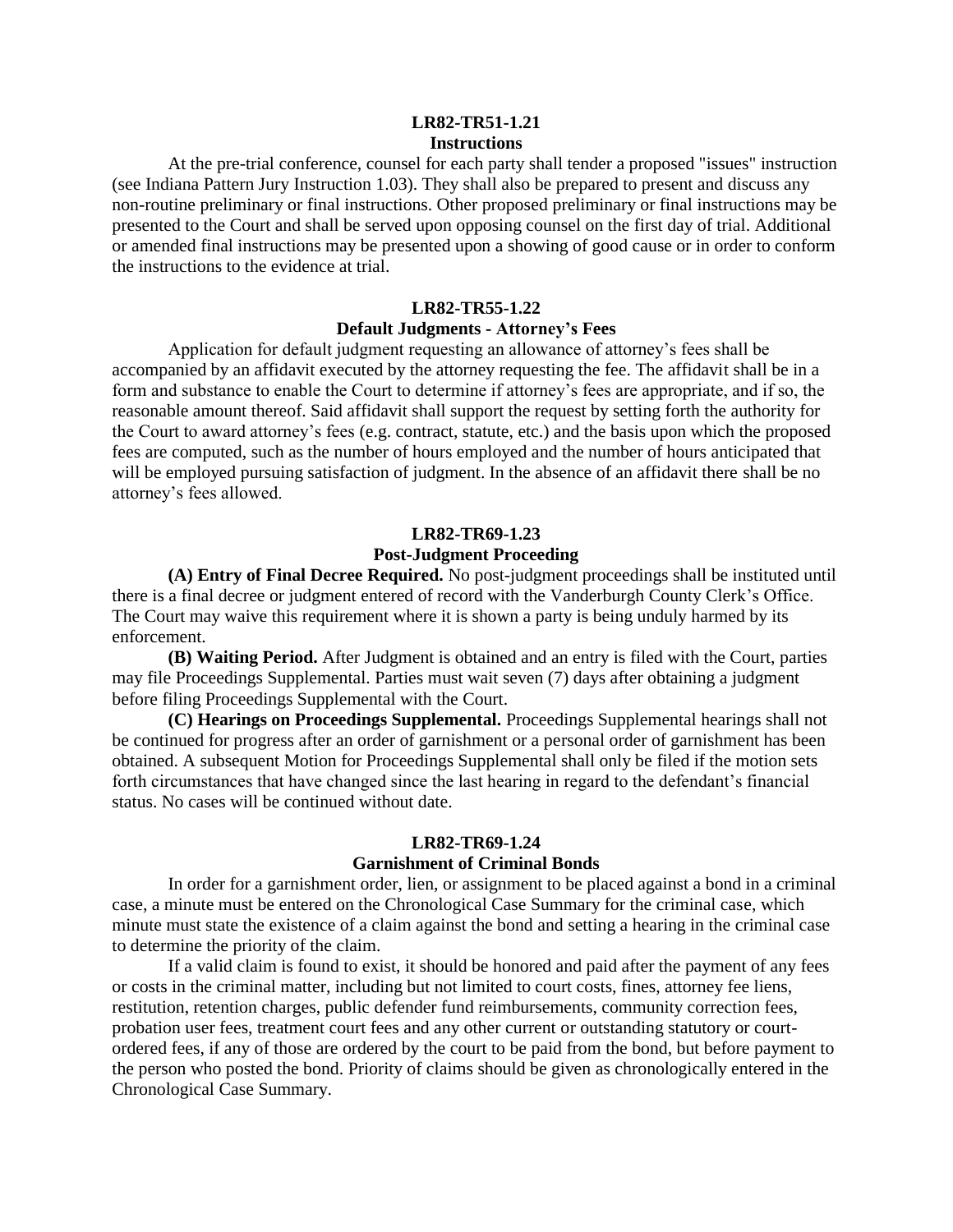## LR82-TR51-1.21
## Instructions

At the pre-trial conference, counsel for each party shall tender a proposed "issues" instruction (see Indiana Pattern Jury Instruction 1.03). They shall also be prepared to present and discuss any non-routine preliminary or final instructions. Other proposed preliminary or final instructions may be presented to the Court and shall be served upon opposing counsel on the first day of trial. Additional or amended final instructions may be presented upon a showing of good cause or in order to conform the instructions to the evidence at trial.

## LR82-TR55-1.22
## Default Judgments - Attorney's Fees

Application for default judgment requesting an allowance of attorney's fees shall be accompanied by an affidavit executed by the attorney requesting the fee. The affidavit shall be in a form and substance to enable the Court to determine if attorney's fees are appropriate, and if so, the reasonable amount thereof. Said affidavit shall support the request by setting forth the authority for the Court to award attorney's fees (e.g. contract, statute, etc.) and the basis upon which the proposed fees are computed, such as the number of hours employed and the number of hours anticipated that will be employed pursuing satisfaction of judgment. In the absence of an affidavit there shall be no attorney's fees allowed.

## LR82-TR69-1.23
## Post-Judgment Proceeding

**(A) Entry of Final Decree Required.** No post-judgment proceedings shall be instituted until there is a final decree or judgment entered of record with the Vanderburgh County Clerk's Office. The Court may waive this requirement where it is shown a party is being unduly harmed by its enforcement.

**(B) Waiting Period.** After Judgment is obtained and an entry is filed with the Court, parties may file Proceedings Supplemental. Parties must wait seven (7) days after obtaining a judgment before filing Proceedings Supplemental with the Court.

**(C) Hearings on Proceedings Supplemental.** Proceedings Supplemental hearings shall not be continued for progress after an order of garnishment or a personal order of garnishment has been obtained. A subsequent Motion for Proceedings Supplemental shall only be filed if the motion sets forth circumstances that have changed since the last hearing in regard to the defendant's financial status. No cases will be continued without date.

## LR82-TR69-1.24
## Garnishment of Criminal Bonds

In order for a garnishment order, lien, or assignment to be placed against a bond in a criminal case, a minute must be entered on the Chronological Case Summary for the criminal case, which minute must state the existence of a claim against the bond and setting a hearing in the criminal case to determine the priority of the claim.

If a valid claim is found to exist, it should be honored and paid after the payment of any fees or costs in the criminal matter, including but not limited to court costs, fines, attorney fee liens, restitution, retention charges, public defender fund reimbursements, community correction fees, probation user fees, treatment court fees and any other current or outstanding statutory or court-ordered fees, if any of those are ordered by the court to be paid from the bond, but before payment to the person who posted the bond. Priority of claims should be given as chronologically entered in the Chronological Case Summary.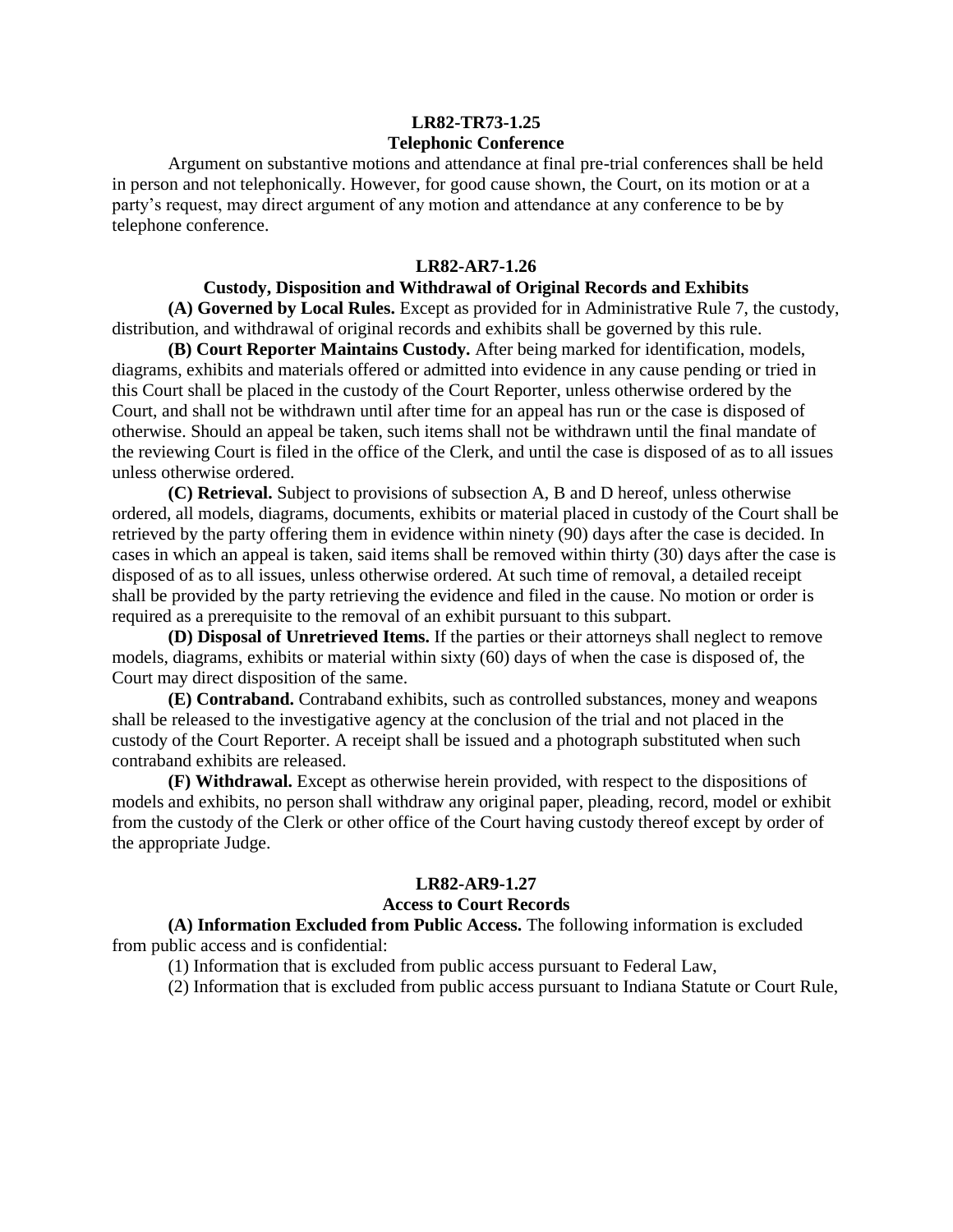**LR82-TR73-1.25**
**Telephonic Conference**

Argument on substantive motions and attendance at final pre-trial conferences shall be held in person and not telephonically. However, for good cause shown, the Court, on its motion or at a party's request, may direct argument of any motion and attendance at any conference to be by telephone conference.

**LR82-AR7-1.26**
**Custody, Disposition and Withdrawal of Original Records and Exhibits**

**(A) Governed by Local Rules.** Except as provided for in Administrative Rule 7, the custody, distribution, and withdrawal of original records and exhibits shall be governed by this rule.

**(B) Court Reporter Maintains Custody.** After being marked for identification, models, diagrams, exhibits and materials offered or admitted into evidence in any cause pending or tried in this Court shall be placed in the custody of the Court Reporter, unless otherwise ordered by the Court, and shall not be withdrawn until after time for an appeal has run or the case is disposed of otherwise. Should an appeal be taken, such items shall not be withdrawn until the final mandate of the reviewing Court is filed in the office of the Clerk, and until the case is disposed of as to all issues unless otherwise ordered.

**(C) Retrieval.** Subject to provisions of subsection A, B and D hereof, unless otherwise ordered, all models, diagrams, documents, exhibits or material placed in custody of the Court shall be retrieved by the party offering them in evidence within ninety (90) days after the case is decided. In cases in which an appeal is taken, said items shall be removed within thirty (30) days after the case is disposed of as to all issues, unless otherwise ordered. At such time of removal, a detailed receipt shall be provided by the party retrieving the evidence and filed in the cause. No motion or order is required as a prerequisite to the removal of an exhibit pursuant to this subpart.

**(D) Disposal of Unretrieved Items.** If the parties or their attorneys shall neglect to remove models, diagrams, exhibits or material within sixty (60) days of when the case is disposed of, the Court may direct disposition of the same.

**(E) Contraband.** Contraband exhibits, such as controlled substances, money and weapons shall be released to the investigative agency at the conclusion of the trial and not placed in the custody of the Court Reporter. A receipt shall be issued and a photograph substituted when such contraband exhibits are released.

**(F) Withdrawal.** Except as otherwise herein provided, with respect to the dispositions of models and exhibits, no person shall withdraw any original paper, pleading, record, model or exhibit from the custody of the Clerk or other office of the Court having custody thereof except by order of the appropriate Judge.

**LR82-AR9-1.27**
**Access to Court Records**

**(A) Information Excluded from Public Access.** The following information is excluded from public access and is confidential:

(1) Information that is excluded from public access pursuant to Federal Law,

(2) Information that is excluded from public access pursuant to Indiana Statute or Court Rule,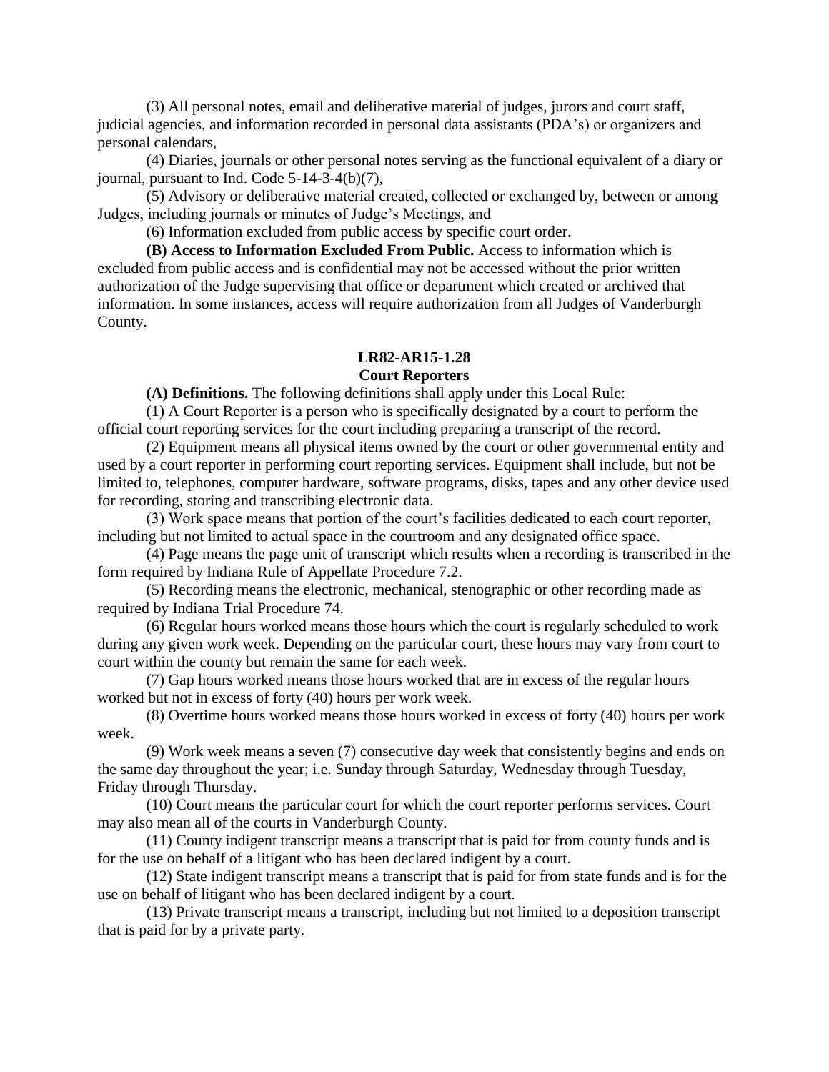(3) All personal notes, email and deliberative material of judges, jurors and court staff, judicial agencies, and information recorded in personal data assistants (PDA's) or organizers and personal calendars,

(4) Diaries, journals or other personal notes serving as the functional equivalent of a diary or journal, pursuant to Ind. Code 5-14-3-4(b)(7),

(5) Advisory or deliberative material created, collected or exchanged by, between or among Judges, including journals or minutes of Judge's Meetings, and

(6) Information excluded from public access by specific court order.

**(B) Access to Information Excluded From Public.** Access to information which is excluded from public access and is confidential may not be accessed without the prior written authorization of the Judge supervising that office or department which created or archived that information. In some instances, access will require authorization from all Judges of Vanderburgh County.

## LR82-AR15-1.28
## Court Reporters

**(A) Definitions.** The following definitions shall apply under this Local Rule:

(1) A Court Reporter is a person who is specifically designated by a court to perform the official court reporting services for the court including preparing a transcript of the record.

(2) Equipment means all physical items owned by the court or other governmental entity and used by a court reporter in performing court reporting services. Equipment shall include, but not be limited to, telephones, computer hardware, software programs, disks, tapes and any other device used for recording, storing and transcribing electronic data.

(3) Work space means that portion of the court's facilities dedicated to each court reporter, including but not limited to actual space in the courtroom and any designated office space.

(4) Page means the page unit of transcript which results when a recording is transcribed in the form required by Indiana Rule of Appellate Procedure 7.2.

(5) Recording means the electronic, mechanical, stenographic or other recording made as required by Indiana Trial Procedure 74.

(6) Regular hours worked means those hours which the court is regularly scheduled to work during any given work week. Depending on the particular court, these hours may vary from court to court within the county but remain the same for each week.

(7) Gap hours worked means those hours worked that are in excess of the regular hours worked but not in excess of forty (40) hours per work week.

(8) Overtime hours worked means those hours worked in excess of forty (40) hours per work week.

(9) Work week means a seven (7) consecutive day week that consistently begins and ends on the same day throughout the year; i.e. Sunday through Saturday, Wednesday through Tuesday, Friday through Thursday.

(10) Court means the particular court for which the court reporter performs services. Court may also mean all of the courts in Vanderburgh County.

(11) County indigent transcript means a transcript that is paid for from county funds and is for the use on behalf of a litigant who has been declared indigent by a court.

(12) State indigent transcript means a transcript that is paid for from state funds and is for the use on behalf of litigant who has been declared indigent by a court.

(13) Private transcript means a transcript, including but not limited to a deposition transcript that is paid for by a private party.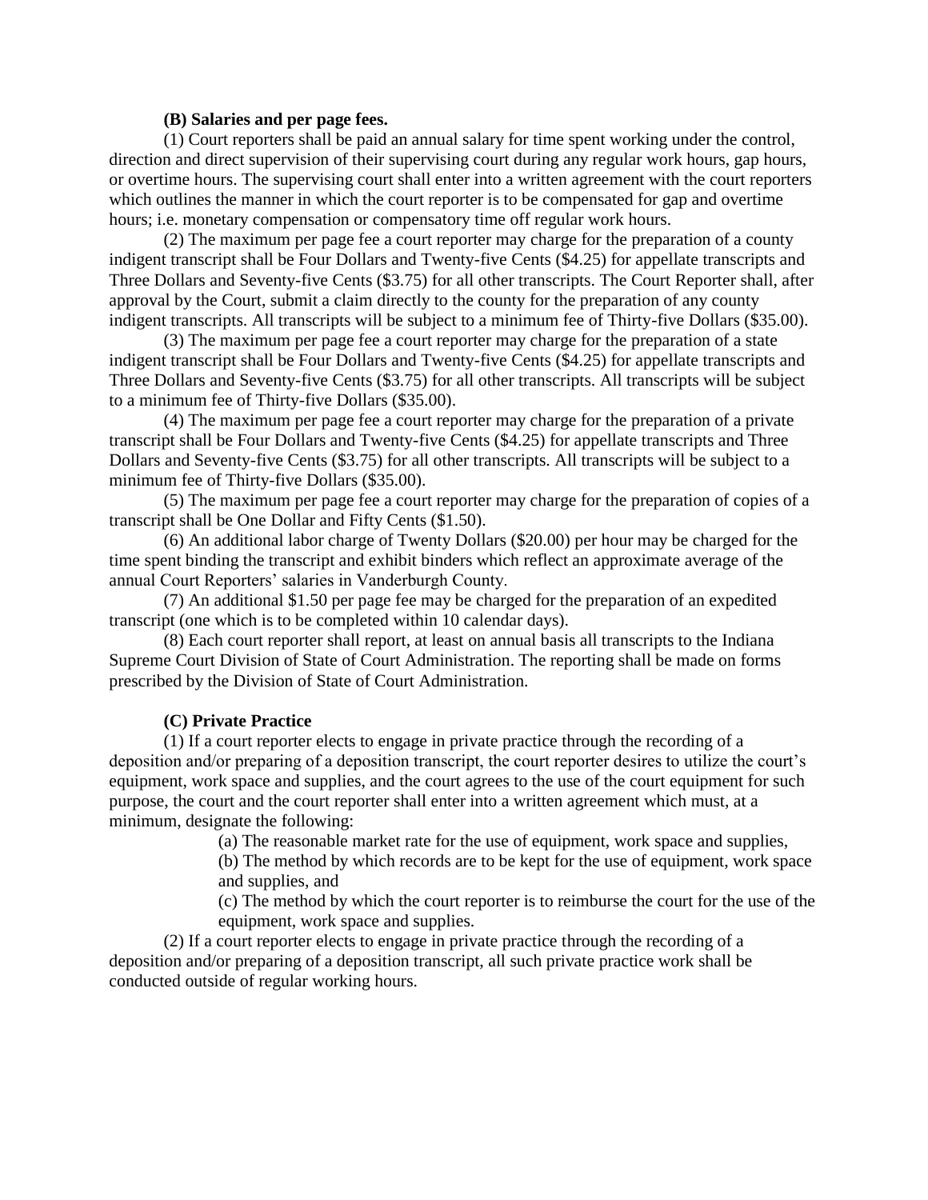**(B) Salaries and per page fees.**

(1) Court reporters shall be paid an annual salary for time spent working under the control, direction and direct supervision of their supervising court during any regular work hours, gap hours, or overtime hours. The supervising court shall enter into a written agreement with the court reporters which outlines the manner in which the court reporter is to be compensated for gap and overtime hours; i.e. monetary compensation or compensatory time off regular work hours.

(2) The maximum per page fee a court reporter may charge for the preparation of a county indigent transcript shall be Four Dollars and Twenty-five Cents ($4.25) for appellate transcripts and Three Dollars and Seventy-five Cents ($3.75) for all other transcripts. The Court Reporter shall, after approval by the Court, submit a claim directly to the county for the preparation of any county indigent transcripts. All transcripts will be subject to a minimum fee of Thirty-five Dollars ($35.00).

(3) The maximum per page fee a court reporter may charge for the preparation of a state indigent transcript shall be Four Dollars and Twenty-five Cents ($4.25) for appellate transcripts and Three Dollars and Seventy-five Cents ($3.75) for all other transcripts. All transcripts will be subject to a minimum fee of Thirty-five Dollars ($35.00).

(4) The maximum per page fee a court reporter may charge for the preparation of a private transcript shall be Four Dollars and Twenty-five Cents ($4.25) for appellate transcripts and Three Dollars and Seventy-five Cents ($3.75) for all other transcripts. All transcripts will be subject to a minimum fee of Thirty-five Dollars ($35.00).

(5) The maximum per page fee a court reporter may charge for the preparation of copies of a transcript shall be One Dollar and Fifty Cents ($1.50).

(6) An additional labor charge of Twenty Dollars ($20.00) per hour may be charged for the time spent binding the transcript and exhibit binders which reflect an approximate average of the annual Court Reporters' salaries in Vanderburgh County.

(7) An additional $1.50 per page fee may be charged for the preparation of an expedited transcript (one which is to be completed within 10 calendar days).

(8) Each court reporter shall report, at least on annual basis all transcripts to the Indiana Supreme Court Division of State of Court Administration. The reporting shall be made on forms prescribed by the Division of State of Court Administration.

**(C) Private Practice**

(1) If a court reporter elects to engage in private practice through the recording of a deposition and/or preparing of a deposition transcript, the court reporter desires to utilize the court's equipment, work space and supplies, and the court agrees to the use of the court equipment for such purpose, the court and the court reporter shall enter into a written agreement which must, at a minimum, designate the following:

(a) The reasonable market rate for the use of equipment, work space and supplies,

(b) The method by which records are to be kept for the use of equipment, work space and supplies, and

(c) The method by which the court reporter is to reimburse the court for the use of the equipment, work space and supplies.

(2) If a court reporter elects to engage in private practice through the recording of a deposition and/or preparing of a deposition transcript, all such private practice work shall be conducted outside of regular working hours.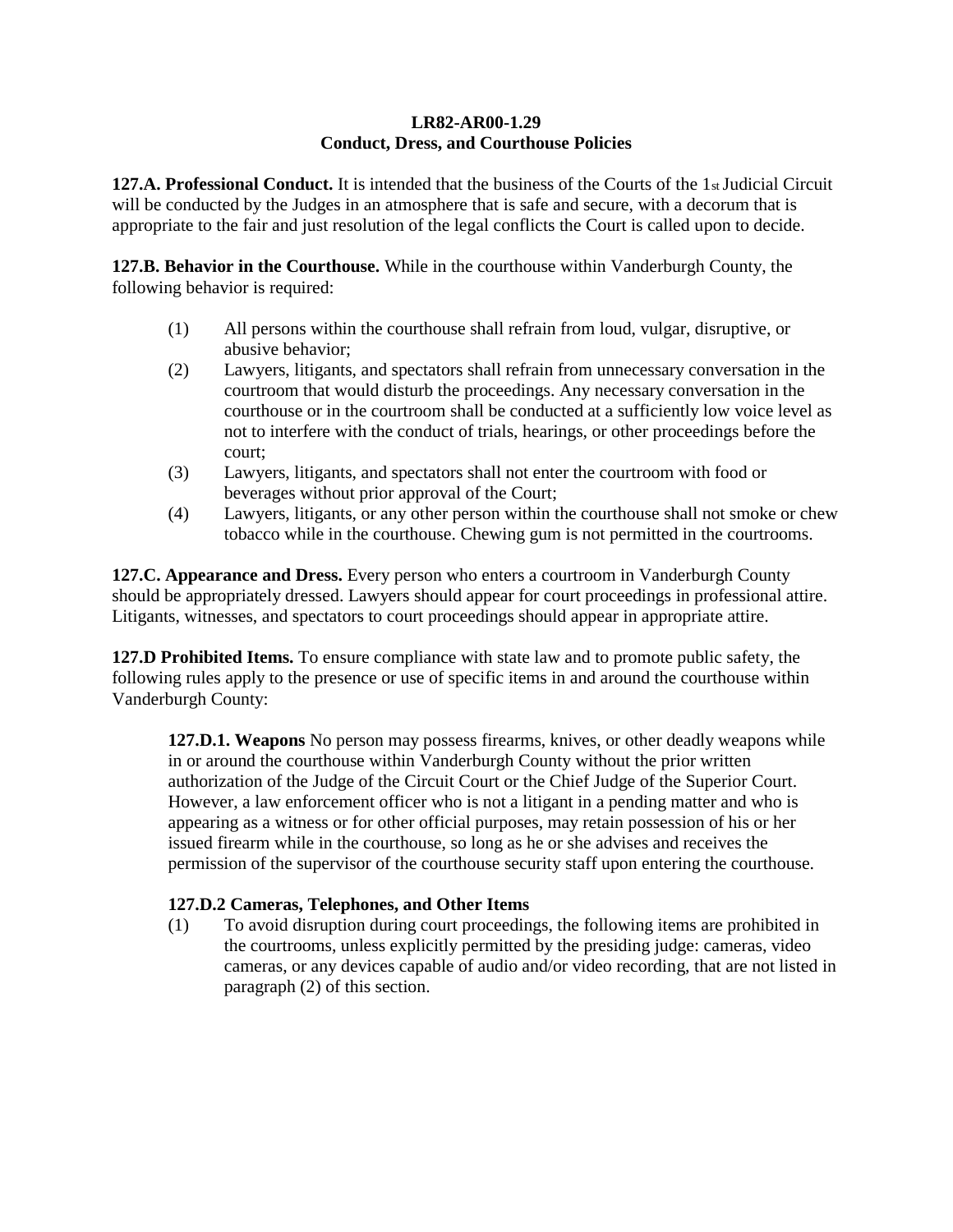**LR82-AR00-1.29**
**Conduct, Dress, and Courthouse Policies**

**127.A. Professional Conduct.** It is intended that the business of the Courts of the 1st Judicial Circuit will be conducted by the Judges in an atmosphere that is safe and secure, with a decorum that is appropriate to the fair and just resolution of the legal conflicts the Court is called upon to decide.

**127.B. Behavior in the Courthouse.** While in the courthouse within Vanderburgh County, the following behavior is required:

(1) All persons within the courthouse shall refrain from loud, vulgar, disruptive, or abusive behavior;
(2) Lawyers, litigants, and spectators shall refrain from unnecessary conversation in the courtroom that would disturb the proceedings. Any necessary conversation in the courthouse or in the courtroom shall be conducted at a sufficiently low voice level as not to interfere with the conduct of trials, hearings, or other proceedings before the court;
(3) Lawyers, litigants, and spectators shall not enter the courtroom with food or beverages without prior approval of the Court;
(4) Lawyers, litigants, or any other person within the courthouse shall not smoke or chew tobacco while in the courthouse. Chewing gum is not permitted in the courtrooms.

**127.C. Appearance and Dress.** Every person who enters a courtroom in Vanderburgh County should be appropriately dressed. Lawyers should appear for court proceedings in professional attire. Litigants, witnesses, and spectators to court proceedings should appear in appropriate attire.

**127.D Prohibited Items.** To ensure compliance with state law and to promote public safety, the following rules apply to the presence or use of specific items in and around the courthouse within Vanderburgh County:

**127.D.1. Weapons** No person may possess firearms, knives, or other deadly weapons while in or around the courthouse within Vanderburgh County without the prior written authorization of the Judge of the Circuit Court or the Chief Judge of the Superior Court. However, a law enforcement officer who is not a litigant in a pending matter and who is appearing as a witness or for other official purposes, may retain possession of his or her issued firearm while in the courthouse, so long as he or she advises and receives the permission of the supervisor of the courthouse security staff upon entering the courthouse.

**127.D.2 Cameras, Telephones, and Other Items**

(1) To avoid disruption during court proceedings, the following items are prohibited in the courtrooms, unless explicitly permitted by the presiding judge: cameras, video cameras, or any devices capable of audio and/or video recording, that are not listed in paragraph (2) of this section.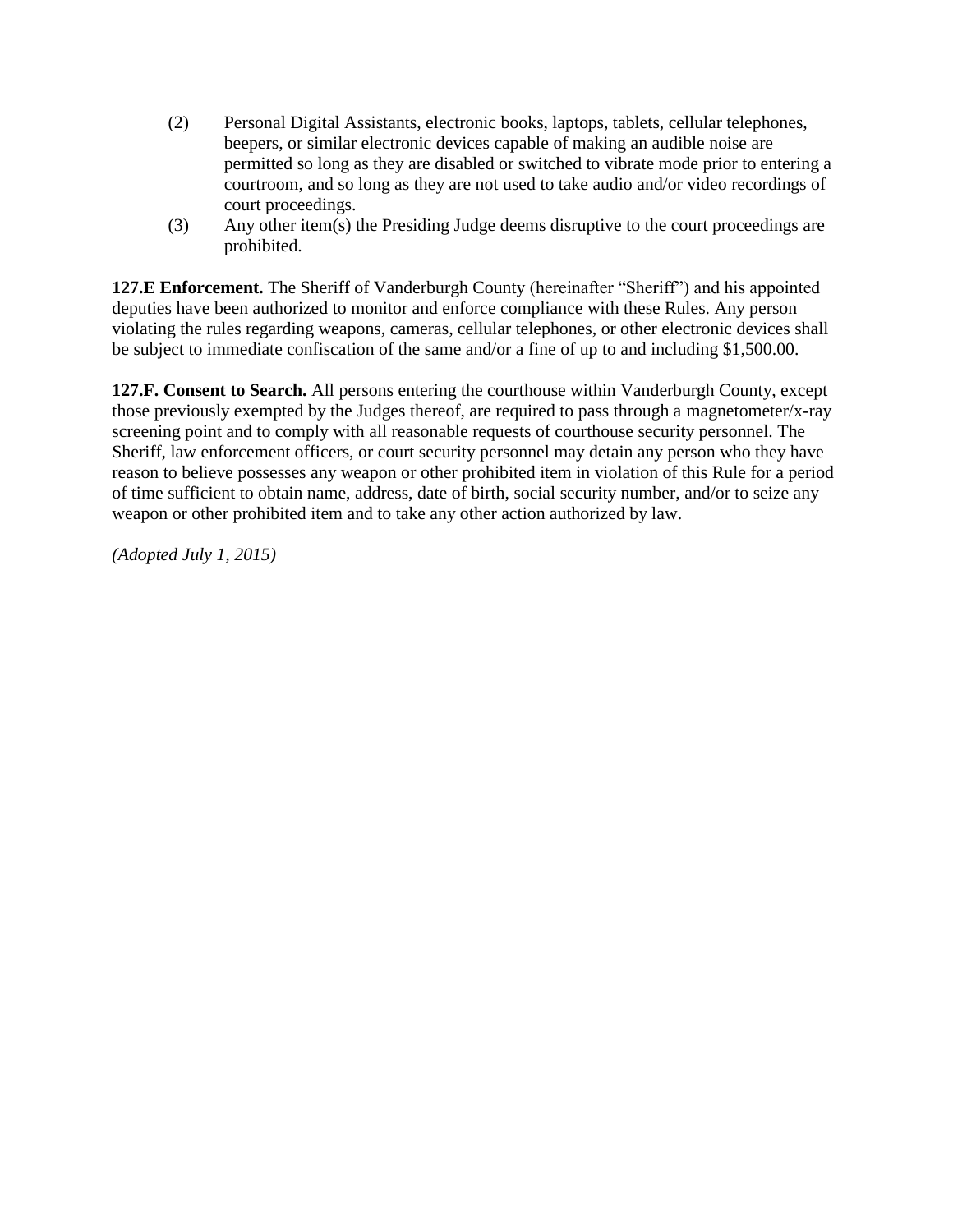(2) Personal Digital Assistants, electronic books, laptops, tablets, cellular telephones, beepers, or similar electronic devices capable of making an audible noise are permitted so long as they are disabled or switched to vibrate mode prior to entering a courtroom, and so long as they are not used to take audio and/or video recordings of court proceedings.

(3) Any other item(s) the Presiding Judge deems disruptive to the court proceedings are prohibited.

**127.E Enforcement.** The Sheriff of Vanderburgh County (hereinafter "Sheriff") and his appointed deputies have been authorized to monitor and enforce compliance with these Rules. Any person violating the rules regarding weapons, cameras, cellular telephones, or other electronic devices shall be subject to immediate confiscation of the same and/or a fine of up to and including $1,500.00.

**127.F. Consent to Search.** All persons entering the courthouse within Vanderburgh County, except those previously exempted by the Judges thereof, are required to pass through a magnetometer/x-ray screening point and to comply with all reasonable requests of courthouse security personnel. The Sheriff, law enforcement officers, or court security personnel may detain any person who they have reason to believe possesses any weapon or other prohibited item in violation of this Rule for a period of time sufficient to obtain name, address, date of birth, social security number, and/or to seize any weapon or other prohibited item and to take any other action authorized by law.

*(Adopted July 1, 2015)*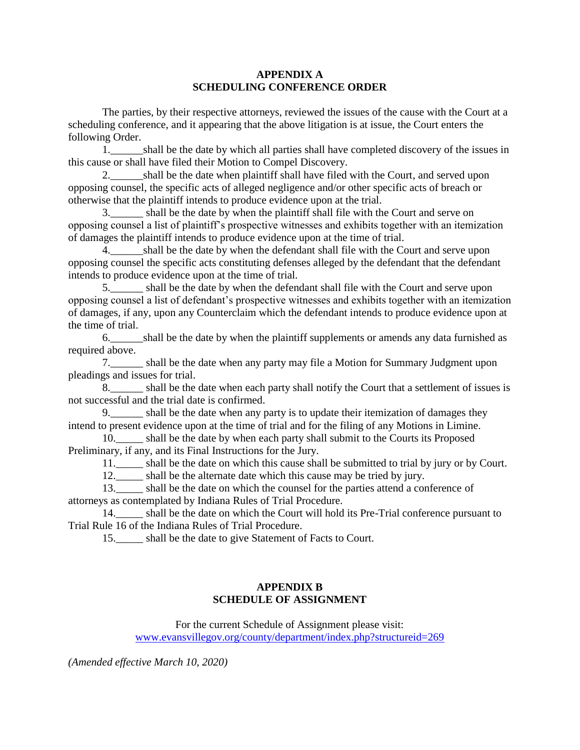# APPENDIX A
# SCHEDULING CONFERENCE ORDER

The parties, by their respective attorneys, reviewed the issues of the cause with the Court at a scheduling conference, and it appearing that the above litigation is at issue, the Court enters the following Order.

1.______shall be the date by which all parties shall have completed discovery of the issues in this cause or shall have filed their Motion to Compel Discovery.

2.______shall be the date when plaintiff shall have filed with the Court, and served upon opposing counsel, the specific acts of alleged negligence and/or other specific acts of breach or otherwise that the plaintiff intends to produce evidence upon at the trial.

3.______ shall be the date by when the plaintiff shall file with the Court and serve on opposing counsel a list of plaintiff's prospective witnesses and exhibits together with an itemization of damages the plaintiff intends to produce evidence upon at the time of trial.

4.______shall be the date by when the defendant shall file with the Court and serve upon opposing counsel the specific acts constituting defenses alleged by the defendant that the defendant intends to produce evidence upon at the time of trial.

5.______ shall be the date by when the defendant shall file with the Court and serve upon opposing counsel a list of defendant's prospective witnesses and exhibits together with an itemization of damages, if any, upon any Counterclaim which the defendant intends to produce evidence upon at the time of trial.

6.______shall be the date by when the plaintiff supplements or amends any data furnished as required above.

7.______ shall be the date when any party may file a Motion for Summary Judgment upon pleadings and issues for trial.

8.______ shall be the date when each party shall notify the Court that a settlement of issues is not successful and the trial date is confirmed.

9.______ shall be the date when any party is to update their itemization of damages they intend to present evidence upon at the time of trial and for the filing of any Motions in Limine.

10._____ shall be the date by when each party shall submit to the Courts its Proposed Preliminary, if any, and its Final Instructions for the Jury.

11._____ shall be the date on which this cause shall be submitted to trial by jury or by Court.

12._____ shall be the alternate date which this cause may be tried by jury.

13._____ shall be the date on which the counsel for the parties attend a conference of attorneys as contemplated by Indiana Rules of Trial Procedure.

14._____ shall be the date on which the Court will hold its Pre-Trial conference pursuant to Trial Rule 16 of the Indiana Rules of Trial Procedure.

15._____ shall be the date to give Statement of Facts to Court.

# APPENDIX B
# SCHEDULE OF ASSIGNMENT

For the current Schedule of Assignment please visit:
www.evansvillegov.org/county/department/index.php?structureid=269

*(Amended effective March 10, 2020)*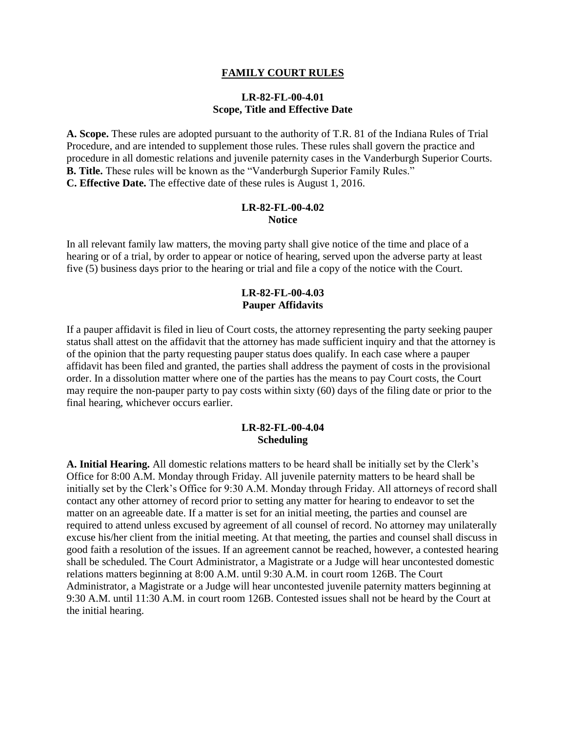# FAMILY COURT RULES

## LR-82-FL-00-4.01
## Scope, Title and Effective Date

**A. Scope.** These rules are adopted pursuant to the authority of T.R. 81 of the Indiana Rules of Trial Procedure, and are intended to supplement those rules. These rules shall govern the practice and procedure in all domestic relations and juvenile paternity cases in the Vanderburgh Superior Courts.
**B. Title.** These rules will be known as the "Vanderburgh Superior Family Rules."
**C. Effective Date.** The effective date of these rules is August 1, 2016.

## LR-82-FL-00-4.02
## Notice

In all relevant family law matters, the moving party shall give notice of the time and place of a hearing or of a trial, by order to appear or notice of hearing, served upon the adverse party at least five (5) business days prior to the hearing or trial and file a copy of the notice with the Court.

## LR-82-FL-00-4.03
## Pauper Affidavits

If a pauper affidavit is filed in lieu of Court costs, the attorney representing the party seeking pauper status shall attest on the affidavit that the attorney has made sufficient inquiry and that the attorney is of the opinion that the party requesting pauper status does qualify. In each case where a pauper affidavit has been filed and granted, the parties shall address the payment of costs in the provisional order. In a dissolution matter where one of the parties has the means to pay Court costs, the Court may require the non-pauper party to pay costs within sixty (60) days of the filing date or prior to the final hearing, whichever occurs earlier.

## LR-82-FL-00-4.04
## Scheduling

**A. Initial Hearing.** All domestic relations matters to be heard shall be initially set by the Clerk's Office for 8:00 A.M. Monday through Friday. All juvenile paternity matters to be heard shall be initially set by the Clerk's Office for 9:30 A.M. Monday through Friday. All attorneys of record shall contact any other attorney of record prior to setting any matter for hearing to endeavor to set the matter on an agreeable date. If a matter is set for an initial meeting, the parties and counsel are required to attend unless excused by agreement of all counsel of record. No attorney may unilaterally excuse his/her client from the initial meeting. At that meeting, the parties and counsel shall discuss in good faith a resolution of the issues. If an agreement cannot be reached, however, a contested hearing shall be scheduled. The Court Administrator, a Magistrate or a Judge will hear uncontested domestic relations matters beginning at 8:00 A.M. until 9:30 A.M. in court room 126B. The Court Administrator, a Magistrate or a Judge will hear uncontested juvenile paternity matters beginning at 9:30 A.M. until 11:30 A.M. in court room 126B. Contested issues shall not be heard by the Court at the initial hearing.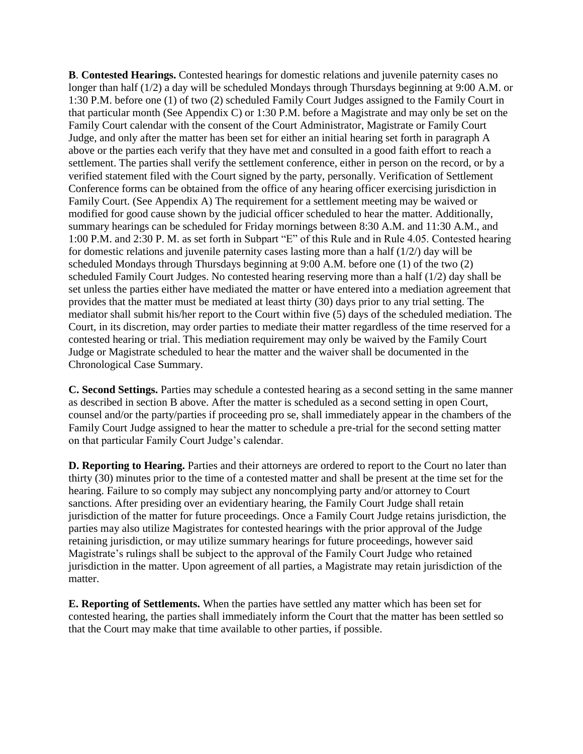**B**. **Contested Hearings.** Contested hearings for domestic relations and juvenile paternity cases no longer than half (1/2) a day will be scheduled Mondays through Thursdays beginning at 9:00 A.M. or 1:30 P.M. before one (1) of two (2) scheduled Family Court Judges assigned to the Family Court in that particular month (See Appendix C) or 1:30 P.M. before a Magistrate and may only be set on the Family Court calendar with the consent of the Court Administrator, Magistrate or Family Court Judge, and only after the matter has been set for either an initial hearing set forth in paragraph A above or the parties each verify that they have met and consulted in a good faith effort to reach a settlement. The parties shall verify the settlement conference, either in person on the record, or by a verified statement filed with the Court signed by the party, personally. Verification of Settlement Conference forms can be obtained from the office of any hearing officer exercising jurisdiction in Family Court. (See Appendix A) The requirement for a settlement meeting may be waived or modified for good cause shown by the judicial officer scheduled to hear the matter. Additionally, summary hearings can be scheduled for Friday mornings between 8:30 A.M. and 11:30 A.M., and 1:00 P.M. and 2:30 P. M. as set forth in Subpart "E" of this Rule and in Rule 4.05. Contested hearing for domestic relations and juvenile paternity cases lasting more than a half (1/2/) day will be scheduled Mondays through Thursdays beginning at 9:00 A.M. before one (1) of the two (2) scheduled Family Court Judges. No contested hearing reserving more than a half (1/2) day shall be set unless the parties either have mediated the matter or have entered into a mediation agreement that provides that the matter must be mediated at least thirty (30) days prior to any trial setting. The mediator shall submit his/her report to the Court within five (5) days of the scheduled mediation. The Court, in its discretion, may order parties to mediate their matter regardless of the time reserved for a contested hearing or trial. This mediation requirement may only be waived by the Family Court Judge or Magistrate scheduled to hear the matter and the waiver shall be documented in the Chronological Case Summary.

**C. Second Settings.** Parties may schedule a contested hearing as a second setting in the same manner as described in section B above. After the matter is scheduled as a second setting in open Court, counsel and/or the party/parties if proceeding pro se, shall immediately appear in the chambers of the Family Court Judge assigned to hear the matter to schedule a pre-trial for the second setting matter on that particular Family Court Judge's calendar.

**D. Reporting to Hearing.** Parties and their attorneys are ordered to report to the Court no later than thirty (30) minutes prior to the time of a contested matter and shall be present at the time set for the hearing. Failure to so comply may subject any noncomplying party and/or attorney to Court sanctions. After presiding over an evidentiary hearing, the Family Court Judge shall retain jurisdiction of the matter for future proceedings. Once a Family Court Judge retains jurisdiction, the parties may also utilize Magistrates for contested hearings with the prior approval of the Judge retaining jurisdiction, or may utilize summary hearings for future proceedings, however said Magistrate's rulings shall be subject to the approval of the Family Court Judge who retained jurisdiction in the matter. Upon agreement of all parties, a Magistrate may retain jurisdiction of the matter.

**E. Reporting of Settlements.** When the parties have settled any matter which has been set for contested hearing, the parties shall immediately inform the Court that the matter has been settled so that the Court may make that time available to other parties, if possible.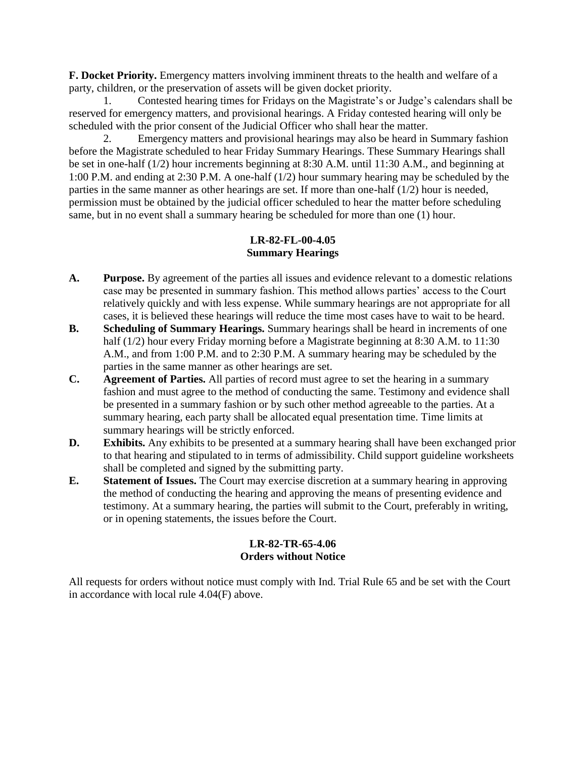**F. Docket Priority.** Emergency matters involving imminent threats to the health and welfare of a party, children, or the preservation of assets will be given docket priority.

1. Contested hearing times for Fridays on the Magistrate's or Judge's calendars shall be reserved for emergency matters, and provisional hearings. A Friday contested hearing will only be scheduled with the prior consent of the Judicial Officer who shall hear the matter.
2. Emergency matters and provisional hearings may also be heard in Summary fashion before the Magistrate scheduled to hear Friday Summary Hearings. These Summary Hearings shall be set in one-half (1/2) hour increments beginning at 8:30 A.M. until 11:30 A.M., and beginning at 1:00 P.M. and ending at 2:30 P.M. A one-half (1/2) hour summary hearing may be scheduled by the parties in the same manner as other hearings are set. If more than one-half (1/2) hour is needed, permission must be obtained by the judicial officer scheduled to hear the matter before scheduling same, but in no event shall a summary hearing be scheduled for more than one (1) hour.

## LR-82-FL-00-4.05
## Summary Hearings

**A. Purpose.** By agreement of the parties all issues and evidence relevant to a domestic relations case may be presented in summary fashion. This method allows parties' access to the Court relatively quickly and with less expense. While summary hearings are not appropriate for all cases, it is believed these hearings will reduce the time most cases have to wait to be heard.

**B. Scheduling of Summary Hearings.** Summary hearings shall be heard in increments of one half (1/2) hour every Friday morning before a Magistrate beginning at 8:30 A.M. to 11:30 A.M., and from 1:00 P.M. and to 2:30 P.M. A summary hearing may be scheduled by the parties in the same manner as other hearings are set.

**C. Agreement of Parties.** All parties of record must agree to set the hearing in a summary fashion and must agree to the method of conducting the same. Testimony and evidence shall be presented in a summary fashion or by such other method agreeable to the parties. At a summary hearing, each party shall be allocated equal presentation time. Time limits at summary hearings will be strictly enforced.

**D. Exhibits.** Any exhibits to be presented at a summary hearing shall have been exchanged prior to that hearing and stipulated to in terms of admissibility. Child support guideline worksheets shall be completed and signed by the submitting party.

**E. Statement of Issues.** The Court may exercise discretion at a summary hearing in approving the method of conducting the hearing and approving the means of presenting evidence and testimony. At a summary hearing, the parties will submit to the Court, preferably in writing, or in opening statements, the issues before the Court.

## LR-82-TR-65-4.06
## Orders without Notice

All requests for orders without notice must comply with Ind. Trial Rule 65 and be set with the Court in accordance with local rule 4.04(F) above.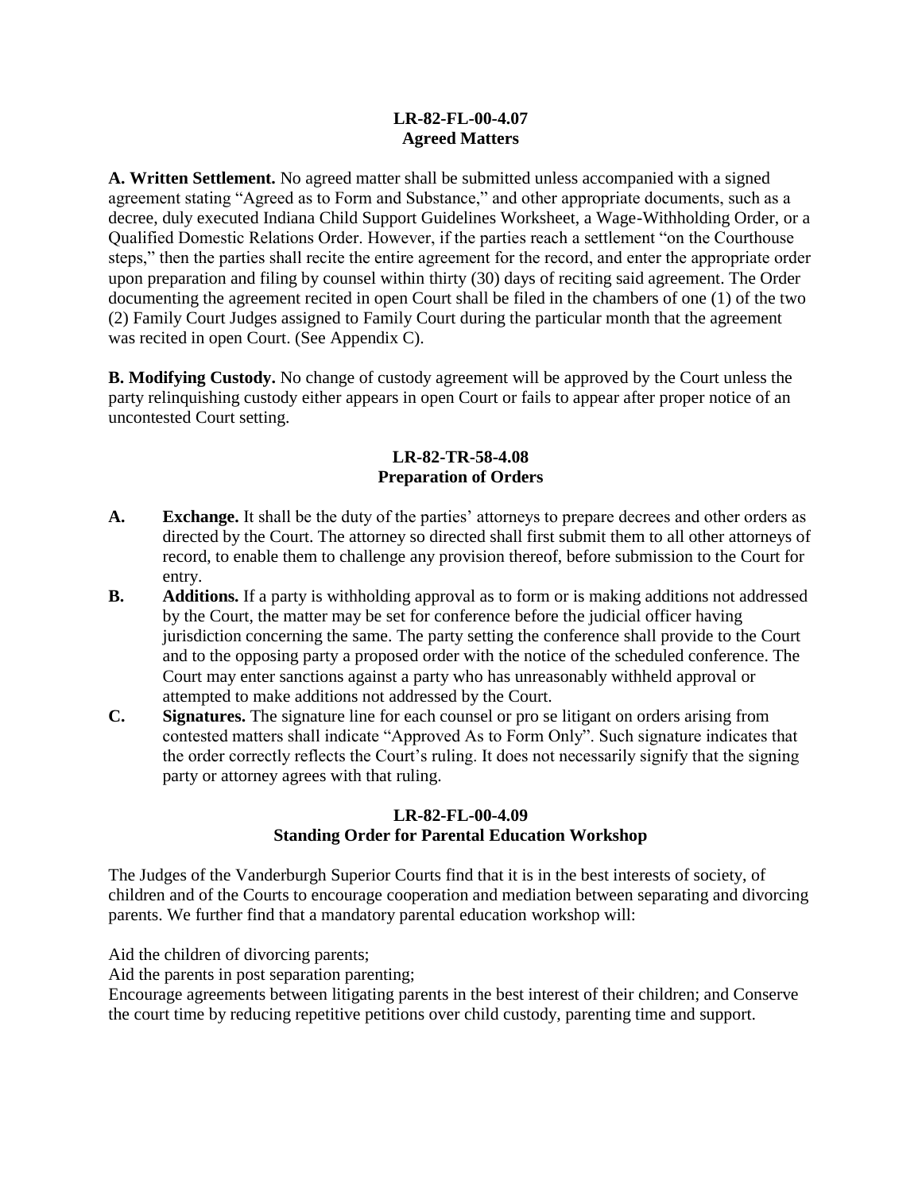**LR-82-FL-00-4.07**
**Agreed Matters**

**A. Written Settlement.** No agreed matter shall be submitted unless accompanied with a signed agreement stating "Agreed as to Form and Substance," and other appropriate documents, such as a decree, duly executed Indiana Child Support Guidelines Worksheet, a Wage-Withholding Order, or a Qualified Domestic Relations Order. However, if the parties reach a settlement "on the Courthouse steps," then the parties shall recite the entire agreement for the record, and enter the appropriate order upon preparation and filing by counsel within thirty (30) days of reciting said agreement. The Order documenting the agreement recited in open Court shall be filed in the chambers of one (1) of the two (2) Family Court Judges assigned to Family Court during the particular month that the agreement was recited in open Court. (See Appendix C).

**B. Modifying Custody.** No change of custody agreement will be approved by the Court unless the party relinquishing custody either appears in open Court or fails to appear after proper notice of an uncontested Court setting.

**LR-82-TR-58-4.08**
**Preparation of Orders**

**A. Exchange.** It shall be the duty of the parties' attorneys to prepare decrees and other orders as directed by the Court. The attorney so directed shall first submit them to all other attorneys of record, to enable them to challenge any provision thereof, before submission to the Court for entry.

**B. Additions.** If a party is withholding approval as to form or is making additions not addressed by the Court, the matter may be set for conference before the judicial officer having jurisdiction concerning the same. The party setting the conference shall provide to the Court and to the opposing party a proposed order with the notice of the scheduled conference. The Court may enter sanctions against a party who has unreasonably withheld approval or attempted to make additions not addressed by the Court.

**C. Signatures.** The signature line for each counsel or pro se litigant on orders arising from contested matters shall indicate "Approved As to Form Only". Such signature indicates that the order correctly reflects the Court's ruling. It does not necessarily signify that the signing party or attorney agrees with that ruling.

**LR-82-FL-00-4.09**
**Standing Order for Parental Education Workshop**

The Judges of the Vanderburgh Superior Courts find that it is in the best interests of society, of children and of the Courts to encourage cooperation and mediation between separating and divorcing parents. We further find that a mandatory parental education workshop will:

Aid the children of divorcing parents;
Aid the parents in post separation parenting;
Encourage agreements between litigating parents in the best interest of their children; and Conserve the court time by reducing repetitive petitions over child custody, parenting time and support.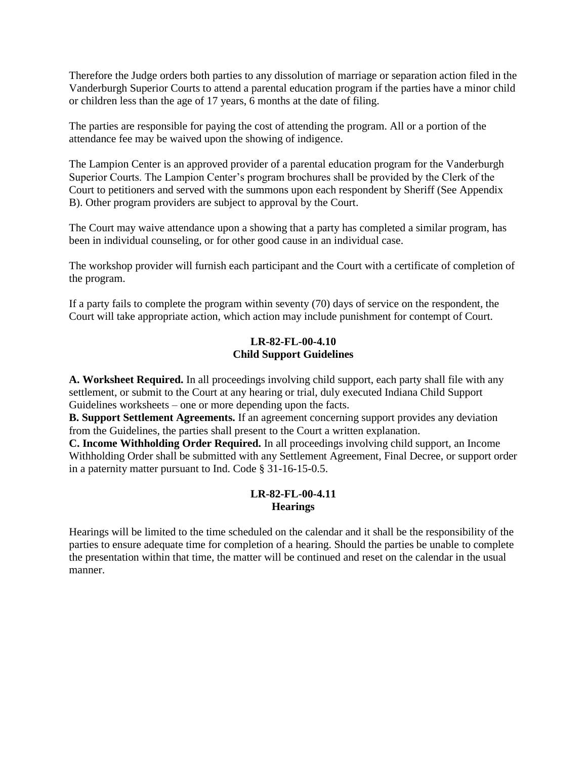Therefore the Judge orders both parties to any dissolution of marriage or separation action filed in the Vanderburgh Superior Courts to attend a parental education program if the parties have a minor child or children less than the age of 17 years, 6 months at the date of filing.

The parties are responsible for paying the cost of attending the program. All or a portion of the attendance fee may be waived upon the showing of indigence.

The Lampion Center is an approved provider of a parental education program for the Vanderburgh Superior Courts. The Lampion Center's program brochures shall be provided by the Clerk of the Court to petitioners and served with the summons upon each respondent by Sheriff (See Appendix B). Other program providers are subject to approval by the Court.

The Court may waive attendance upon a showing that a party has completed a similar program, has been in individual counseling, or for other good cause in an individual case.

The workshop provider will furnish each participant and the Court with a certificate of completion of the program.

If a party fails to complete the program within seventy (70) days of service on the respondent, the Court will take appropriate action, which action may include punishment for contempt of Court.

## LR-82-FL-00-4.10
## Child Support Guidelines

**A. Worksheet Required.** In all proceedings involving child support, each party shall file with any settlement, or submit to the Court at any hearing or trial, duly executed Indiana Child Support Guidelines worksheets – one or more depending upon the facts.

**B. Support Settlement Agreements.** If an agreement concerning support provides any deviation from the Guidelines, the parties shall present to the Court a written explanation.

**C. Income Withholding Order Required.** In all proceedings involving child support, an Income Withholding Order shall be submitted with any Settlement Agreement, Final Decree, or support order in a paternity matter pursuant to Ind. Code § 31-16-15-0.5.

## LR-82-FL-00-4.11
## Hearings

Hearings will be limited to the time scheduled on the calendar and it shall be the responsibility of the parties to ensure adequate time for completion of a hearing. Should the parties be unable to complete the presentation within that time, the matter will be continued and reset on the calendar in the usual manner.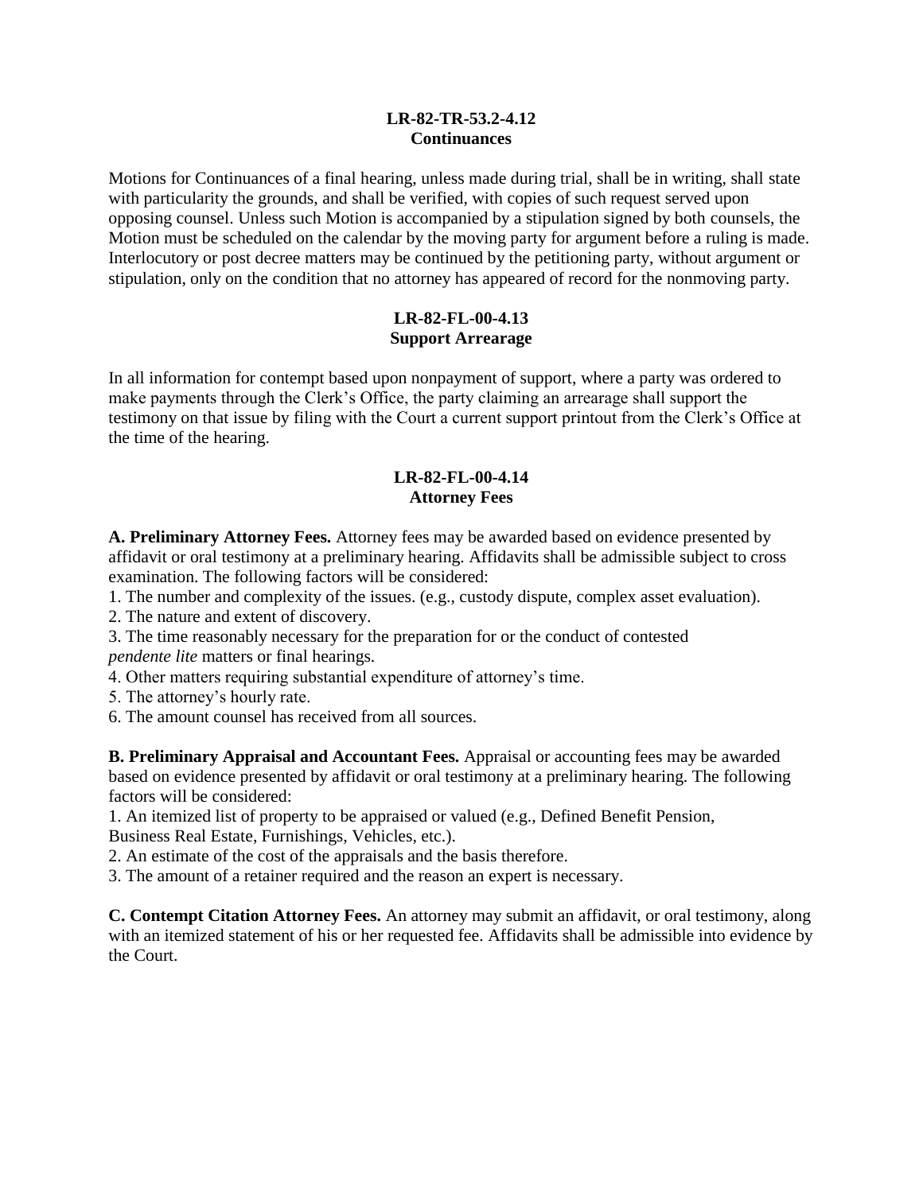### LR-82-TR-53.2-4.12
### Continuances

Motions for Continuances of a final hearing, unless made during trial, shall be in writing, shall state with particularity the grounds, and shall be verified, with copies of such request served upon opposing counsel. Unless such Motion is accompanied by a stipulation signed by both counsels, the Motion must be scheduled on the calendar by the moving party for argument before a ruling is made. Interlocutory or post decree matters may be continued by the petitioning party, without argument or stipulation, only on the condition that no attorney has appeared of record for the nonmoving party.

### LR-82-FL-00-4.13
### Support Arrearage

In all information for contempt based upon nonpayment of support, where a party was ordered to make payments through the Clerk's Office, the party claiming an arrearage shall support the testimony on that issue by filing with the Court a current support printout from the Clerk's Office at the time of the hearing.

### LR-82-FL-00-4.14
### Attorney Fees

**A. Preliminary Attorney Fees.** Attorney fees may be awarded based on evidence presented by affidavit or oral testimony at a preliminary hearing. Affidavits shall be admissible subject to cross examination. The following factors will be considered:

1. The number and complexity of the issues. (e.g., custody dispute, complex asset evaluation).
2. The nature and extent of discovery.
3. The time reasonably necessary for the preparation for or the conduct of contested *pendente lite* matters or final hearings.
4. Other matters requiring substantial expenditure of attorney's time.
5. The attorney's hourly rate.
6. The amount counsel has received from all sources.

**B. Preliminary Appraisal and Accountant Fees.** Appraisal or accounting fees may be awarded based on evidence presented by affidavit or oral testimony at a preliminary hearing. The following factors will be considered:

1. An itemized list of property to be appraised or valued (e.g., Defined Benefit Pension, Business Real Estate, Furnishings, Vehicles, etc.).
2. An estimate of the cost of the appraisals and the basis therefore.
3. The amount of a retainer required and the reason an expert is necessary.

**C. Contempt Citation Attorney Fees.** An attorney may submit an affidavit, or oral testimony, along with an itemized statement of his or her requested fee. Affidavits shall be admissible into evidence by the Court.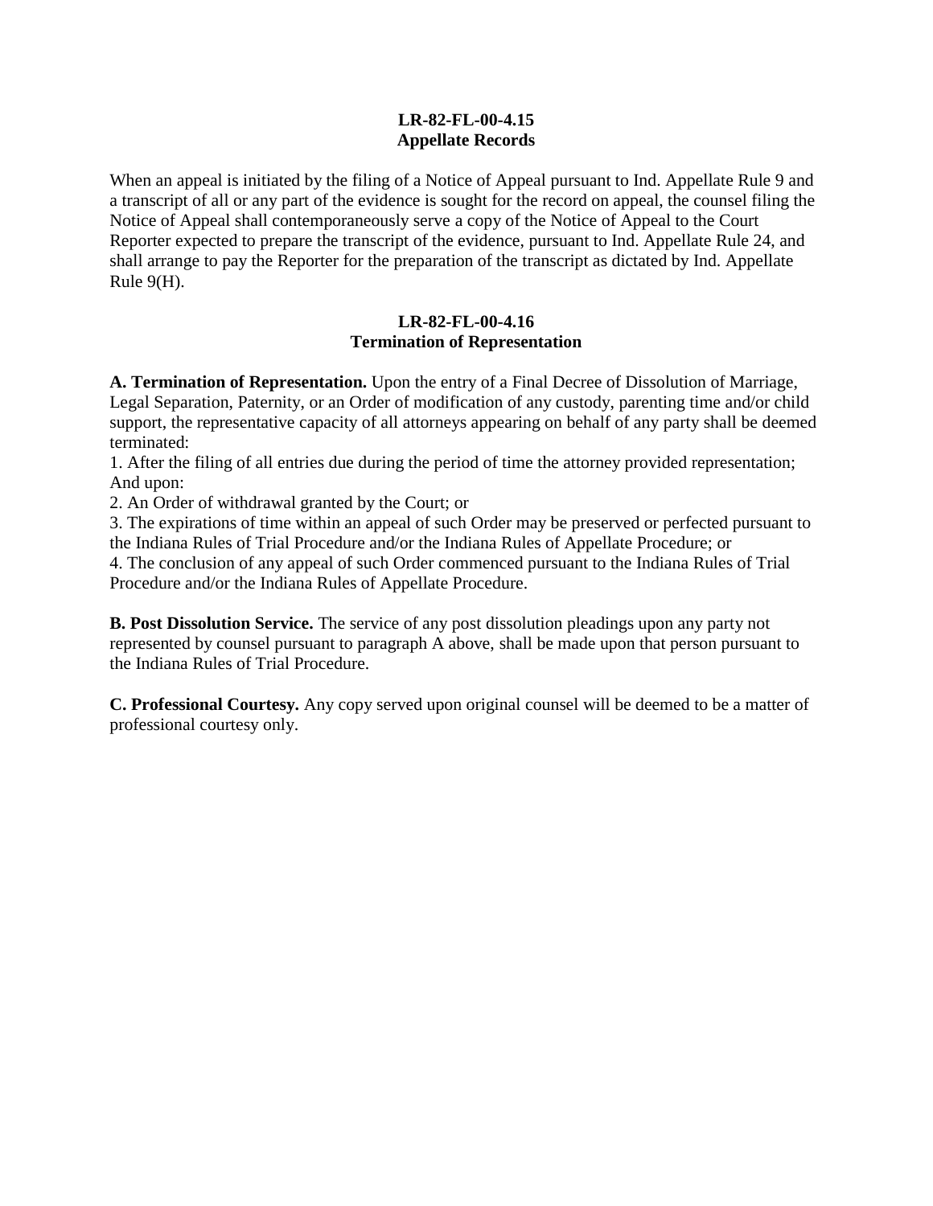## LR-82-FL-00-4.15
## Appellate Records

When an appeal is initiated by the filing of a Notice of Appeal pursuant to Ind. Appellate Rule 9 and a transcript of all or any part of the evidence is sought for the record on appeal, the counsel filing the Notice of Appeal shall contemporaneously serve a copy of the Notice of Appeal to the Court Reporter expected to prepare the transcript of the evidence, pursuant to Ind. Appellate Rule 24, and shall arrange to pay the Reporter for the preparation of the transcript as dictated by Ind. Appellate Rule 9(H).

## LR-82-FL-00-4.16
## Termination of Representation

**A. Termination of Representation.** Upon the entry of a Final Decree of Dissolution of Marriage, Legal Separation, Paternity, or an Order of modification of any custody, parenting time and/or child support, the representative capacity of all attorneys appearing on behalf of any party shall be deemed terminated:

1. After the filing of all entries due during the period of time the attorney provided representation; And upon:
2. An Order of withdrawal granted by the Court; or
3. The expirations of time within an appeal of such Order may be preserved or perfected pursuant to the Indiana Rules of Trial Procedure and/or the Indiana Rules of Appellate Procedure; or
4. The conclusion of any appeal of such Order commenced pursuant to the Indiana Rules of Trial Procedure and/or the Indiana Rules of Appellate Procedure.

**B. Post Dissolution Service.** The service of any post dissolution pleadings upon any party not represented by counsel pursuant to paragraph A above, shall be made upon that person pursuant to the Indiana Rules of Trial Procedure.

**C. Professional Courtesy.** Any copy served upon original counsel will be deemed to be a matter of professional courtesy only.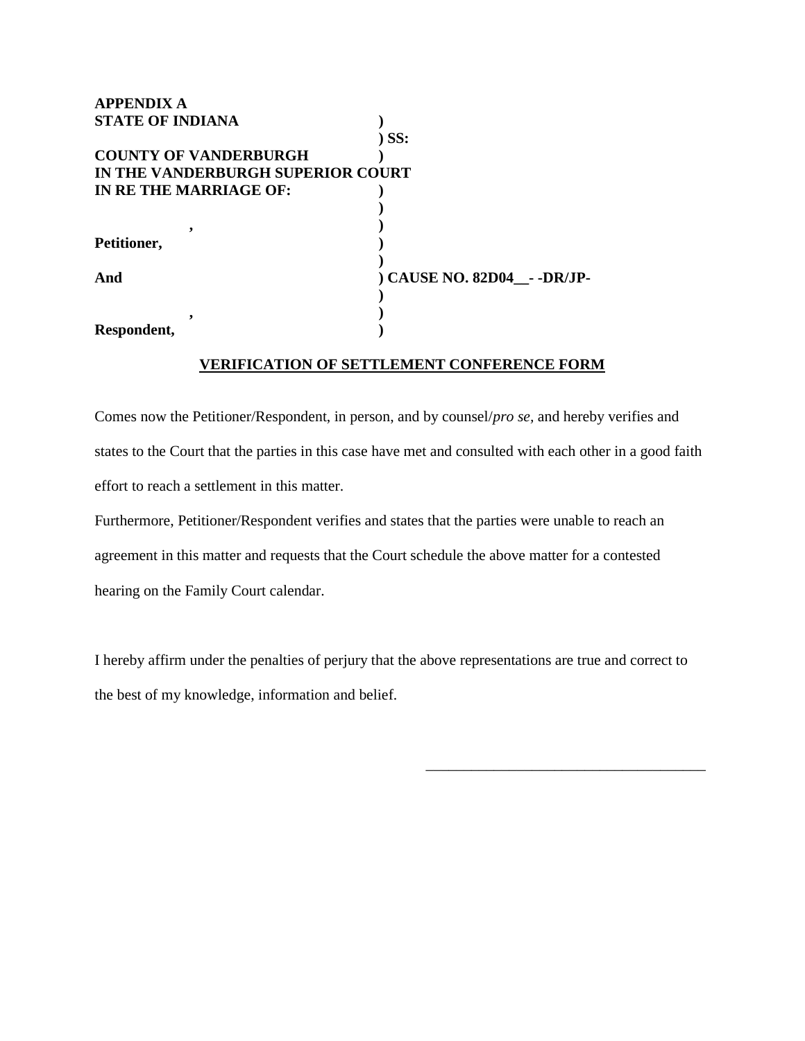**APPENDIX A**

**STATE OF INDIANA )**
**) SS:**
**COUNTY OF VANDERBURGH )**

**IN THE VANDERBURGH SUPERIOR COURT**

**IN RE THE MARRIAGE OF: )**
**)**
**, )**
**Petitioner, )**
**)**
**And ) CAUSE NO. 82D04__- -DR/JP-**
**)**
**, )**
**Respondent, )**

**<u>VERIFICATION OF SETTLEMENT CONFERENCE FORM</u>**

Comes now the Petitioner/Respondent, in person, and by counsel/*pro se,* and hereby verifies and states to the Court that the parties in this case have met and consulted with each other in a good faith effort to reach a settlement in this matter.

Furthermore, Petitioner/Respondent verifies and states that the parties were unable to reach an agreement in this matter and requests that the Court schedule the above matter for a contested hearing on the Family Court calendar.

I hereby affirm under the penalties of perjury that the above representations are true and correct to the best of my knowledge, information and belief.

_____________________________________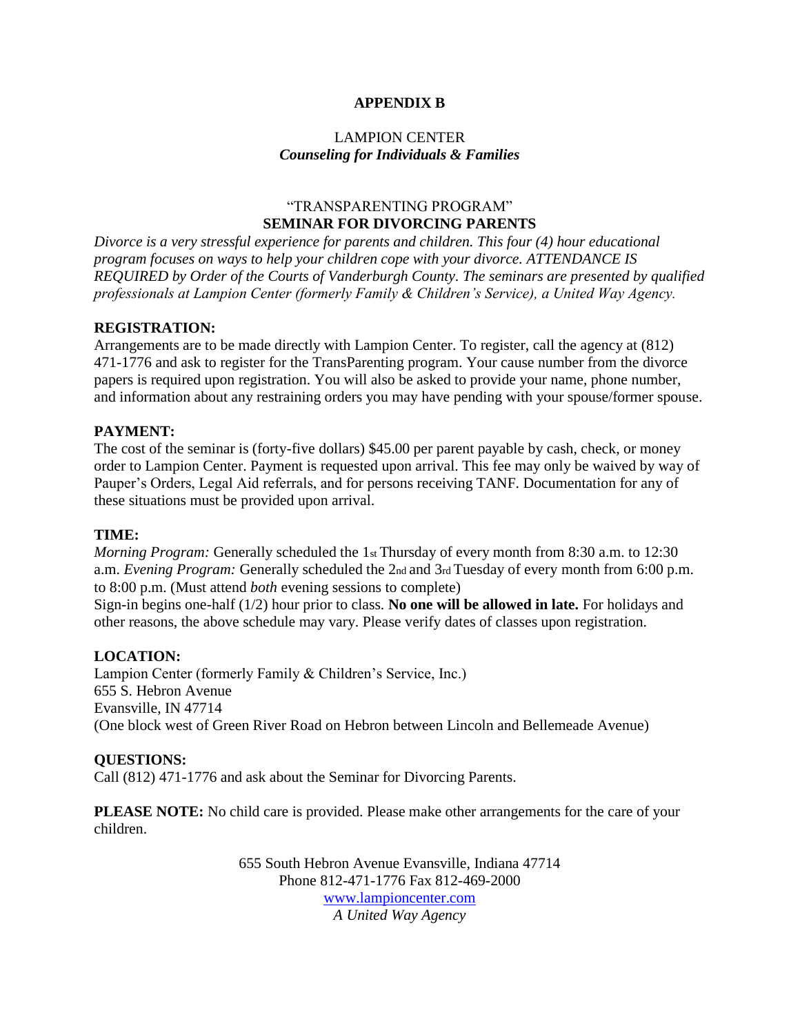# APPENDIX B

LAMPION CENTER
***Counseling for Individuals & Families***

"TRANSPARENTING PROGRAM"
**SEMINAR FOR DIVORCING PARENTS**

*Divorce is a very stressful experience for parents and children. This four (4) hour educational program focuses on ways to help your children cope with your divorce. ATTENDANCE IS REQUIRED by Order of the Courts of Vanderburgh County. The seminars are presented by qualified professionals at Lampion Center (formerly Family & Children's Service), a United Way Agency.*

**REGISTRATION:**
Arrangements are to be made directly with Lampion Center. To register, call the agency at (812) 471-1776 and ask to register for the TransParenting program. Your cause number from the divorce papers is required upon registration. You will also be asked to provide your name, phone number, and information about any restraining orders you may have pending with your spouse/former spouse.

**PAYMENT:**
The cost of the seminar is (forty-five dollars) $45.00 per parent payable by cash, check, or money order to Lampion Center. Payment is requested upon arrival. This fee may only be waived by way of Pauper's Orders, Legal Aid referrals, and for persons receiving TANF. Documentation for any of these situations must be provided upon arrival.

**TIME:**
*Morning Program:* Generally scheduled the 1st Thursday of every month from 8:30 a.m. to 12:30 a.m. *Evening Program:* Generally scheduled the 2nd and 3rd Tuesday of every month from 6:00 p.m. to 8:00 p.m. (Must attend *both* evening sessions to complete)
Sign-in begins one-half (1/2) hour prior to class. **No one will be allowed in late.** For holidays and other reasons, the above schedule may vary. Please verify dates of classes upon registration.

**LOCATION:**
Lampion Center (formerly Family & Children's Service, Inc.)
655 S. Hebron Avenue
Evansville, IN 47714
(One block west of Green River Road on Hebron between Lincoln and Bellemeade Avenue)

**QUESTIONS:**
Call (812) 471-1776 and ask about the Seminar for Divorcing Parents.

**PLEASE NOTE:** No child care is provided. Please make other arrangements for the care of your children.

655 South Hebron Avenue Evansville, Indiana 47714
Phone 812-471-1776 Fax 812-469-2000
www.lampioncenter.com
*A United Way Agency*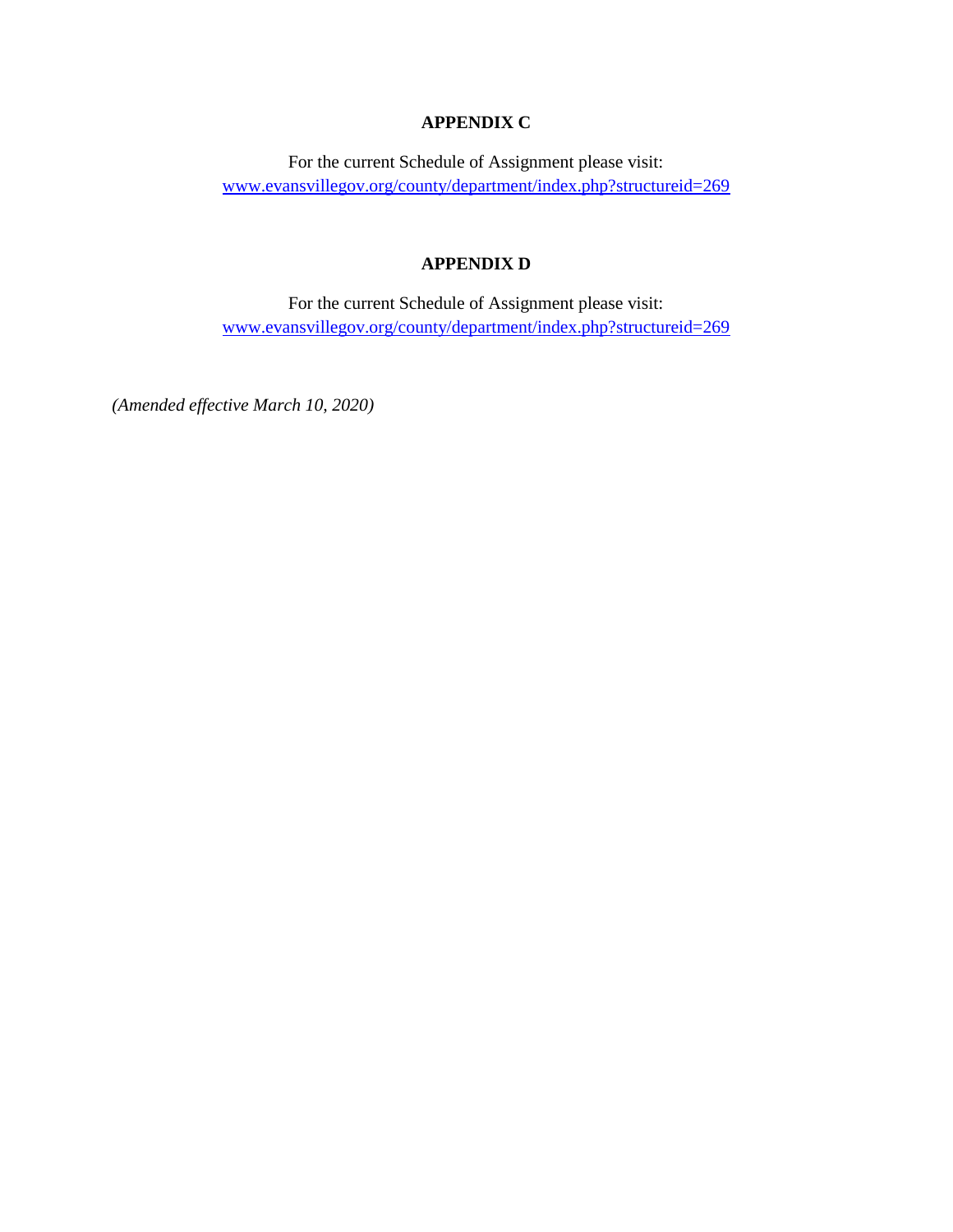## APPENDIX C

For the current Schedule of Assignment please visit:
[www.evansvillegov.org/county/department/index.php?structureid=269](http://www.evansvillegov.org/county/department/index.php?structureid=269)

## APPENDIX D

For the current Schedule of Assignment please visit:
[www.evansvillegov.org/county/department/index.php?structureid=269](http://www.evansvillegov.org/county/department/index.php?structureid=269)

*(Amended effective March 10, 2020)*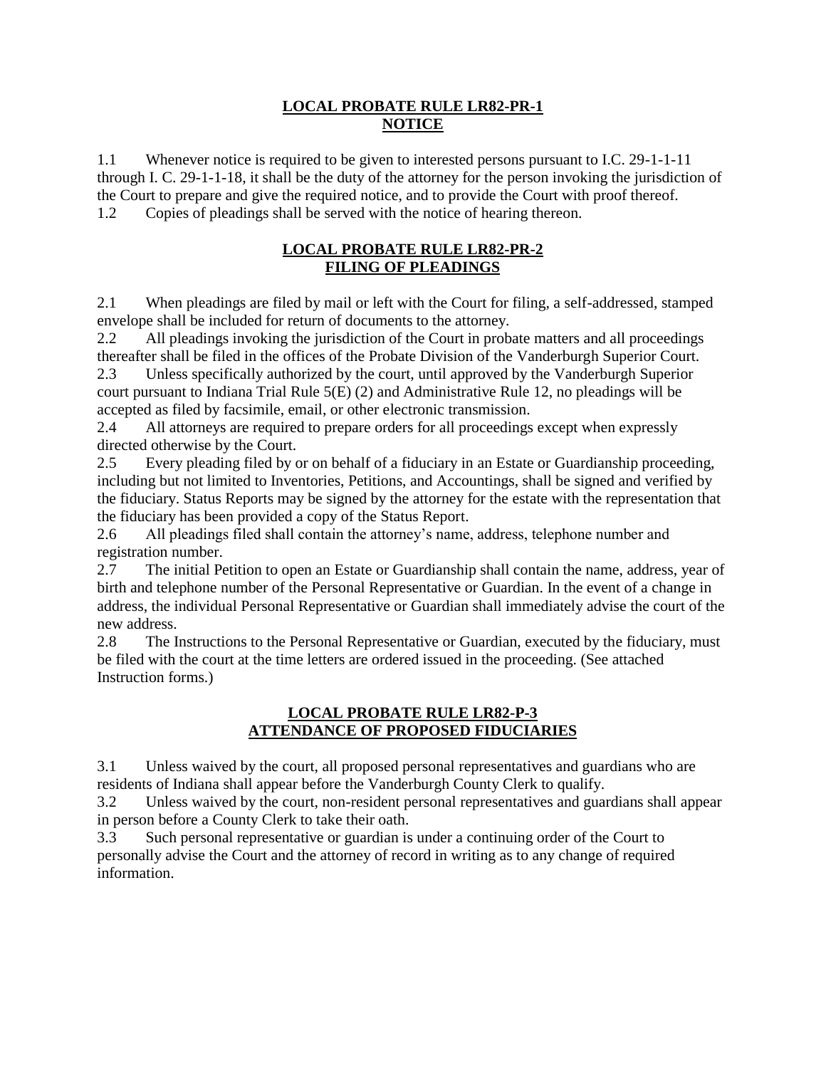## LOCAL PROBATE RULE LR82-PR-1
## NOTICE

1.1 Whenever notice is required to be given to interested persons pursuant to I.C. 29-1-1-11 through I. C. 29-1-1-18, it shall be the duty of the attorney for the person invoking the jurisdiction of the Court to prepare and give the required notice, and to provide the Court with proof thereof.

1.2 Copies of pleadings shall be served with the notice of hearing thereon.

## LOCAL PROBATE RULE LR82-PR-2
## FILING OF PLEADINGS

2.1 When pleadings are filed by mail or left with the Court for filing, a self-addressed, stamped envelope shall be included for return of documents to the attorney.

2.2 All pleadings invoking the jurisdiction of the Court in probate matters and all proceedings thereafter shall be filed in the offices of the Probate Division of the Vanderburgh Superior Court.

2.3 Unless specifically authorized by the court, until approved by the Vanderburgh Superior court pursuant to Indiana Trial Rule 5(E) (2) and Administrative Rule 12, no pleadings will be accepted as filed by facsimile, email, or other electronic transmission.

2.4 All attorneys are required to prepare orders for all proceedings except when expressly directed otherwise by the Court.

2.5 Every pleading filed by or on behalf of a fiduciary in an Estate or Guardianship proceeding, including but not limited to Inventories, Petitions, and Accountings, shall be signed and verified by the fiduciary. Status Reports may be signed by the attorney for the estate with the representation that the fiduciary has been provided a copy of the Status Report.

2.6 All pleadings filed shall contain the attorney's name, address, telephone number and registration number.

2.7 The initial Petition to open an Estate or Guardianship shall contain the name, address, year of birth and telephone number of the Personal Representative or Guardian. In the event of a change in address, the individual Personal Representative or Guardian shall immediately advise the court of the new address.

2.8 The Instructions to the Personal Representative or Guardian, executed by the fiduciary, must be filed with the court at the time letters are ordered issued in the proceeding. (See attached Instruction forms.)

## LOCAL PROBATE RULE LR82-P-3
## ATTENDANCE OF PROPOSED FIDUCIARIES

3.1 Unless waived by the court, all proposed personal representatives and guardians who are residents of Indiana shall appear before the Vanderburgh County Clerk to qualify.

3.2 Unless waived by the court, non-resident personal representatives and guardians shall appear in person before a County Clerk to take their oath.

3.3 Such personal representative or guardian is under a continuing order of the Court to personally advise the Court and the attorney of record in writing as to any change of required information.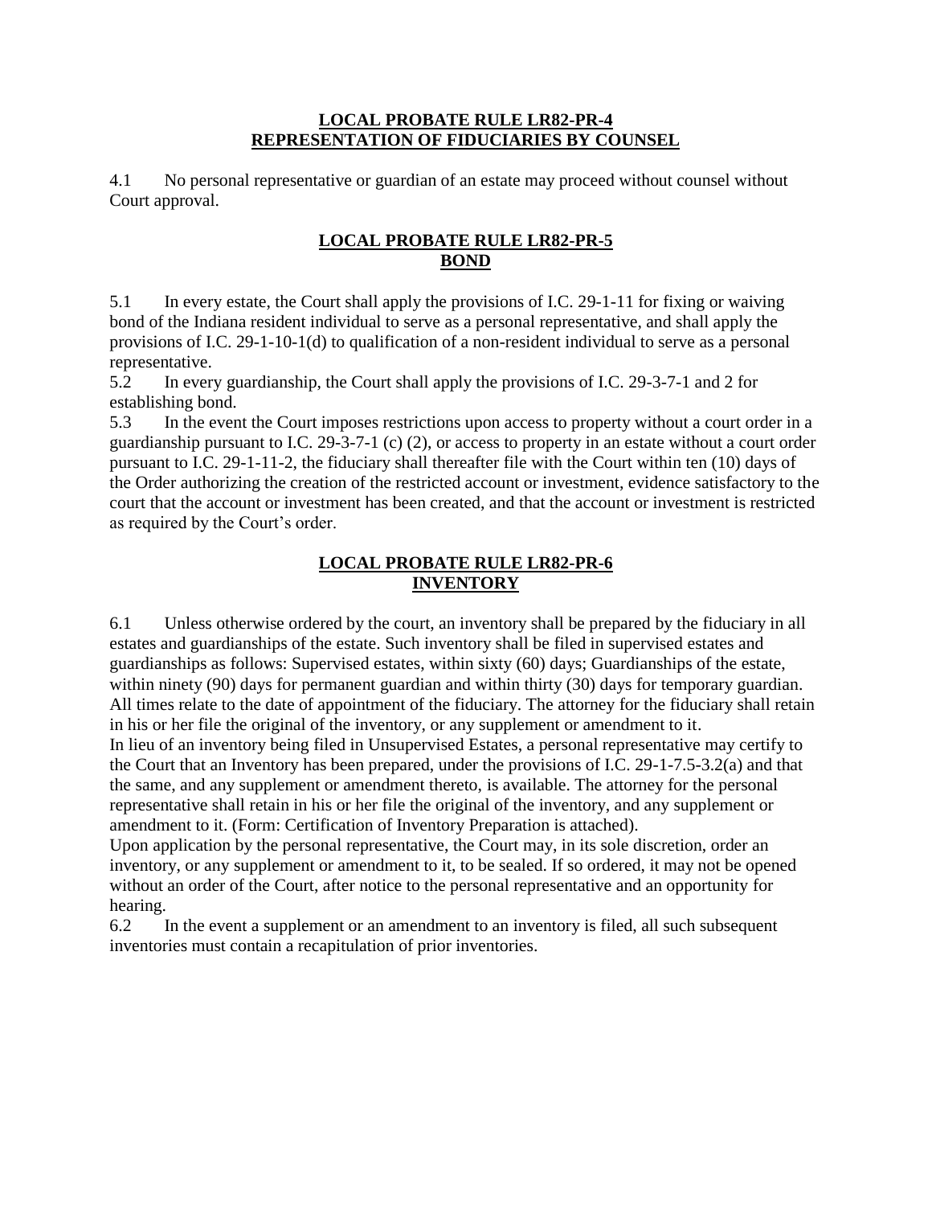## LOCAL PROBATE RULE LR82-PR-4
## REPRESENTATION OF FIDUCIARIES BY COUNSEL

4.1 No personal representative or guardian of an estate may proceed without counsel without Court approval.

## LOCAL PROBATE RULE LR82-PR-5
## BOND

5.1 In every estate, the Court shall apply the provisions of I.C. 29-1-11 for fixing or waiving bond of the Indiana resident individual to serve as a personal representative, and shall apply the provisions of I.C. 29-1-10-1(d) to qualification of a non-resident individual to serve as a personal representative.

5.2 In every guardianship, the Court shall apply the provisions of I.C. 29-3-7-1 and 2 for establishing bond.

5.3 In the event the Court imposes restrictions upon access to property without a court order in a guardianship pursuant to I.C. 29-3-7-1 (c) (2), or access to property in an estate without a court order pursuant to I.C. 29-1-11-2, the fiduciary shall thereafter file with the Court within ten (10) days of the Order authorizing the creation of the restricted account or investment, evidence satisfactory to the court that the account or investment has been created, and that the account or investment is restricted as required by the Court's order.

## LOCAL PROBATE RULE LR82-PR-6
## INVENTORY

6.1 Unless otherwise ordered by the court, an inventory shall be prepared by the fiduciary in all estates and guardianships of the estate. Such inventory shall be filed in supervised estates and guardianships as follows: Supervised estates, within sixty (60) days; Guardianships of the estate, within ninety (90) days for permanent guardian and within thirty (30) days for temporary guardian. All times relate to the date of appointment of the fiduciary. The attorney for the fiduciary shall retain in his or her file the original of the inventory, or any supplement or amendment to it.

In lieu of an inventory being filed in Unsupervised Estates, a personal representative may certify to the Court that an Inventory has been prepared, under the provisions of I.C. 29-1-7.5-3.2(a) and that the same, and any supplement or amendment thereto, is available. The attorney for the personal representative shall retain in his or her file the original of the inventory, and any supplement or amendment to it. (Form: Certification of Inventory Preparation is attached).

Upon application by the personal representative, the Court may, in its sole discretion, order an inventory, or any supplement or amendment to it, to be sealed. If so ordered, it may not be opened without an order of the Court, after notice to the personal representative and an opportunity for hearing.

6.2 In the event a supplement or an amendment to an inventory is filed, all such subsequent inventories must contain a recapitulation of prior inventories.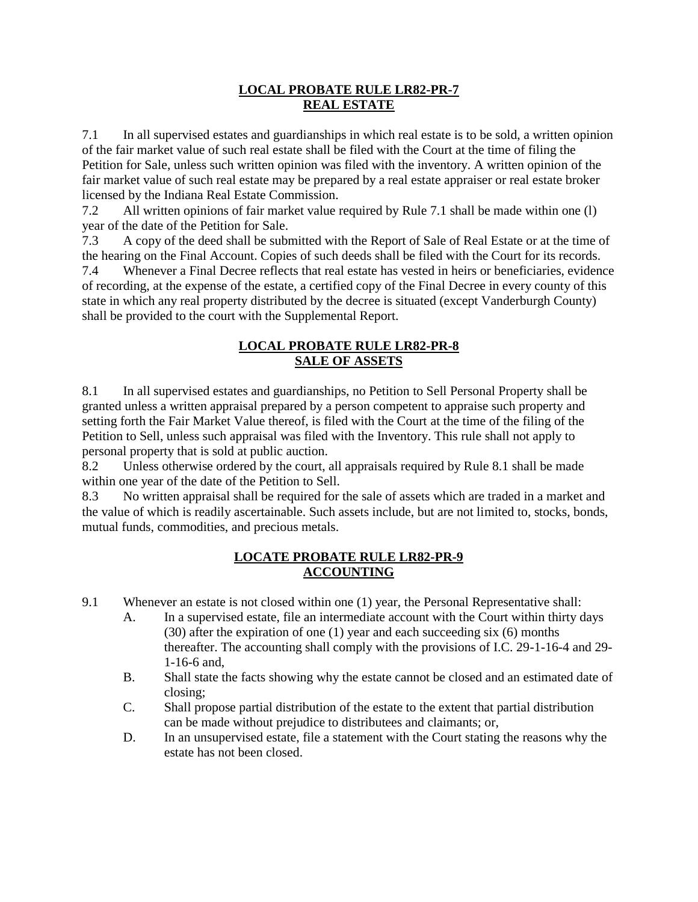## LOCAL PROBATE RULE LR82-PR-7
## REAL ESTATE

7.1 In all supervised estates and guardianships in which real estate is to be sold, a written opinion of the fair market value of such real estate shall be filed with the Court at the time of filing the Petition for Sale, unless such written opinion was filed with the inventory. A written opinion of the fair market value of such real estate may be prepared by a real estate appraiser or real estate broker licensed by the Indiana Real Estate Commission.

7.2 All written opinions of fair market value required by Rule 7.1 shall be made within one (l) year of the date of the Petition for Sale.

7.3 A copy of the deed shall be submitted with the Report of Sale of Real Estate or at the time of the hearing on the Final Account. Copies of such deeds shall be filed with the Court for its records.

7.4 Whenever a Final Decree reflects that real estate has vested in heirs or beneficiaries, evidence of recording, at the expense of the estate, a certified copy of the Final Decree in every county of this state in which any real property distributed by the decree is situated (except Vanderburgh County) shall be provided to the court with the Supplemental Report.

## LOCAL PROBATE RULE LR82-PR-8
## SALE OF ASSETS

8.1 In all supervised estates and guardianships, no Petition to Sell Personal Property shall be granted unless a written appraisal prepared by a person competent to appraise such property and setting forth the Fair Market Value thereof, is filed with the Court at the time of the filing of the Petition to Sell, unless such appraisal was filed with the Inventory. This rule shall not apply to personal property that is sold at public auction.

8.2 Unless otherwise ordered by the court, all appraisals required by Rule 8.1 shall be made within one year of the date of the Petition to Sell.

8.3 No written appraisal shall be required for the sale of assets which are traded in a market and the value of which is readily ascertainable. Such assets include, but are not limited to, stocks, bonds, mutual funds, commodities, and precious metals.

## LOCATE PROBATE RULE LR82-PR-9
## ACCOUNTING

9.1 Whenever an estate is not closed within one (1) year, the Personal Representative shall:

- A. In a supervised estate, file an intermediate account with the Court within thirty days (30) after the expiration of one (1) year and each succeeding six (6) months thereafter. The accounting shall comply with the provisions of I.C. 29-1-16-4 and 29-1-16-6 and,
- B. Shall state the facts showing why the estate cannot be closed and an estimated date of closing;
- C. Shall propose partial distribution of the estate to the extent that partial distribution can be made without prejudice to distributees and claimants; or,
- D. In an unsupervised estate, file a statement with the Court stating the reasons why the estate has not been closed.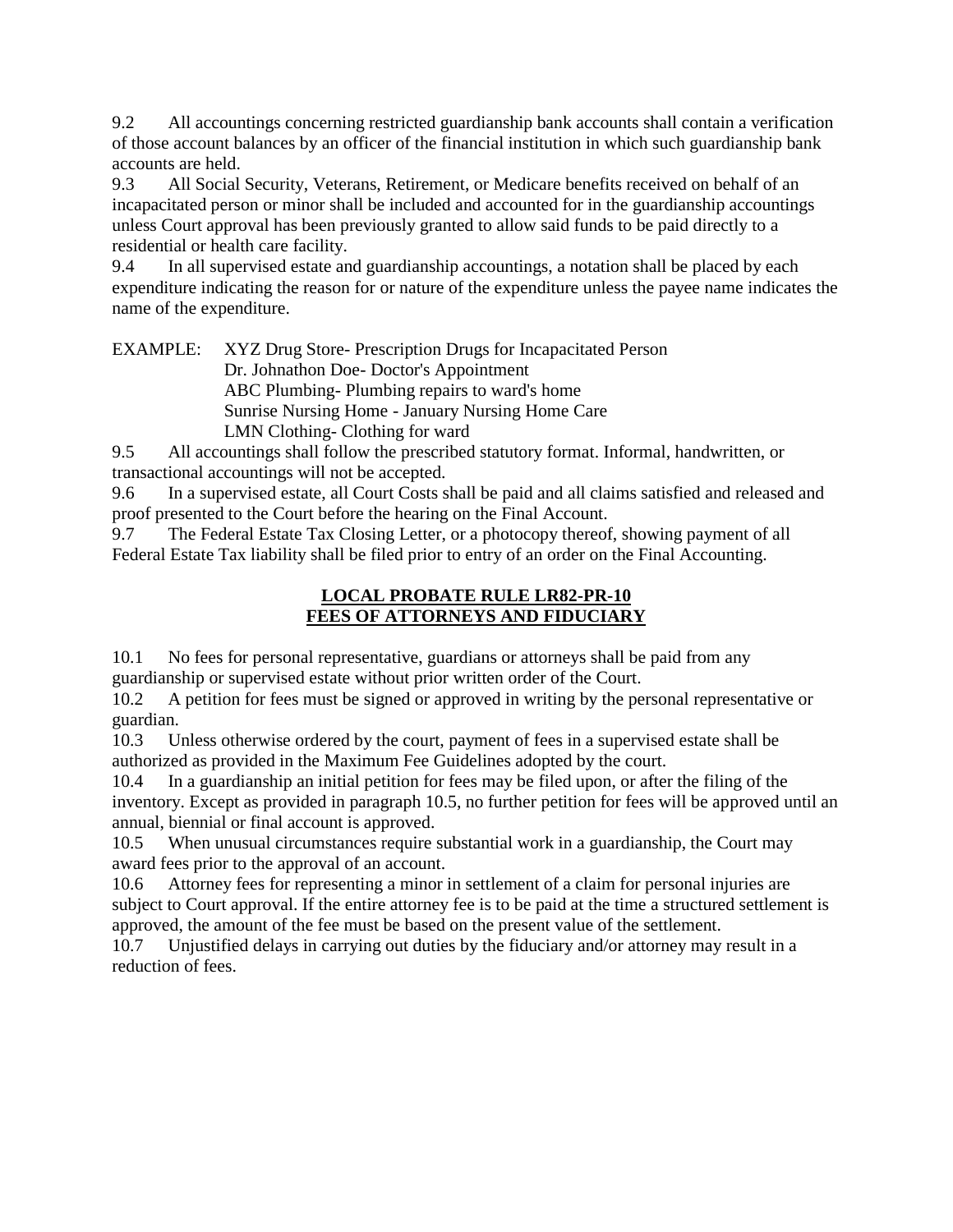9.2 All accountings concerning restricted guardianship bank accounts shall contain a verification of those account balances by an officer of the financial institution in which such guardianship bank accounts are held.

9.3 All Social Security, Veterans, Retirement, or Medicare benefits received on behalf of an incapacitated person or minor shall be included and accounted for in the guardianship accountings unless Court approval has been previously granted to allow said funds to be paid directly to a residential or health care facility.

9.4 In all supervised estate and guardianship accountings, a notation shall be placed by each expenditure indicating the reason for or nature of the expenditure unless the payee name indicates the name of the expenditure.

EXAMPLE: XYZ Drug Store- Prescription Drugs for Incapacitated Person
Dr. Johnathon Doe- Doctor's Appointment
ABC Plumbing- Plumbing repairs to ward's home
Sunrise Nursing Home - January Nursing Home Care
LMN Clothing- Clothing for ward

9.5 All accountings shall follow the prescribed statutory format. Informal, handwritten, or transactional accountings will not be accepted.

9.6 In a supervised estate, all Court Costs shall be paid and all claims satisfied and released and proof presented to the Court before the hearing on the Final Account.

9.7 The Federal Estate Tax Closing Letter, or a photocopy thereof, showing payment of all Federal Estate Tax liability shall be filed prior to entry of an order on the Final Accounting.

## LOCAL PROBATE RULE LR82-PR-10
## FEES OF ATTORNEYS AND FIDUCIARY

10.1 No fees for personal representative, guardians or attorneys shall be paid from any guardianship or supervised estate without prior written order of the Court.

10.2 A petition for fees must be signed or approved in writing by the personal representative or guardian.

10.3 Unless otherwise ordered by the court, payment of fees in a supervised estate shall be authorized as provided in the Maximum Fee Guidelines adopted by the court.

10.4 In a guardianship an initial petition for fees may be filed upon, or after the filing of the inventory. Except as provided in paragraph 10.5, no further petition for fees will be approved until an annual, biennial or final account is approved.

10.5 When unusual circumstances require substantial work in a guardianship, the Court may award fees prior to the approval of an account.

10.6 Attorney fees for representing a minor in settlement of a claim for personal injuries are subject to Court approval. If the entire attorney fee is to be paid at the time a structured settlement is approved, the amount of the fee must be based on the present value of the settlement.

10.7 Unjustified delays in carrying out duties by the fiduciary and/or attorney may result in a reduction of fees.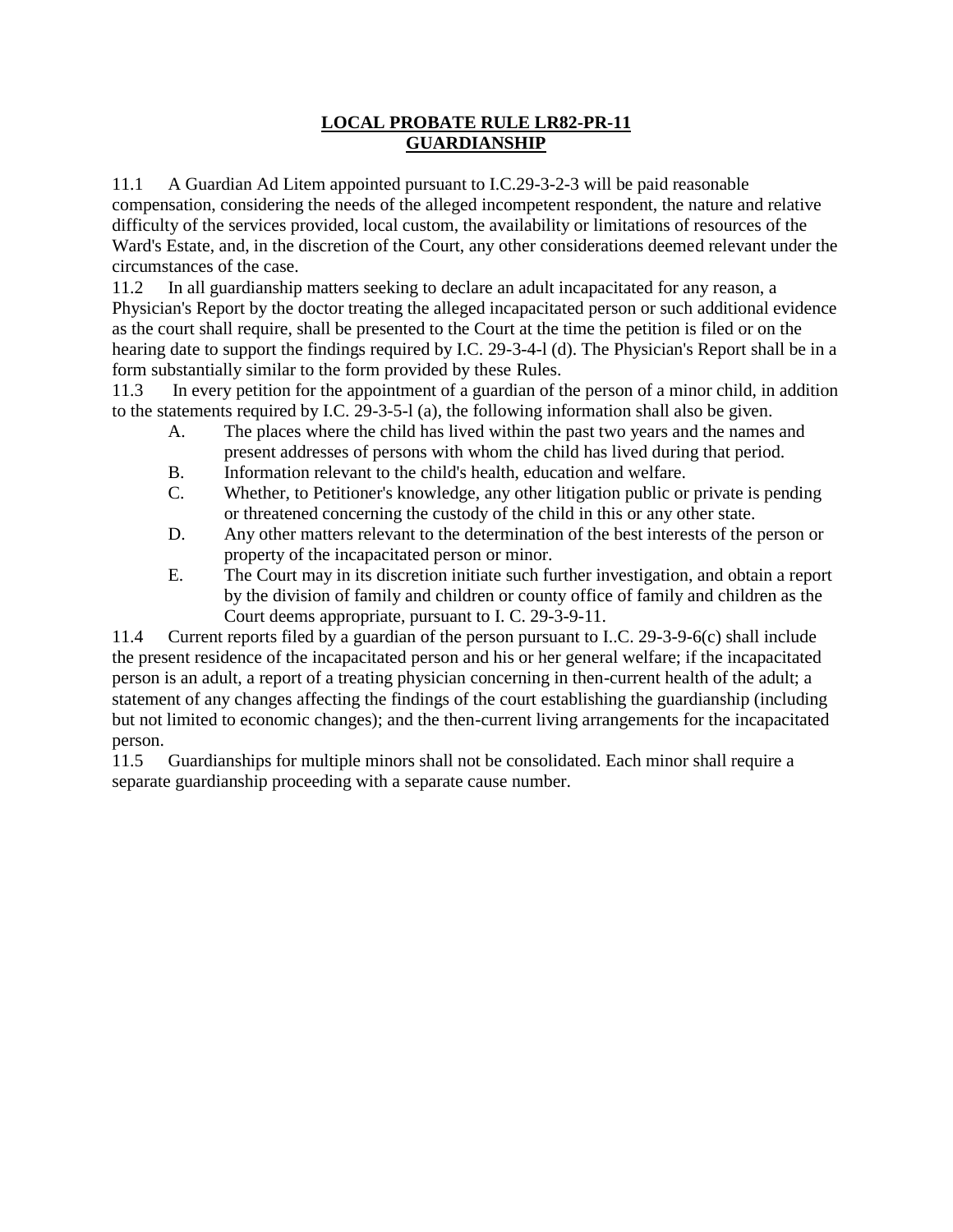# LOCAL PROBATE RULE LR82-PR-11
# GUARDIANSHIP

11.1 A Guardian Ad Litem appointed pursuant to I.C.29-3-2-3 will be paid reasonable compensation, considering the needs of the alleged incompetent respondent, the nature and relative difficulty of the services provided, local custom, the availability or limitations of resources of the Ward's Estate, and, in the discretion of the Court, any other considerations deemed relevant under the circumstances of the case.

11.2 In all guardianship matters seeking to declare an adult incapacitated for any reason, a Physician's Report by the doctor treating the alleged incapacitated person or such additional evidence as the court shall require, shall be presented to the Court at the time the petition is filed or on the hearing date to support the findings required by I.C. 29-3-4-l (d). The Physician's Report shall be in a form substantially similar to the form provided by these Rules.

11.3 In every petition for the appointment of a guardian of the person of a minor child, in addition to the statements required by I.C. 29-3-5-l (a), the following information shall also be given.

A. The places where the child has lived within the past two years and the names and present addresses of persons with whom the child has lived during that period.
B. Information relevant to the child's health, education and welfare.
C. Whether, to Petitioner's knowledge, any other litigation public or private is pending or threatened concerning the custody of the child in this or any other state.
D. Any other matters relevant to the determination of the best interests of the person or property of the incapacitated person or minor.
E. The Court may in its discretion initiate such further investigation, and obtain a report by the division of family and children or county office of family and children as the Court deems appropriate, pursuant to I. C. 29-3-9-11.

11.4 Current reports filed by a guardian of the person pursuant to I..C. 29-3-9-6(c) shall include the present residence of the incapacitated person and his or her general welfare; if the incapacitated person is an adult, a report of a treating physician concerning in then-current health of the adult; a statement of any changes affecting the findings of the court establishing the guardianship (including but not limited to economic changes); and the then-current living arrangements for the incapacitated person.

11.5 Guardianships for multiple minors shall not be consolidated. Each minor shall require a separate guardianship proceeding with a separate cause number.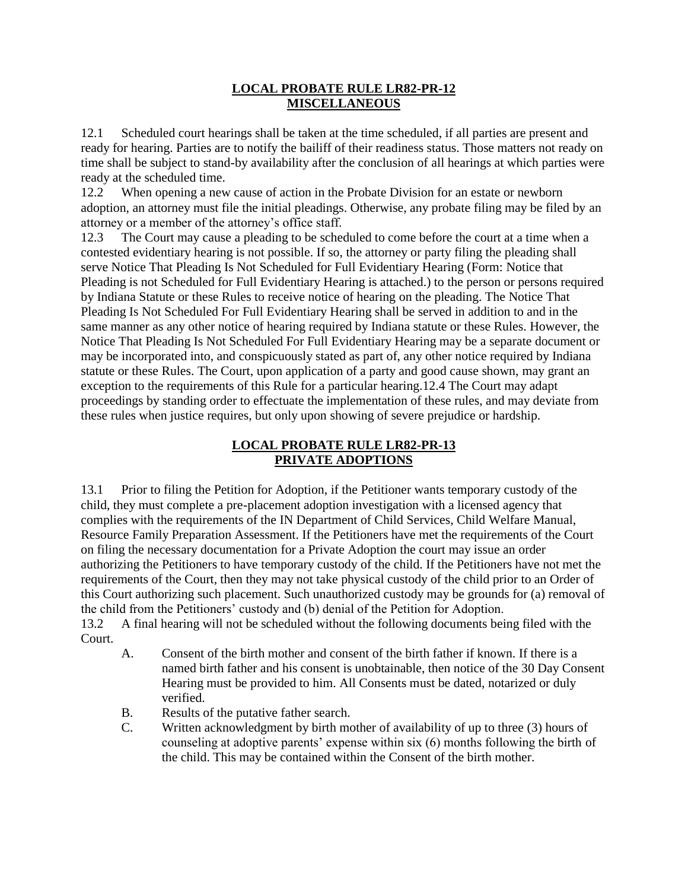## LOCAL PROBATE RULE LR82-PR-12
## MISCELLANEOUS

12.1 Scheduled court hearings shall be taken at the time scheduled, if all parties are present and ready for hearing. Parties are to notify the bailiff of their readiness status. Those matters not ready on time shall be subject to stand-by availability after the conclusion of all hearings at which parties were ready at the scheduled time.

12.2 When opening a new cause of action in the Probate Division for an estate or newborn adoption, an attorney must file the initial pleadings. Otherwise, any probate filing may be filed by an attorney or a member of the attorney's office staff.

12.3 The Court may cause a pleading to be scheduled to come before the court at a time when a contested evidentiary hearing is not possible. If so, the attorney or party filing the pleading shall serve Notice That Pleading Is Not Scheduled for Full Evidentiary Hearing (Form: Notice that Pleading is not Scheduled for Full Evidentiary Hearing is attached.) to the person or persons required by Indiana Statute or these Rules to receive notice of hearing on the pleading. The Notice That Pleading Is Not Scheduled For Full Evidentiary Hearing shall be served in addition to and in the same manner as any other notice of hearing required by Indiana statute or these Rules. However, the Notice That Pleading Is Not Scheduled For Full Evidentiary Hearing may be a separate document or may be incorporated into, and conspicuously stated as part of, any other notice required by Indiana statute or these Rules. The Court, upon application of a party and good cause shown, may grant an exception to the requirements of this Rule for a particular hearing.12.4 The Court may adapt proceedings by standing order to effectuate the implementation of these rules, and may deviate from these rules when justice requires, but only upon showing of severe prejudice or hardship.

## LOCAL PROBATE RULE LR82-PR-13
## PRIVATE ADOPTIONS

13.1 Prior to filing the Petition for Adoption, if the Petitioner wants temporary custody of the child, they must complete a pre-placement adoption investigation with a licensed agency that complies with the requirements of the IN Department of Child Services, Child Welfare Manual, Resource Family Preparation Assessment. If the Petitioners have met the requirements of the Court on filing the necessary documentation for a Private Adoption the court may issue an order authorizing the Petitioners to have temporary custody of the child. If the Petitioners have not met the requirements of the Court, then they may not take physical custody of the child prior to an Order of this Court authorizing such placement. Such unauthorized custody may be grounds for (a) removal of the child from the Petitioners' custody and (b) denial of the Petition for Adoption.

13.2 A final hearing will not be scheduled without the following documents being filed with the Court.

A. Consent of the birth mother and consent of the birth father if known. If there is a named birth father and his consent is unobtainable, then notice of the 30 Day Consent Hearing must be provided to him. All Consents must be dated, notarized or duly verified.

B. Results of the putative father search.

C. Written acknowledgment by birth mother of availability of up to three (3) hours of counseling at adoptive parents' expense within six (6) months following the birth of the child. This may be contained within the Consent of the birth mother.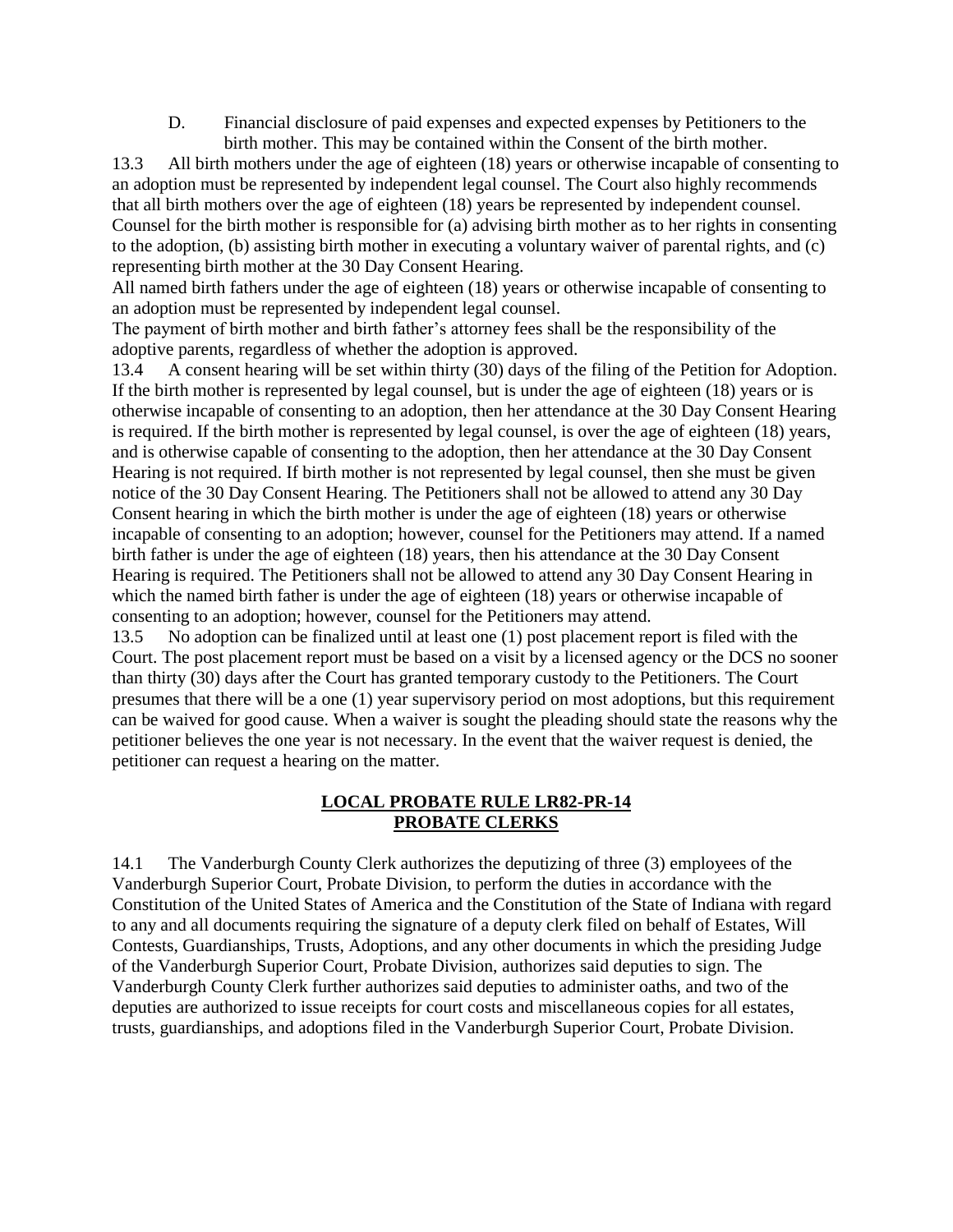D. Financial disclosure of paid expenses and expected expenses by Petitioners to the birth mother. This may be contained within the Consent of the birth mother.

13.3 All birth mothers under the age of eighteen (18) years or otherwise incapable of consenting to an adoption must be represented by independent legal counsel. The Court also highly recommends that all birth mothers over the age of eighteen (18) years be represented by independent counsel. Counsel for the birth mother is responsible for (a) advising birth mother as to her rights in consenting to the adoption, (b) assisting birth mother in executing a voluntary waiver of parental rights, and (c) representing birth mother at the 30 Day Consent Hearing.

All named birth fathers under the age of eighteen (18) years or otherwise incapable of consenting to an adoption must be represented by independent legal counsel.

The payment of birth mother and birth father's attorney fees shall be the responsibility of the adoptive parents, regardless of whether the adoption is approved.

13.4 A consent hearing will be set within thirty (30) days of the filing of the Petition for Adoption. If the birth mother is represented by legal counsel, but is under the age of eighteen (18) years or is otherwise incapable of consenting to an adoption, then her attendance at the 30 Day Consent Hearing is required. If the birth mother is represented by legal counsel, is over the age of eighteen (18) years, and is otherwise capable of consenting to the adoption, then her attendance at the 30 Day Consent Hearing is not required. If birth mother is not represented by legal counsel, then she must be given notice of the 30 Day Consent Hearing. The Petitioners shall not be allowed to attend any 30 Day Consent hearing in which the birth mother is under the age of eighteen (18) years or otherwise incapable of consenting to an adoption; however, counsel for the Petitioners may attend. If a named birth father is under the age of eighteen (18) years, then his attendance at the 30 Day Consent Hearing is required. The Petitioners shall not be allowed to attend any 30 Day Consent Hearing in which the named birth father is under the age of eighteen (18) years or otherwise incapable of consenting to an adoption; however, counsel for the Petitioners may attend.

13.5 No adoption can be finalized until at least one (1) post placement report is filed with the Court. The post placement report must be based on a visit by a licensed agency or the DCS no sooner than thirty (30) days after the Court has granted temporary custody to the Petitioners. The Court presumes that there will be a one (1) year supervisory period on most adoptions, but this requirement can be waived for good cause. When a waiver is sought the pleading should state the reasons why the petitioner believes the one year is not necessary. In the event that the waiver request is denied, the petitioner can request a hearing on the matter.

## LOCAL PROBATE RULE LR82-PR-14
## PROBATE CLERKS

14.1 The Vanderburgh County Clerk authorizes the deputizing of three (3) employees of the Vanderburgh Superior Court, Probate Division, to perform the duties in accordance with the Constitution of the United States of America and the Constitution of the State of Indiana with regard to any and all documents requiring the signature of a deputy clerk filed on behalf of Estates, Will Contests, Guardianships, Trusts, Adoptions, and any other documents in which the presiding Judge of the Vanderburgh Superior Court, Probate Division, authorizes said deputies to sign. The Vanderburgh County Clerk further authorizes said deputies to administer oaths, and two of the deputies are authorized to issue receipts for court costs and miscellaneous copies for all estates, trusts, guardianships, and adoptions filed in the Vanderburgh Superior Court, Probate Division.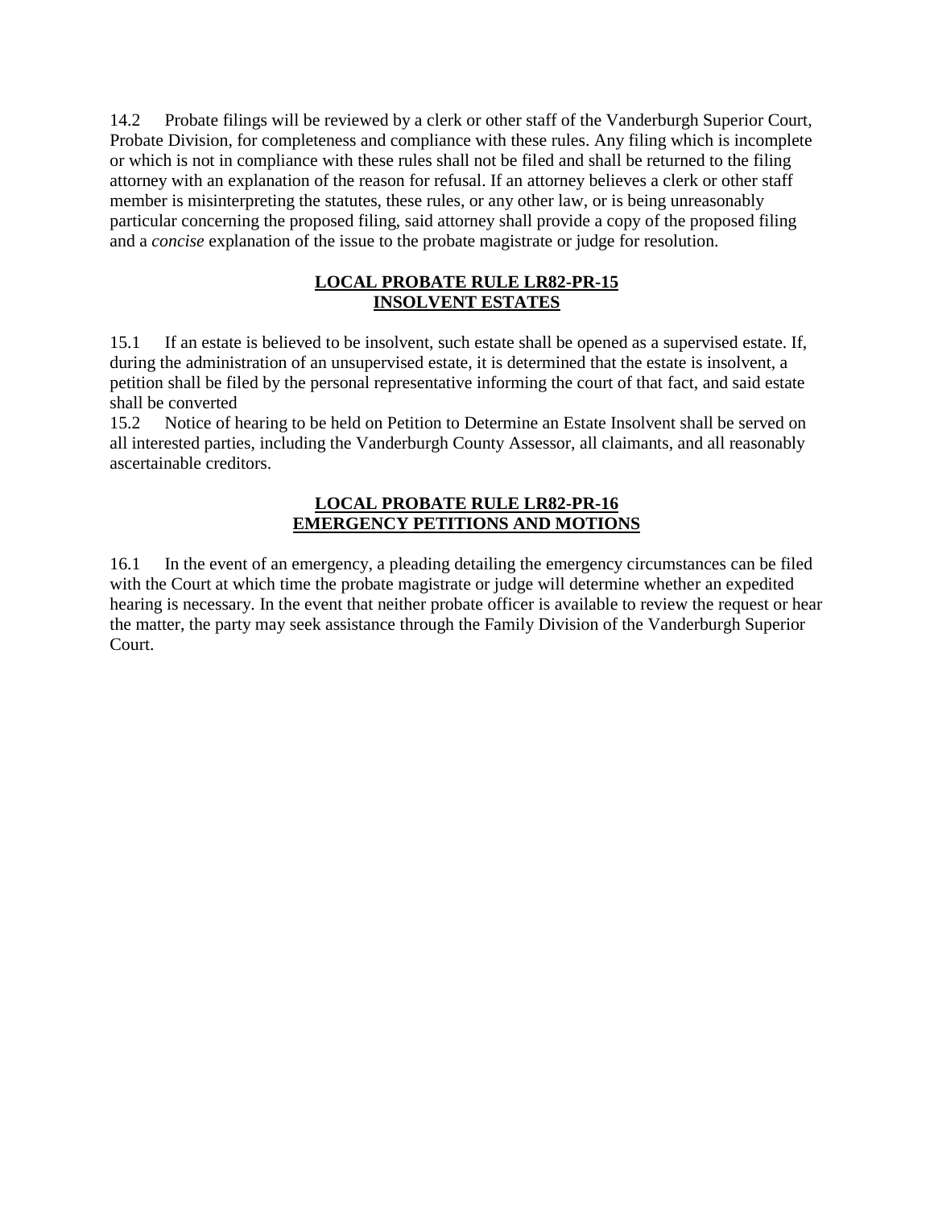14.2 Probate filings will be reviewed by a clerk or other staff of the Vanderburgh Superior Court, Probate Division, for completeness and compliance with these rules. Any filing which is incomplete or which is not in compliance with these rules shall not be filed and shall be returned to the filing attorney with an explanation of the reason for refusal. If an attorney believes a clerk or other staff member is misinterpreting the statutes, these rules, or any other law, or is being unreasonably particular concerning the proposed filing, said attorney shall provide a copy of the proposed filing and a *concise* explanation of the issue to the probate magistrate or judge for resolution.

## LOCAL PROBATE RULE LR82-PR-15
## INSOLVENT ESTATES

15.1 If an estate is believed to be insolvent, such estate shall be opened as a supervised estate. If, during the administration of an unsupervised estate, it is determined that the estate is insolvent, a petition shall be filed by the personal representative informing the court of that fact, and said estate shall be converted

15.2 Notice of hearing to be held on Petition to Determine an Estate Insolvent shall be served on all interested parties, including the Vanderburgh County Assessor, all claimants, and all reasonably ascertainable creditors.

## LOCAL PROBATE RULE LR82-PR-16
## EMERGENCY PETITIONS AND MOTIONS

16.1 In the event of an emergency, a pleading detailing the emergency circumstances can be filed with the Court at which time the probate magistrate or judge will determine whether an expedited hearing is necessary. In the event that neither probate officer is available to review the request or hear the matter, the party may seek assistance through the Family Division of the Vanderburgh Superior Court.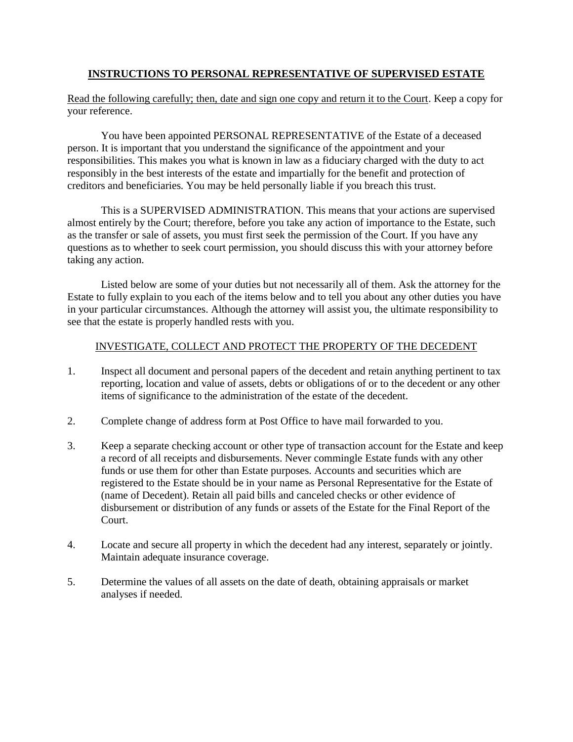## INSTRUCTIONS TO PERSONAL REPRESENTATIVE OF SUPERVISED ESTATE

Read the following carefully; then, date and sign one copy and return it to the Court. Keep a copy for your reference.

You have been appointed PERSONAL REPRESENTATIVE of the Estate of a deceased person. It is important that you understand the significance of the appointment and your responsibilities. This makes you what is known in law as a fiduciary charged with the duty to act responsibly in the best interests of the estate and impartially for the benefit and protection of creditors and beneficiaries. You may be held personally liable if you breach this trust.

This is a SUPERVISED ADMINISTRATION. This means that your actions are supervised almost entirely by the Court; therefore, before you take any action of importance to the Estate, such as the transfer or sale of assets, you must first seek the permission of the Court. If you have any questions as to whether to seek court permission, you should discuss this with your attorney before taking any action.

Listed below are some of your duties but not necessarily all of them. Ask the attorney for the Estate to fully explain to you each of the items below and to tell you about any other duties you have in your particular circumstances. Although the attorney will assist you, the ultimate responsibility to see that the estate is properly handled rests with you.

### INVESTIGATE, COLLECT AND PROTECT THE PROPERTY OF THE DECEDENT

1. Inspect all document and personal papers of the decedent and retain anything pertinent to tax reporting, location and value of assets, debts or obligations of or to the decedent or any other items of significance to the administration of the estate of the decedent.

2. Complete change of address form at Post Office to have mail forwarded to you.

3. Keep a separate checking account or other type of transaction account for the Estate and keep a record of all receipts and disbursements. Never commingle Estate funds with any other funds or use them for other than Estate purposes. Accounts and securities which are registered to the Estate should be in your name as Personal Representative for the Estate of (name of Decedent). Retain all paid bills and canceled checks or other evidence of disbursement or distribution of any funds or assets of the Estate for the Final Report of the Court.

4. Locate and secure all property in which the decedent had any interest, separately or jointly. Maintain adequate insurance coverage.

5. Determine the values of all assets on the date of death, obtaining appraisals or market analyses if needed.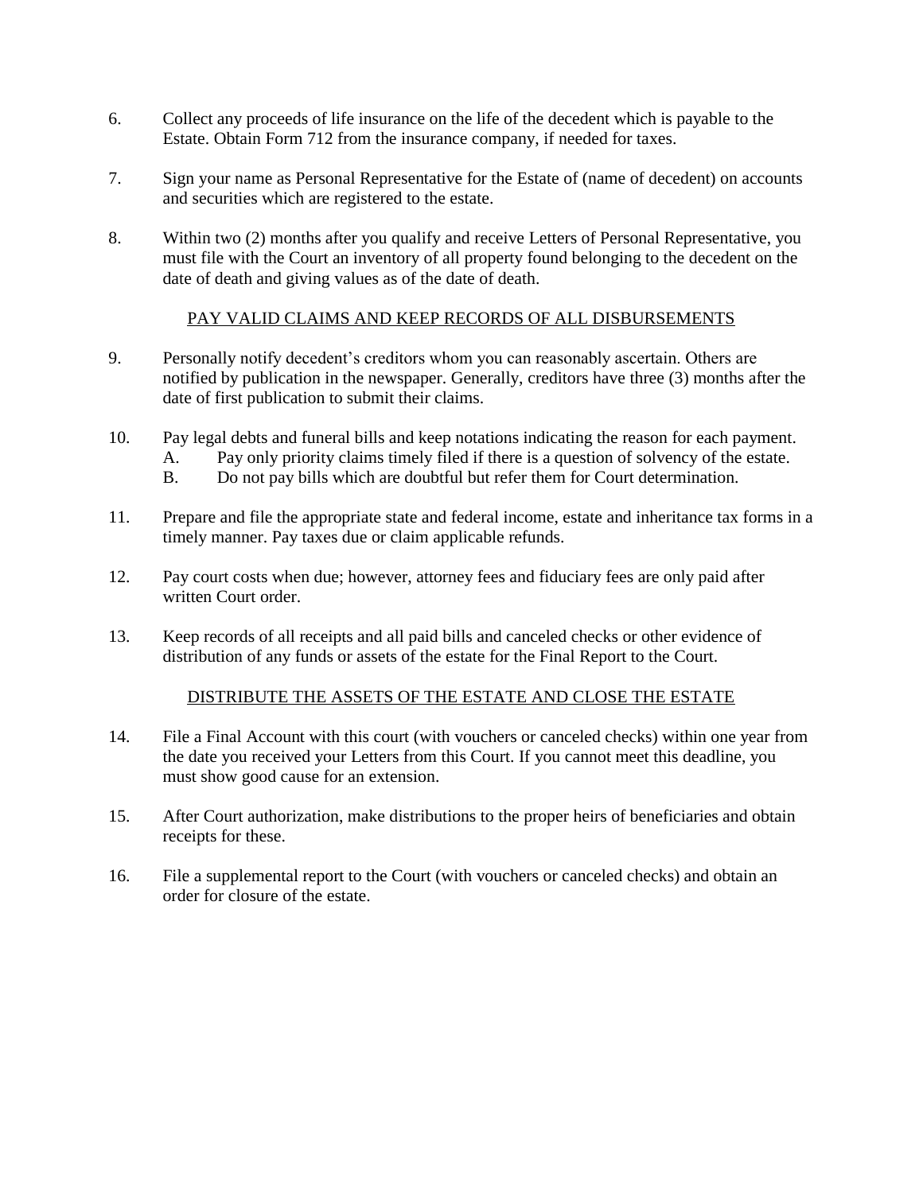6. Collect any proceeds of life insurance on the life of the decedent which is payable to the Estate. Obtain Form 712 from the insurance company, if needed for taxes.

7. Sign your name as Personal Representative for the Estate of (name of decedent) on accounts and securities which are registered to the estate.

8. Within two (2) months after you qualify and receive Letters of Personal Representative, you must file with the Court an inventory of all property found belonging to the decedent on the date of death and giving values as of the date of death.

<u>PAY VALID CLAIMS AND KEEP RECORDS OF ALL DISBURSEMENTS</u>

9. Personally notify decedent's creditors whom you can reasonably ascertain. Others are notified by publication in the newspaper. Generally, creditors have three (3) months after the date of first publication to submit their claims.

10. Pay legal debts and funeral bills and keep notations indicating the reason for each payment.
    - A. Pay only priority claims timely filed if there is a question of solvency of the estate.
    - B. Do not pay bills which are doubtful but refer them for Court determination.

11. Prepare and file the appropriate state and federal income, estate and inheritance tax forms in a timely manner. Pay taxes due or claim applicable refunds.

12. Pay court costs when due; however, attorney fees and fiduciary fees are only paid after written Court order.

13. Keep records of all receipts and all paid bills and canceled checks or other evidence of distribution of any funds or assets of the estate for the Final Report to the Court.

<u>DISTRIBUTE THE ASSETS OF THE ESTATE AND CLOSE THE ESTATE</u>

14. File a Final Account with this court (with vouchers or canceled checks) within one year from the date you received your Letters from this Court. If you cannot meet this deadline, you must show good cause for an extension.

15. After Court authorization, make distributions to the proper heirs of beneficiaries and obtain receipts for these.

16. File a supplemental report to the Court (with vouchers or canceled checks) and obtain an order for closure of the estate.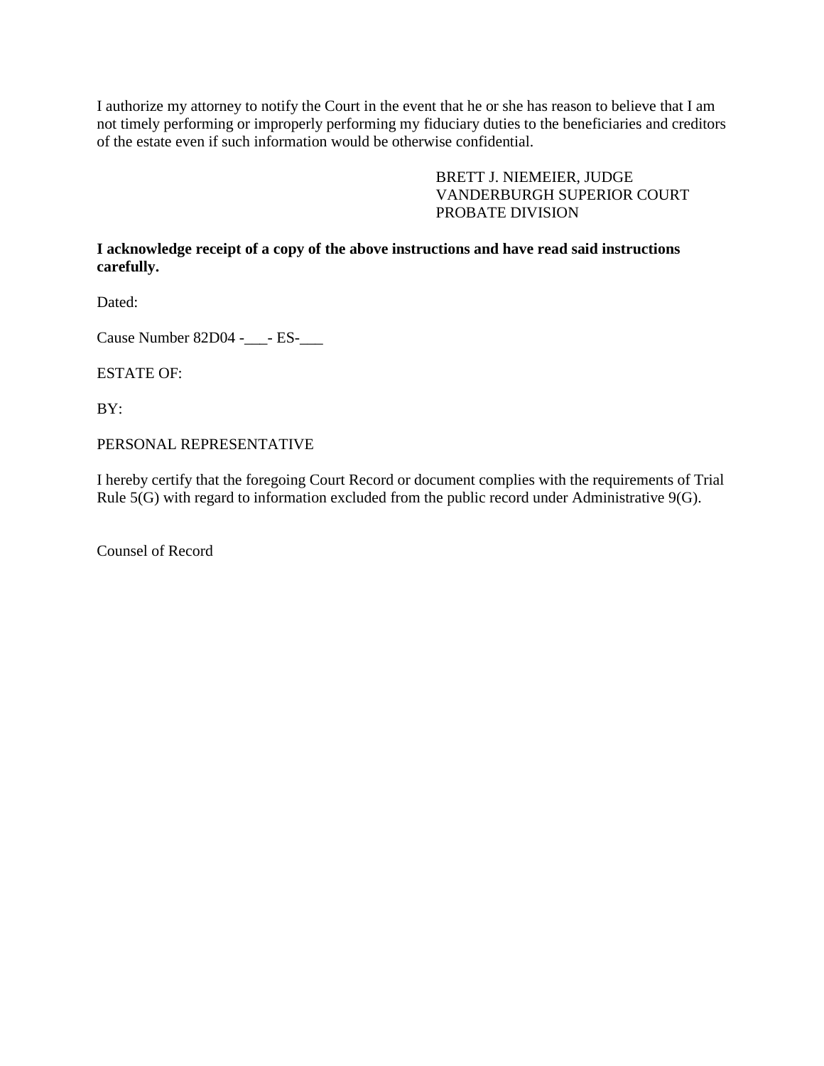I authorize my attorney to notify the Court in the event that he or she has reason to believe that I am not timely performing or improperly performing my fiduciary duties to the beneficiaries and creditors of the estate even if such information would be otherwise confidential.

BRETT J. NIEMEIER, JUDGE
VANDERBURGH SUPERIOR COURT
PROBATE DIVISION

**I acknowledge receipt of a copy of the above instructions and have read said instructions carefully.**

Dated:

Cause Number 82D04 -___- ES-___

ESTATE OF:

BY:

PERSONAL REPRESENTATIVE

I hereby certify that the foregoing Court Record or document complies with the requirements of Trial Rule 5(G) with regard to information excluded from the public record under Administrative 9(G).

Counsel of Record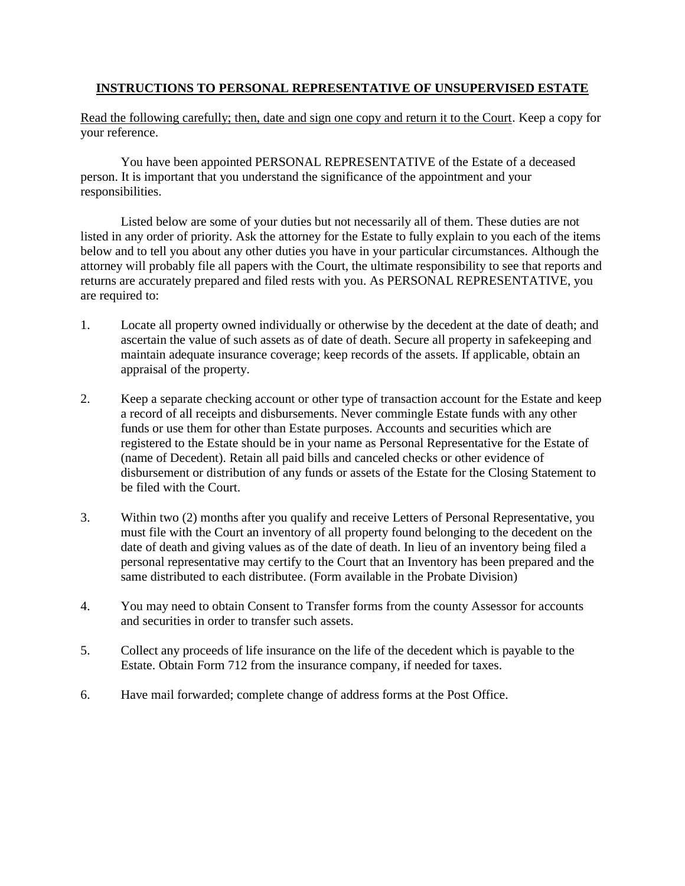**INSTRUCTIONS TO PERSONAL REPRESENTATIVE OF UNSUPERVISED ESTATE**

<u>Read the following carefully; then, date and sign one copy and return it to the Court</u>. Keep a copy for your reference.

You have been appointed PERSONAL REPRESENTATIVE of the Estate of a deceased person. It is important that you understand the significance of the appointment and your responsibilities.

Listed below are some of your duties but not necessarily all of them. These duties are not listed in any order of priority. Ask the attorney for the Estate to fully explain to you each of the items below and to tell you about any other duties you have in your particular circumstances. Although the attorney will probably file all papers with the Court, the ultimate responsibility to see that reports and returns are accurately prepared and filed rests with you. As PERSONAL REPRESENTATIVE, you are required to:

1. Locate all property owned individually or otherwise by the decedent at the date of death; and ascertain the value of such assets as of date of death. Secure all property in safekeeping and maintain adequate insurance coverage; keep records of the assets. If applicable, obtain an appraisal of the property.

2. Keep a separate checking account or other type of transaction account for the Estate and keep a record of all receipts and disbursements. Never commingle Estate funds with any other funds or use them for other than Estate purposes. Accounts and securities which are registered to the Estate should be in your name as Personal Representative for the Estate of (name of Decedent). Retain all paid bills and canceled checks or other evidence of disbursement or distribution of any funds or assets of the Estate for the Closing Statement to be filed with the Court.

3. Within two (2) months after you qualify and receive Letters of Personal Representative, you must file with the Court an inventory of all property found belonging to the decedent on the date of death and giving values as of the date of death. In lieu of an inventory being filed a personal representative may certify to the Court that an Inventory has been prepared and the same distributed to each distributee. (Form available in the Probate Division)

4. You may need to obtain Consent to Transfer forms from the county Assessor for accounts and securities in order to transfer such assets.

5. Collect any proceeds of life insurance on the life of the decedent which is payable to the Estate. Obtain Form 712 from the insurance company, if needed for taxes.

6. Have mail forwarded; complete change of address forms at the Post Office.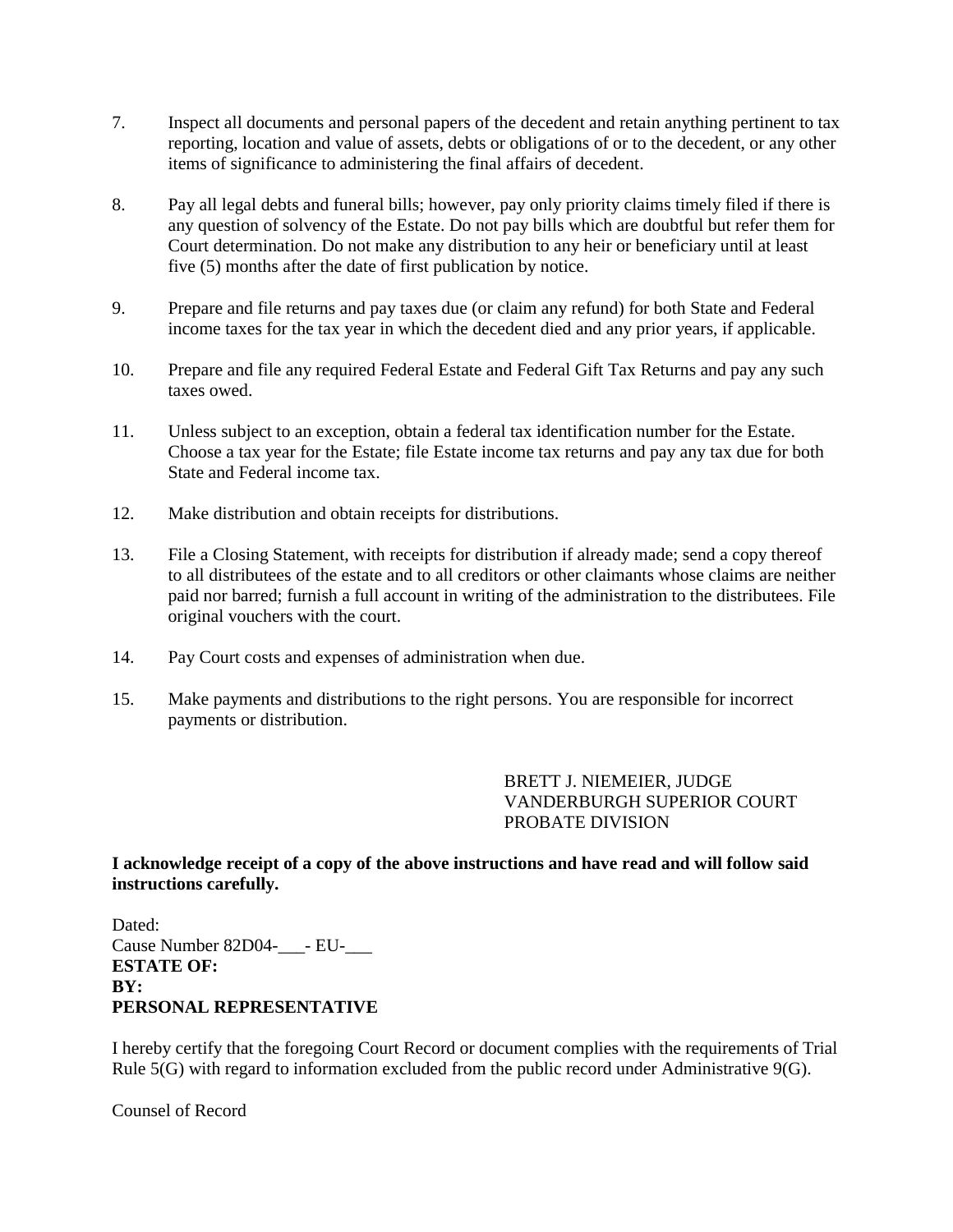7. Inspect all documents and personal papers of the decedent and retain anything pertinent to tax reporting, location and value of assets, debts or obligations of or to the decedent, or any other items of significance to administering the final affairs of decedent.

8. Pay all legal debts and funeral bills; however, pay only priority claims timely filed if there is any question of solvency of the Estate. Do not pay bills which are doubtful but refer them for Court determination. Do not make any distribution to any heir or beneficiary until at least five (5) months after the date of first publication by notice.

9. Prepare and file returns and pay taxes due (or claim any refund) for both State and Federal income taxes for the tax year in which the decedent died and any prior years, if applicable.

10. Prepare and file any required Federal Estate and Federal Gift Tax Returns and pay any such taxes owed.

11. Unless subject to an exception, obtain a federal tax identification number for the Estate. Choose a tax year for the Estate; file Estate income tax returns and pay any tax due for both State and Federal income tax.

12. Make distribution and obtain receipts for distributions.

13. File a Closing Statement, with receipts for distribution if already made; send a copy thereof to all distributees of the estate and to all creditors or other claimants whose claims are neither paid nor barred; furnish a full account in writing of the administration to the distributees. File original vouchers with the court.

14. Pay Court costs and expenses of administration when due.

15. Make payments and distributions to the right persons. You are responsible for incorrect payments or distribution.

BRETT J. NIEMEIER, JUDGE
VANDERBURGH SUPERIOR COURT
PROBATE DIVISION

**I acknowledge receipt of a copy of the above instructions and have read and will follow said instructions carefully.**

Dated:
Cause Number 82D04-___- EU-___
**ESTATE OF:**
**BY:**
**PERSONAL REPRESENTATIVE**

I hereby certify that the foregoing Court Record or document complies with the requirements of Trial Rule 5(G) with regard to information excluded from the public record under Administrative 9(G).

Counsel of Record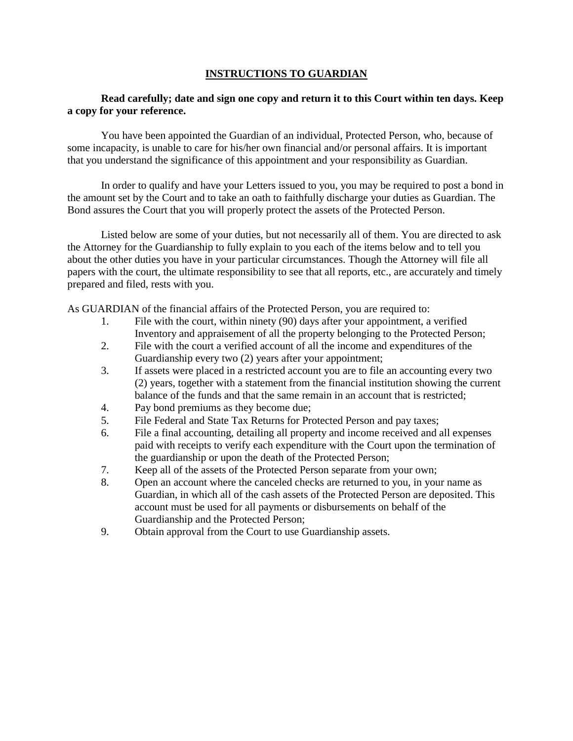# INSTRUCTIONS TO GUARDIAN

**Read carefully; date and sign one copy and return it to this Court within ten days. Keep a copy for your reference.**

You have been appointed the Guardian of an individual, Protected Person, who, because of some incapacity, is unable to care for his/her own financial and/or personal affairs. It is important that you understand the significance of this appointment and your responsibility as Guardian.

In order to qualify and have your Letters issued to you, you may be required to post a bond in the amount set by the Court and to take an oath to faithfully discharge your duties as Guardian. The Bond assures the Court that you will properly protect the assets of the Protected Person.

Listed below are some of your duties, but not necessarily all of them. You are directed to ask the Attorney for the Guardianship to fully explain to you each of the items below and to tell you about the other duties you have in your particular circumstances. Though the Attorney will file all papers with the court, the ultimate responsibility to see that all reports, etc., are accurately and timely prepared and filed, rests with you.

As GUARDIAN of the financial affairs of the Protected Person, you are required to:

1. File with the court, within ninety (90) days after your appointment, a verified Inventory and appraisement of all the property belonging to the Protected Person;
2. File with the court a verified account of all the income and expenditures of the Guardianship every two (2) years after your appointment;
3. If assets were placed in a restricted account you are to file an accounting every two (2) years, together with a statement from the financial institution showing the current balance of the funds and that the same remain in an account that is restricted;
4. Pay bond premiums as they become due;
5. File Federal and State Tax Returns for Protected Person and pay taxes;
6. File a final accounting, detailing all property and income received and all expenses paid with receipts to verify each expenditure with the Court upon the termination of the guardianship or upon the death of the Protected Person;
7. Keep all of the assets of the Protected Person separate from your own;
8. Open an account where the canceled checks are returned to you, in your name as Guardian, in which all of the cash assets of the Protected Person are deposited. This account must be used for all payments or disbursements on behalf of the Guardianship and the Protected Person;
9. Obtain approval from the Court to use Guardianship assets.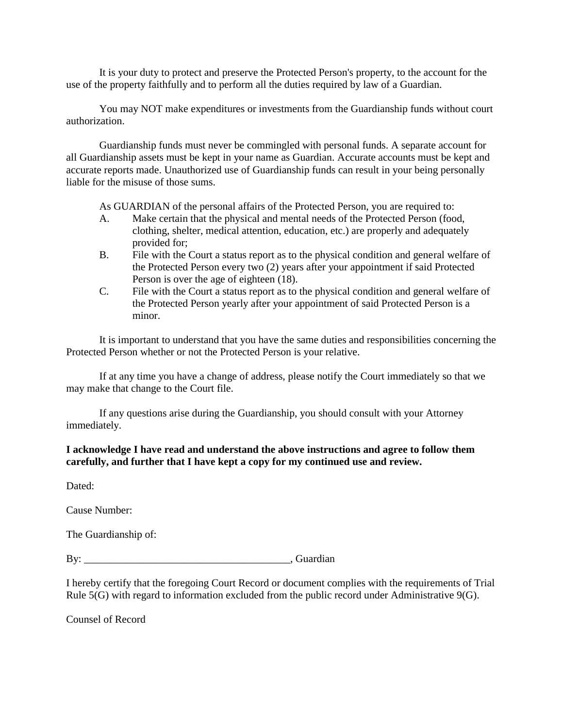It is your duty to protect and preserve the Protected Person's property, to the account for the use of the property faithfully and to perform all the duties required by law of a Guardian.

You may NOT make expenditures or investments from the Guardianship funds without court authorization.

Guardianship funds must never be commingled with personal funds. A separate account for all Guardianship assets must be kept in your name as Guardian. Accurate accounts must be kept and accurate reports made. Unauthorized use of Guardianship funds can result in your being personally liable for the misuse of those sums.

As GUARDIAN of the personal affairs of the Protected Person, you are required to:

A. Make certain that the physical and mental needs of the Protected Person (food, clothing, shelter, medical attention, education, etc.) are properly and adequately provided for;
B. File with the Court a status report as to the physical condition and general welfare of the Protected Person every two (2) years after your appointment if said Protected Person is over the age of eighteen (18).
C. File with the Court a status report as to the physical condition and general welfare of the Protected Person yearly after your appointment of said Protected Person is a minor.

It is important to understand that you have the same duties and responsibilities concerning the Protected Person whether or not the Protected Person is your relative.

If at any time you have a change of address, please notify the Court immediately so that we may make that change to the Court file.

If any questions arise during the Guardianship, you should consult with your Attorney immediately.

**I acknowledge I have read and understand the above instructions and agree to follow them carefully, and further that I have kept a copy for my continued use and review.**

Dated:

Cause Number:

The Guardianship of:

By: ______________________________________, Guardian

I hereby certify that the foregoing Court Record or document complies with the requirements of Trial Rule 5(G) with regard to information excluded from the public record under Administrative 9(G).

Counsel of Record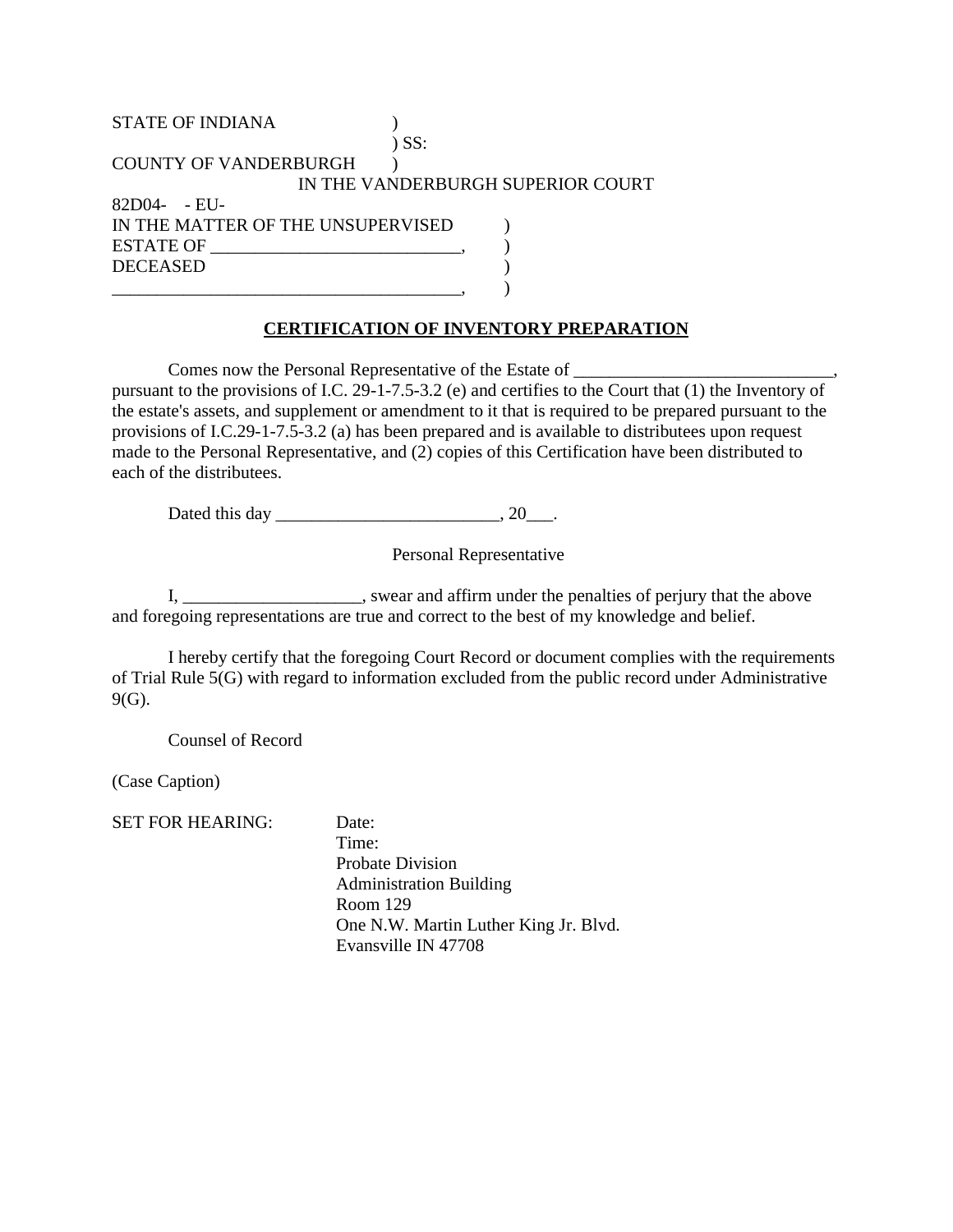STATE OF INDIANA )
) SS:
COUNTY OF VANDERBURGH )

IN THE VANDERBURGH SUPERIOR COURT

82D04- - EU-

IN THE MATTER OF THE UNSUPERVISED )
ESTATE OF ___________________________, )
DECEASED )
_______________________________________, )

**CERTIFICATION OF INVENTORY PREPARATION**

Comes now the Personal Representative of the Estate of _____________________________, pursuant to the provisions of I.C. 29-1-7.5-3.2 (e) and certifies to the Court that (1) the Inventory of the estate's assets, and supplement or amendment to it that is required to be prepared pursuant to the provisions of I.C.29-1-7.5-3.2 (a) has been prepared and is available to distributees upon request made to the Personal Representative, and (2) copies of this Certification have been distributed to each of the distributees.

Dated this day _________________________, 20___.

Personal Representative

I, ____________________, swear and affirm under the penalties of perjury that the above and foregoing representations are true and correct to the best of my knowledge and belief.

I hereby certify that the foregoing Court Record or document complies with the requirements of Trial Rule 5(G) with regard to information excluded from the public record under Administrative 9(G).

Counsel of Record

(Case Caption)

SET FOR HEARING: Date:
Time:
Probate Division
Administration Building
Room 129
One N.W. Martin Luther King Jr. Blvd.
Evansville IN 47708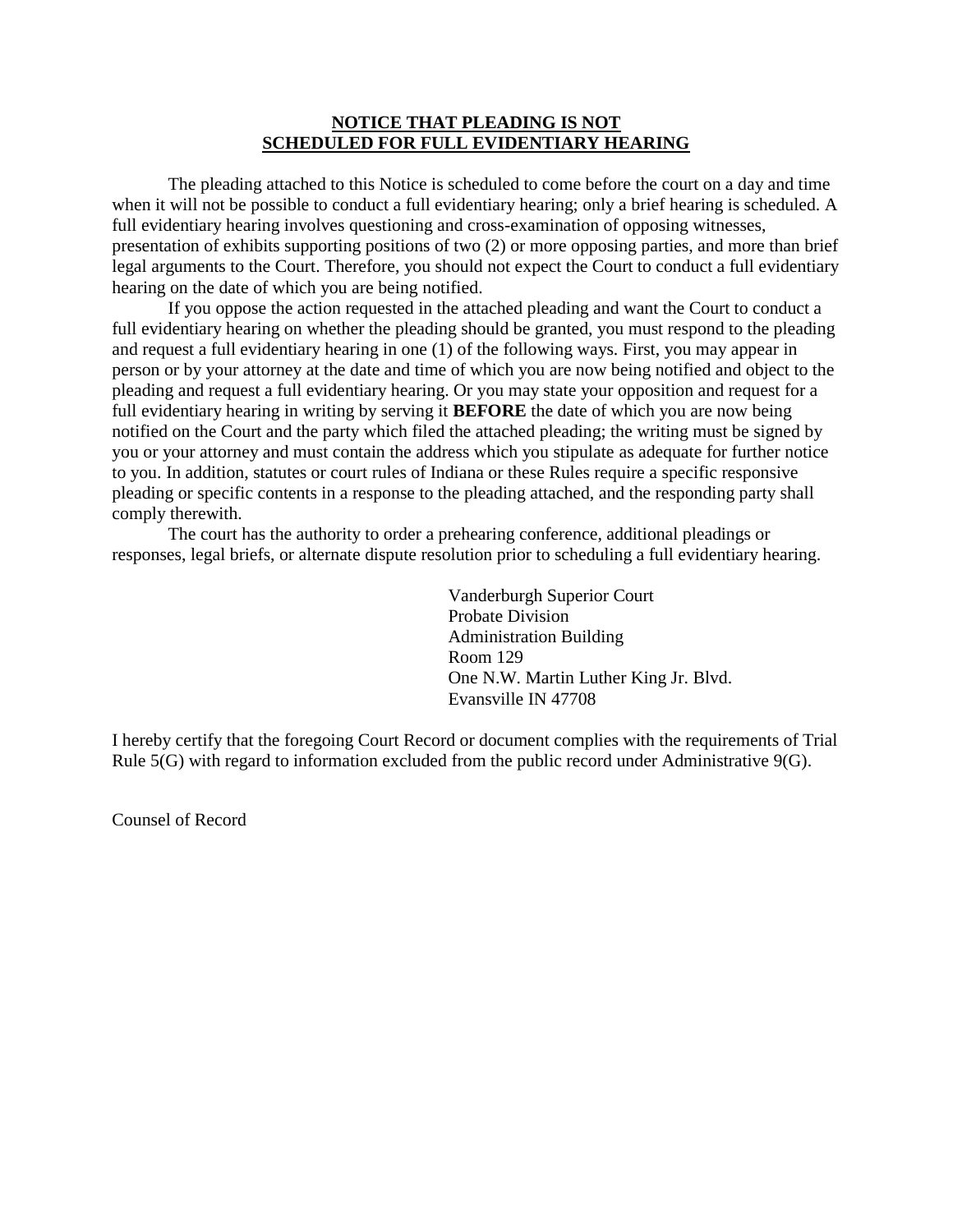## NOTICE THAT PLEADING IS NOT SCHEDULED FOR FULL EVIDENTIARY HEARING

The pleading attached to this Notice is scheduled to come before the court on a day and time when it will not be possible to conduct a full evidentiary hearing; only a brief hearing is scheduled. A full evidentiary hearing involves questioning and cross-examination of opposing witnesses, presentation of exhibits supporting positions of two (2) or more opposing parties, and more than brief legal arguments to the Court. Therefore, you should not expect the Court to conduct a full evidentiary hearing on the date of which you are being notified.

If you oppose the action requested in the attached pleading and want the Court to conduct a full evidentiary hearing on whether the pleading should be granted, you must respond to the pleading and request a full evidentiary hearing in one (1) of the following ways. First, you may appear in person or by your attorney at the date and time of which you are now being notified and object to the pleading and request a full evidentiary hearing. Or you may state your opposition and request for a full evidentiary hearing in writing by serving it **BEFORE** the date of which you are now being notified on the Court and the party which filed the attached pleading; the writing must be signed by you or your attorney and must contain the address which you stipulate as adequate for further notice to you. In addition, statutes or court rules of Indiana or these Rules require a specific responsive pleading or specific contents in a response to the pleading attached, and the responding party shall comply therewith.

The court has the authority to order a prehearing conference, additional pleadings or responses, legal briefs, or alternate dispute resolution prior to scheduling a full evidentiary hearing.

Vanderburgh Superior Court
Probate Division
Administration Building
Room 129
One N.W. Martin Luther King Jr. Blvd.
Evansville IN 47708

I hereby certify that the foregoing Court Record or document complies with the requirements of Trial Rule 5(G) with regard to information excluded from the public record under Administrative 9(G).

Counsel of Record